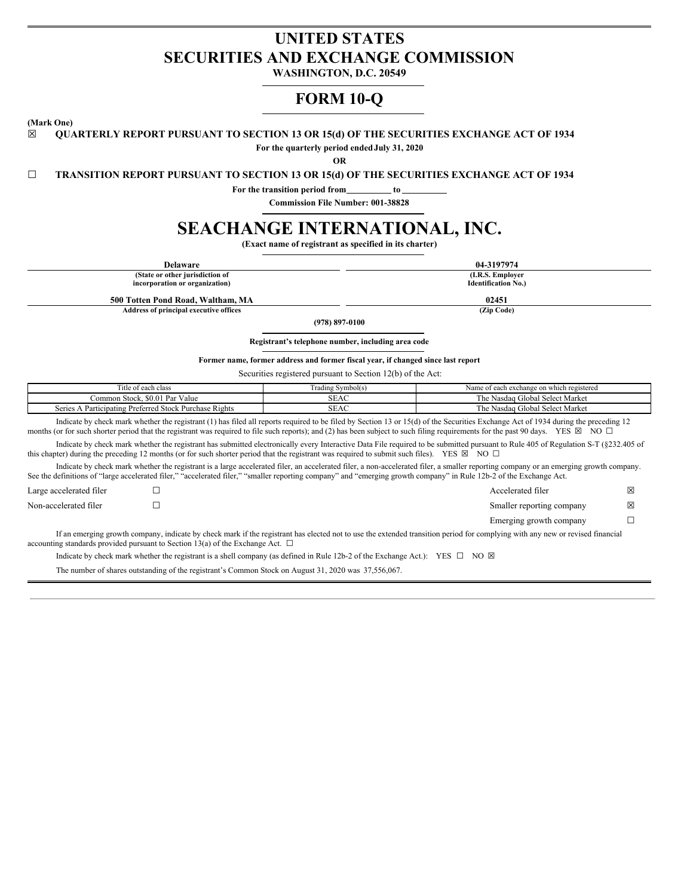# UNITED STATES
# SECURITIES AND EXCHANGE COMMISSION

**WASHINGTON, D.C. 20549**

# FORM 10-Q

**(Mark One)**

☒ **QUARTERLY REPORT PURSUANT TO SECTION 13 OR 15(d) OF THE SECURITIES EXCHANGE ACT OF 1934**

**For the quarterly period ended July 31, 2020**

**OR**

☐ **TRANSITION REPORT PURSUANT TO SECTION 13 OR 15(d) OF THE SECURITIES EXCHANGE ACT OF 1934**

**For the transition period from\_\_\_\_\_\_\_\_\_\_ to \_\_\_\_\_\_\_\_\_\_**

**Commission File Number: 001-38828**

# SEACHANGE INTERNATIONAL, INC.

**(Exact name of registrant as specified in its charter)**

| **Delaware** | **04-3197974** |
|---|---|
| **(State or other jurisdiction of incorporation or organization)** | **(I.R.S. Employer Identification No.)** |
| **500 Totten Pond Road, Waltham, MA** | **02451** |
| **Address of principal executive offices** | **(Zip Code)** |

**(978) 897-0100**

**Registrant's telephone number, including area code**

**Former name, former address and former fiscal year, if changed since last report**

Securities registered pursuant to Section 12(b) of the Act:

| Title of each class | Trading Symbol(s) | Name of each exchange on which registered |
|---|---|---|
| Common Stock, $0.01 Par Value | SEAC | The Nasdaq Global Select Market |
| Series A Participating Preferred Stock Purchase Rights | SEAC | The Nasdaq Global Select Market |

Indicate by check mark whether the registrant (1) has filed all reports required to be filed by Section 13 or 15(d) of the Securities Exchange Act of 1934 during the preceding 12 months (or for such shorter period that the registrant was required to file such reports); and (2) has been subject to such filing requirements for the past 90 days. YES ☒ NO ☐

Indicate by check mark whether the registrant has submitted electronically every Interactive Data File required to be submitted pursuant to Rule 405 of Regulation S-T (§232.405 of this chapter) during the preceding 12 months (or for such shorter period that the registrant was required to submit such files). YES ☒ NO ☐

Indicate by check mark whether the registrant is a large accelerated filer, an accelerated filer, a non-accelerated filer, a smaller reporting company or an emerging growth company. See the definitions of "large accelerated filer," "accelerated filer," "smaller reporting company" and "emerging growth company" in Rule 12b-2 of the Exchange Act.

| | | | |
|---|---|---|---|
| Large accelerated filer | ☐ | Accelerated filer | ☒ |
| Non-accelerated filer | ☐ | Smaller reporting company | ☒ |
| | | Emerging growth company | ☐ |

If an emerging growth company, indicate by check mark if the registrant has elected not to use the extended transition period for complying with any new or revised financial accounting standards provided pursuant to Section 13(a) of the Exchange Act. ☐

Indicate by check mark whether the registrant is a shell company (as defined in Rule 12b-2 of the Exchange Act.): YES ☐ NO ☒

The number of shares outstanding of the registrant's Common Stock on August 31, 2020 was 37,556,067.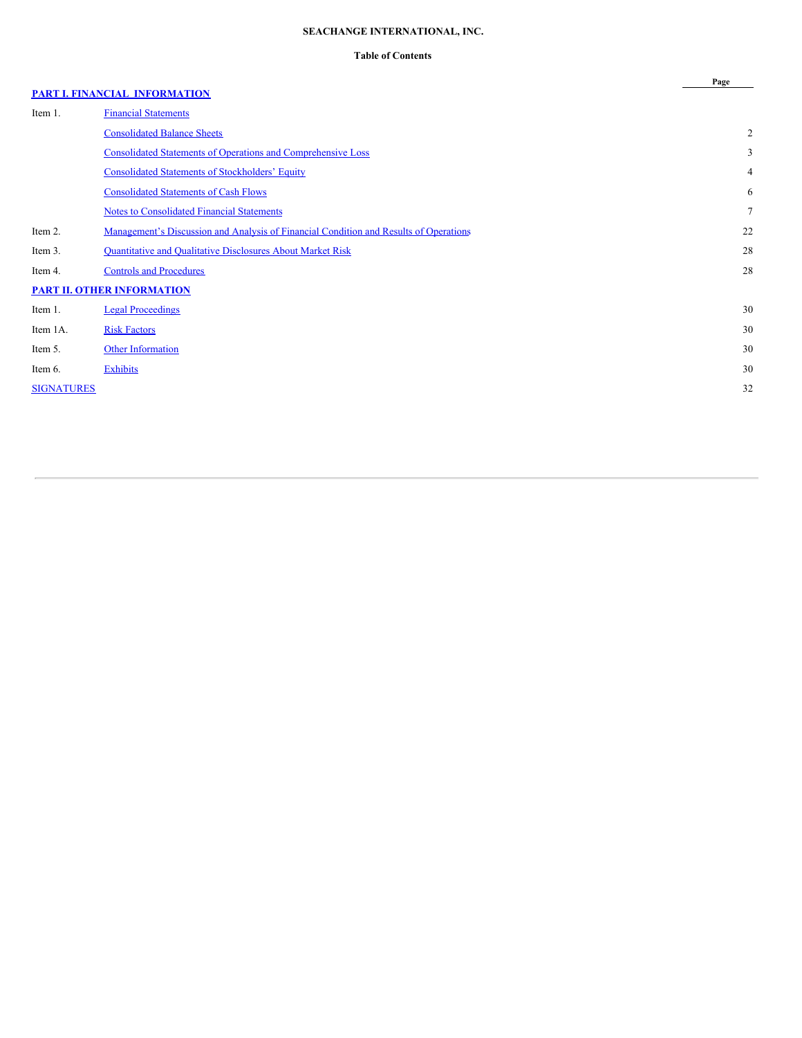**SEACHANGE INTERNATIONAL, INC.**

**Table of Contents**

| | | Page |
|---|---|---|
| **PART I. FINANCIAL INFORMATION** | | |
| Item 1. | Financial Statements | |
| | Consolidated Balance Sheets | 2 |
| | Consolidated Statements of Operations and Comprehensive Loss | 3 |
| | Consolidated Statements of Stockholders' Equity | 4 |
| | Consolidated Statements of Cash Flows | 6 |
| | Notes to Consolidated Financial Statements | 7 |
| Item 2. | Management's Discussion and Analysis of Financial Condition and Results of Operations | 22 |
| Item 3. | Quantitative and Qualitative Disclosures About Market Risk | 28 |
| Item 4. | Controls and Procedures | 28 |
| **PART II. OTHER INFORMATION** | | |
| Item 1. | Legal Proceedings | 30 |
| Item 1A. | Risk Factors | 30 |
| Item 5. | Other Information | 30 |
| Item 6. | Exhibits | 30 |
| SIGNATURES | | 32 |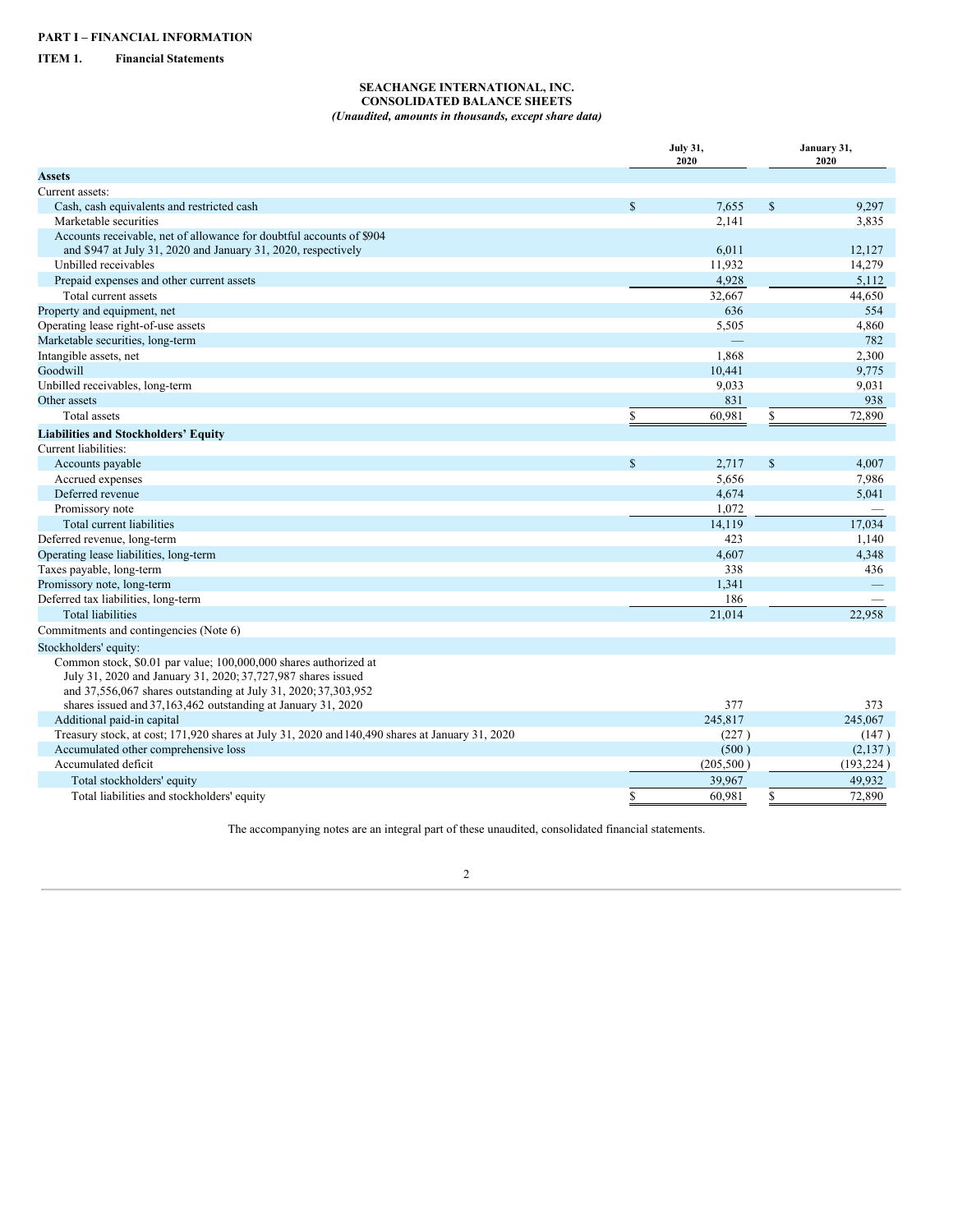**PART I – FINANCIAL INFORMATION**

**ITEM 1. Financial Statements**

**SEACHANGE INTERNATIONAL, INC.**
**CONSOLIDATED BALANCE SHEETS**
***(Unaudited, amounts in thousands, except share data)***

| | July 31, 2020 | January 31, 2020 |
|---|---|---|
| **Assets** | | |
| Current assets: | | |
| Cash, cash equivalents and restricted cash | $ 7,655 | $ 9,297 |
| Marketable securities | 2,141 | 3,835 |
| Accounts receivable, net of allowance for doubtful accounts of $904 and $947 at July 31, 2020 and January 31, 2020, respectively | 6,011 | 12,127 |
| Unbilled receivables | 11,932 | 14,279 |
| Prepaid expenses and other current assets | 4,928 | 5,112 |
| Total current assets | 32,667 | 44,650 |
| Property and equipment, net | 636 | 554 |
| Operating lease right-of-use assets | 5,505 | 4,860 |
| Marketable securities, long-term | — | 782 |
| Intangible assets, net | 1,868 | 2,300 |
| Goodwill | 10,441 | 9,775 |
| Unbilled receivables, long-term | 9,033 | 9,031 |
| Other assets | 831 | 938 |
| Total assets | $ 60,981 | $ 72,890 |
| **Liabilities and Stockholders' Equity** | | |
| Current liabilities: | | |
| Accounts payable | $ 2,717 | $ 4,007 |
| Accrued expenses | 5,656 | 7,986 |
| Deferred revenue | 4,674 | 5,041 |
| Promissory note | 1,072 | — |
| Total current liabilities | 14,119 | 17,034 |
| Deferred revenue, long-term | 423 | 1,140 |
| Operating lease liabilities, long-term | 4,607 | 4,348 |
| Taxes payable, long-term | 338 | 436 |
| Promissory note, long-term | 1,341 | — |
| Deferred tax liabilities, long-term | 186 | — |
| Total liabilities | 21,014 | 22,958 |
| Commitments and contingencies (Note 6) | | |
| Stockholders' equity: | | |
| Common stock, $0.01 par value; 100,000,000 shares authorized at July 31, 2020 and January 31, 2020; 37,727,987 shares issued and 37,556,067 shares outstanding at July 31, 2020; 37,303,952 shares issued and 37,163,462 outstanding at January 31, 2020 | 377 | 373 |
| Additional paid-in capital | 245,817 | 245,067 |
| Treasury stock, at cost; 171,920 shares at July 31, 2020 and 140,490 shares at January 31, 2020 | (227) | (147) |
| Accumulated other comprehensive loss | (500) | (2,137) |
| Accumulated deficit | (205,500) | (193,224) |
| Total stockholders' equity | 39,967 | 49,932 |
| Total liabilities and stockholders' equity | $ 60,981 | $ 72,890 |

The accompanying notes are an integral part of these unaudited, consolidated financial statements.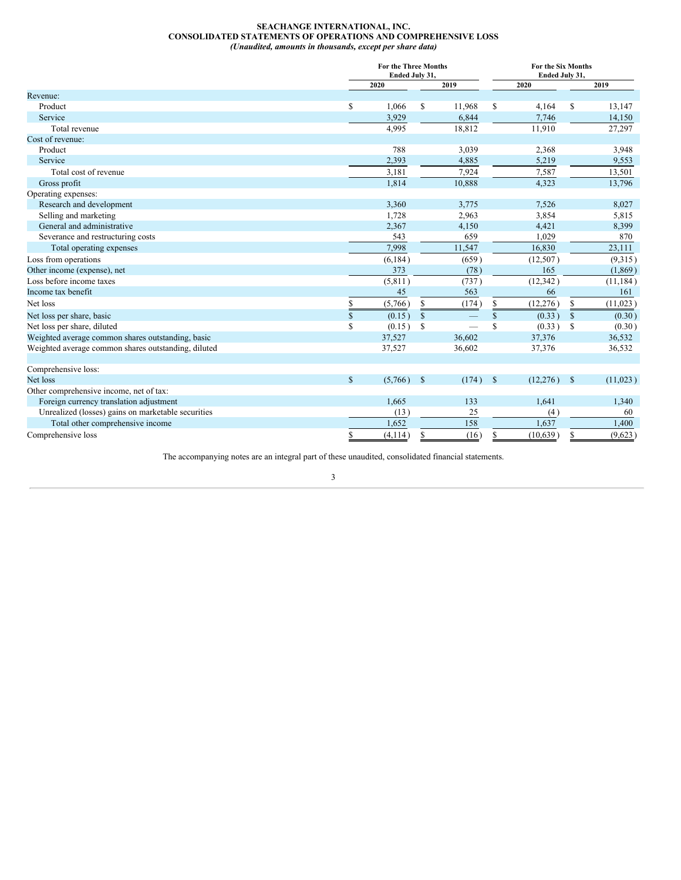**SEACHANGE INTERNATIONAL, INC.**
**CONSOLIDATED STATEMENTS OF OPERATIONS AND COMPREHENSIVE LOSS**
***(Unaudited, amounts in thousands, except per share data)***

| | For the Three Months Ended July 31, | | For the Six Months Ended July 31, | |
|---|---|---|---|---|
| | 2020 | 2019 | 2020 | 2019 |
| Revenue: | | | | |
| Product | $ 1,066 | $ 11,968 | $ 4,164 | $ 13,147 |
| Service | 3,929 | 6,844 | 7,746 | 14,150 |
| Total revenue | 4,995 | 18,812 | 11,910 | 27,297 |
| Cost of revenue: | | | | |
| Product | 788 | 3,039 | 2,368 | 3,948 |
| Service | 2,393 | 4,885 | 5,219 | 9,553 |
| Total cost of revenue | 3,181 | 7,924 | 7,587 | 13,501 |
| Gross profit | 1,814 | 10,888 | 4,323 | 13,796 |
| Operating expenses: | | | | |
| Research and development | 3,360 | 3,775 | 7,526 | 8,027 |
| Selling and marketing | 1,728 | 2,963 | 3,854 | 5,815 |
| General and administrative | 2,367 | 4,150 | 4,421 | 8,399 |
| Severance and restructuring costs | 543 | 659 | 1,029 | 870 |
| Total operating expenses | 7,998 | 11,547 | 16,830 | 23,111 |
| Loss from operations | (6,184) | (659) | (12,507) | (9,315) |
| Other income (expense), net | 373 | (78) | 165 | (1,869) |
| Loss before income taxes | (5,811) | (737) | (12,342) | (11,184) |
| Income tax benefit | 45 | 563 | 66 | 161 |
| Net loss | $ (5,766) | $ (174) | $ (12,276) | $ (11,023) |
| Net loss per share, basic | $ (0.15) | $ — | $ (0.33) | $ (0.30) |
| Net loss per share, diluted | $ (0.15) | $ — | $ (0.33) | $ (0.30) |
| Weighted average common shares outstanding, basic | 37,527 | 36,602 | 37,376 | 36,532 |
| Weighted average common shares outstanding, diluted | 37,527 | 36,602 | 37,376 | 36,532 |
| | | | | |
| Comprehensive loss: | | | | |
| Net loss | $ (5,766) | $ (174) | $ (12,276) | $ (11,023) |
| Other comprehensive income, net of tax: | | | | |
| Foreign currency translation adjustment | 1,665 | 133 | 1,641 | 1,340 |
| Unrealized (losses) gains on marketable securities | (13) | 25 | (4) | 60 |
| Total other comprehensive income | 1,652 | 158 | 1,637 | 1,400 |
| Comprehensive loss | $ (4,114) | $ (16) | $ (10,639) | $ (9,623) |

The accompanying notes are an integral part of these unaudited, consolidated financial statements.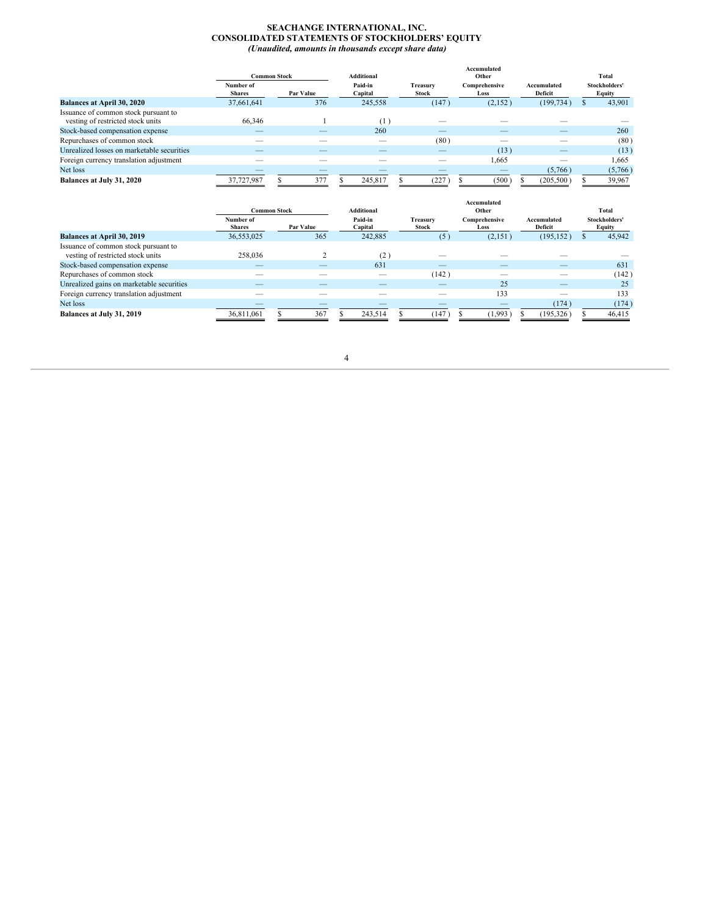# SEACHANGE INTERNATIONAL, INC.
## CONSOLIDATED STATEMENTS OF STOCKHOLDERS' EQUITY
*(Unaudited, amounts in thousands except share data)*

| | Common Stock | | Additional | | Accumulated Other | | Total |
|---|---|---|---|---|---|---|---|
| | Number of Shares | Par Value | Paid-in Capital | Treasury Stock | Comprehensive Loss | Accumulated Deficit | Stockholders' Equity |
| **Balances at April 30, 2020** | 37,661,641 | 376 | 245,558 | (147) | (2,152) | (199,734) | $ 43,901 |
| Issuance of common stock pursuant to vesting of restricted stock units | 66,346 | 1 | (1) | — | — | — | — |
| Stock-based compensation expense | — | — | 260 | — | — | — | 260 |
| Repurchases of common stock | — | — | — | (80) | — | — | (80) |
| Unrealized losses on marketable securities | — | — | — | — | (13) | — | (13) |
| Foreign currency translation adjustment | — | — | — | — | 1,665 | — | 1,665 |
| Net loss | — | — | — | — | — | (5,766) | (5,766) |
| **Balances at July 31, 2020** | 37,727,987 | $ 377 | $ 245,817 | $ (227) | $ (500) | $ (205,500) | $ 39,967 |

| | Common Stock | | Additional | | Accumulated Other | | Total |
|---|---|---|---|---|---|---|---|
| | Number of Shares | Par Value | Paid-in Capital | Treasury Stock | Comprehensive Loss | Accumulated Deficit | Stockholders' Equity |
| **Balances at April 30, 2019** | 36,553,025 | 365 | 242,885 | (5) | (2,151) | (195,152) | $ 45,942 |
| Issuance of common stock pursuant to vesting of restricted stock units | 258,036 | 2 | (2) | — | — | — | — |
| Stock-based compensation expense | — | — | 631 | — | — | — | 631 |
| Repurchases of common stock | — | — | — | (142) | — | — | (142) |
| Unrealized gains on marketable securities | — | — | — | — | 25 | — | 25 |
| Foreign currency translation adjustment | — | — | — | — | 133 | — | 133 |
| Net loss | — | — | — | — | — | (174) | (174) |
| **Balances at July 31, 2019** | 36,811,061 | $ 367 | $ 243,514 | $ (147) | $ (1,993) | $ (195,326) | $ 46,415 |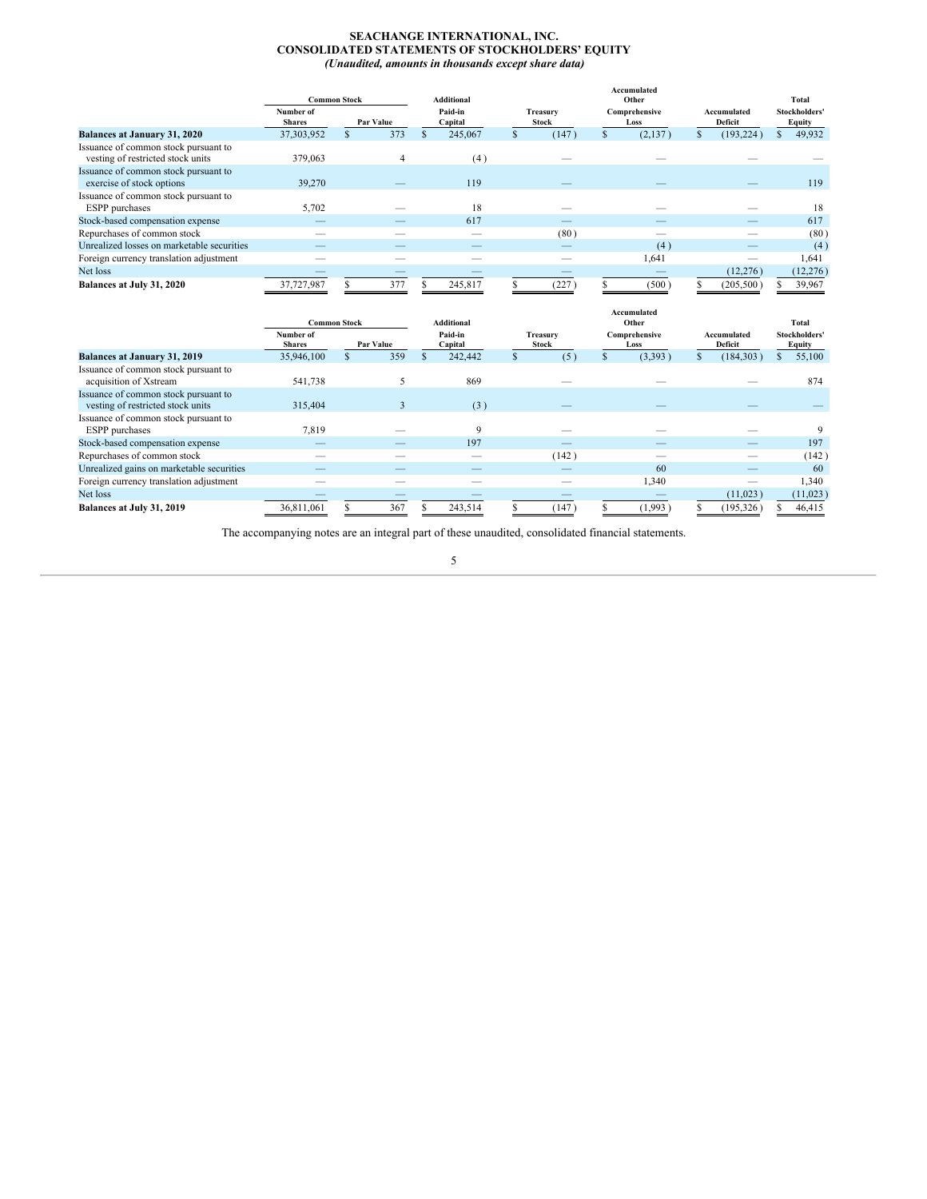**SEACHANGE INTERNATIONAL, INC.**
**CONSOLIDATED STATEMENTS OF STOCKHOLDERS' EQUITY**
***(Unaudited, amounts in thousands except share data)***

| | Common Stock | | Additional Paid-in Capital | Treasury Stock | Accumulated Other Comprehensive Loss | Accumulated Deficit | Total Stockholders' Equity |
|---|---|---|---|---|---|---|---|
| | Number of Shares | Par Value | | | | | |
| **Balances at January 31, 2020** | 37,303,952 | $ 373 | $ 245,067 | $ (147) | $ (2,137) | $ (193,224) | $ 49,932 |
| Issuance of common stock pursuant to vesting of restricted stock units | 379,063 | 4 | (4) | — | — | — | — |
| Issuance of common stock pursuant to exercise of stock options | 39,270 | — | 119 | — | — | — | 119 |
| Issuance of common stock pursuant to ESPP purchases | 5,702 | — | 18 | — | — | — | 18 |
| Stock-based compensation expense | — | — | 617 | — | — | — | 617 |
| Repurchases of common stock | — | — | — | (80) | — | — | (80) |
| Unrealized losses on marketable securities | — | — | — | — | (4) | — | (4) |
| Foreign currency translation adjustment | — | — | — | — | 1,641 | — | 1,641 |
| Net loss | — | — | — | — | — | (12,276) | (12,276) |
| **Balances at July 31, 2020** | 37,727,987 | $ 377 | $ 245,817 | $ (227) | $ (500) | $ (205,500) | $ 39,967 |

| | Common Stock | | Additional Paid-in Capital | Treasury Stock | Accumulated Other Comprehensive Loss | Accumulated Deficit | Total Stockholders' Equity |
|---|---|---|---|---|---|---|---|
| | Number of Shares | Par Value | | | | | |
| **Balances at January 31, 2019** | 35,946,100 | $ 359 | $ 242,442 | $ (5) | $ (3,393) | $ (184,303) | $ 55,100 |
| Issuance of common stock pursuant to acquisition of Xstream | 541,738 | 5 | 869 | — | — | — | 874 |
| Issuance of common stock pursuant to vesting of restricted stock units | 315,404 | 3 | (3) | — | — | — | — |
| Issuance of common stock pursuant to ESPP purchases | 7,819 | — | 9 | — | — | — | 9 |
| Stock-based compensation expense | — | — | 197 | — | — | — | 197 |
| Repurchases of common stock | — | — | — | (142) | — | — | (142) |
| Unrealized gains on marketable securities | — | — | — | — | 60 | — | 60 |
| Foreign currency translation adjustment | — | — | — | — | 1,340 | — | 1,340 |
| Net loss | — | — | — | — | — | (11,023) | (11,023) |
| **Balances at July 31, 2019** | 36,811,061 | $ 367 | $ 243,514 | $ (147) | $ (1,993) | $ (195,326) | $ 46,415 |

The accompanying notes are an integral part of these unaudited, consolidated financial statements.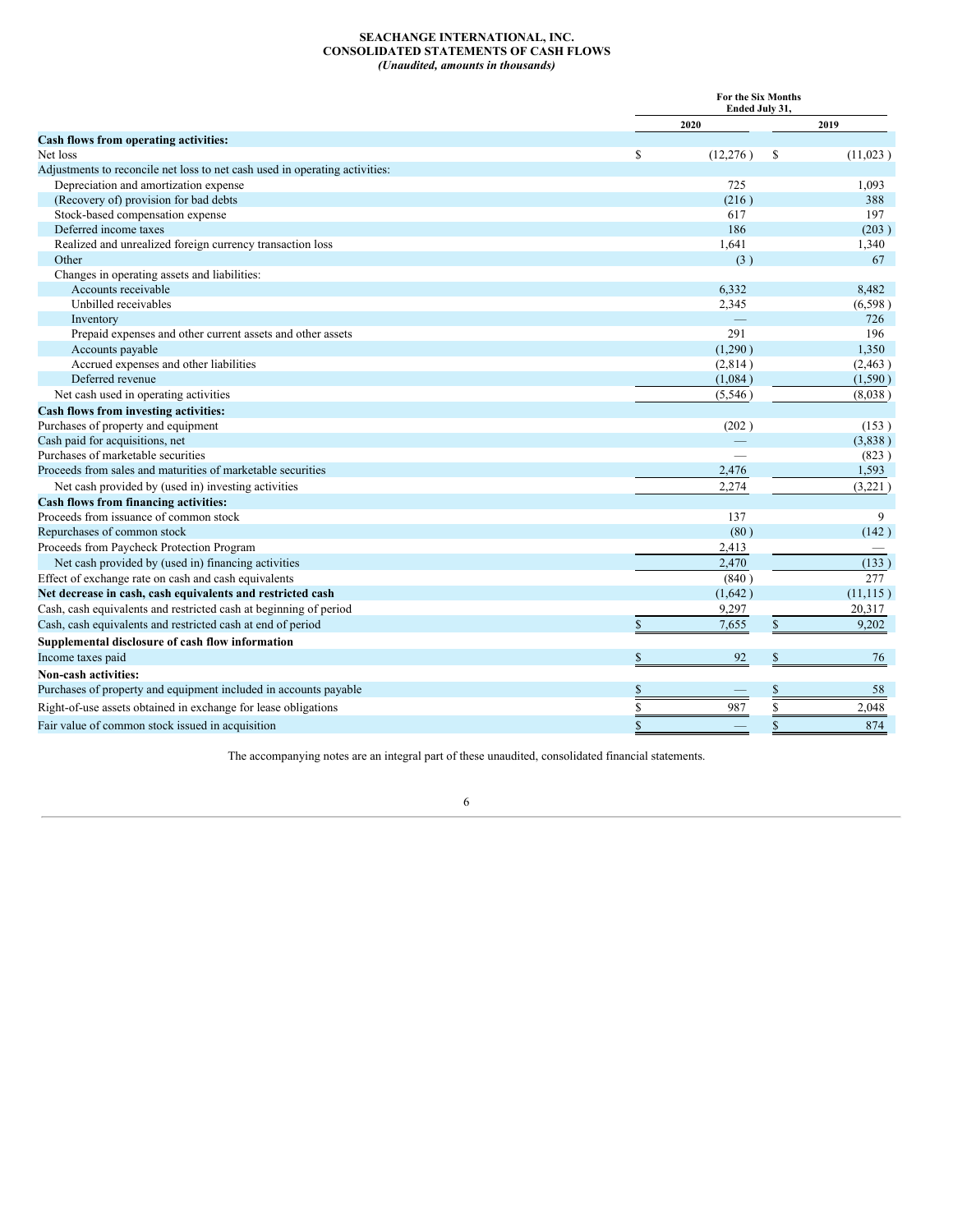**SEACHANGE INTERNATIONAL, INC.**
**CONSOLIDATED STATEMENTS OF CASH FLOWS**
***(Unaudited, amounts in thousands)***

| | For the Six Months Ended July 31, | |
|---|---|---|
| | 2020 | 2019 |
| **Cash flows from operating activities:** | | |
| Net loss | $ (12,276) | $ (11,023) |
| Adjustments to reconcile net loss to net cash used in operating activities: | | |
| Depreciation and amortization expense | 725 | 1,093 |
| (Recovery of) provision for bad debts | (216) | 388 |
| Stock-based compensation expense | 617 | 197 |
| Deferred income taxes | 186 | (203) |
| Realized and unrealized foreign currency transaction loss | 1,641 | 1,340 |
| Other | (3) | 67 |
| Changes in operating assets and liabilities: | | |
| Accounts receivable | 6,332 | 8,482 |
| Unbilled receivables | 2,345 | (6,598) |
| Inventory | — | 726 |
| Prepaid expenses and other current assets and other assets | 291 | 196 |
| Accounts payable | (1,290) | 1,350 |
| Accrued expenses and other liabilities | (2,814) | (2,463) |
| Deferred revenue | (1,084) | (1,590) |
| Net cash used in operating activities | (5,546) | (8,038) |
| **Cash flows from investing activities:** | | |
| Purchases of property and equipment | (202) | (153) |
| Cash paid for acquisitions, net | — | (3,838) |
| Purchases of marketable securities | — | (823) |
| Proceeds from sales and maturities of marketable securities | 2,476 | 1,593 |
| Net cash provided by (used in) investing activities | 2,274 | (3,221) |
| **Cash flows from financing activities:** | | |
| Proceeds from issuance of common stock | 137 | 9 |
| Repurchases of common stock | (80) | (142) |
| Proceeds from Paycheck Protection Program | 2,413 | — |
| Net cash provided by (used in) financing activities | 2,470 | (133) |
| Effect of exchange rate on cash and cash equivalents | (840) | 277 |
| **Net decrease in cash, cash equivalents and restricted cash** | (1,642) | (11,115) |
| Cash, cash equivalents and restricted cash at beginning of period | 9,297 | 20,317 |
| Cash, cash equivalents and restricted cash at end of period | $ 7,655 | $ 9,202 |
| **Supplemental disclosure of cash flow information** | | |
| Income taxes paid | $ 92 | $ 76 |
| **Non-cash activities:** | | |
| Purchases of property and equipment included in accounts payable | $ — | $ 58 |
| Right-of-use assets obtained in exchange for lease obligations | $ 987 | $ 2,048 |
| Fair value of common stock issued in acquisition | $ — | $ 874 |

The accompanying notes are an integral part of these unaudited, consolidated financial statements.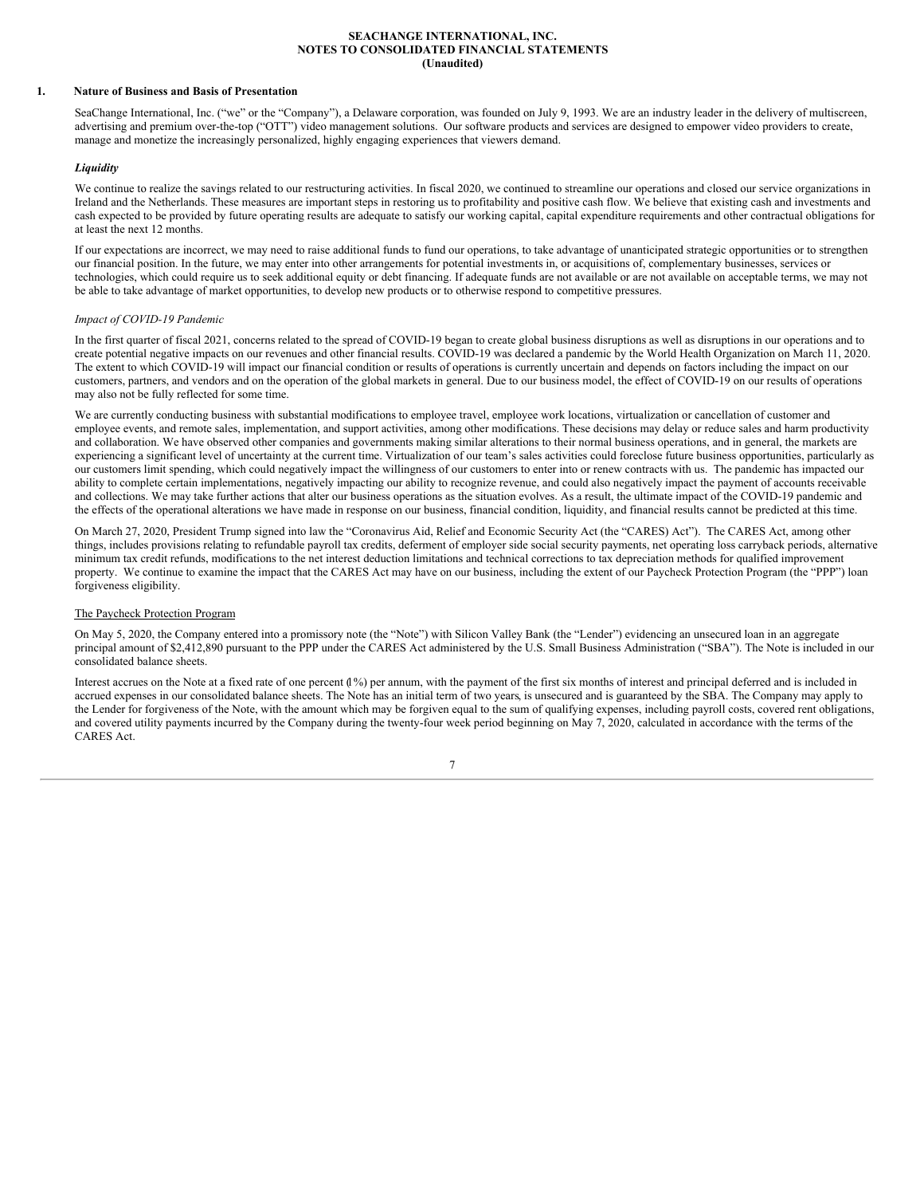**SEACHANGE INTERNATIONAL, INC.**
**NOTES TO CONSOLIDATED FINANCIAL STATEMENTS**
**(Unaudited)**

## 1. Nature of Business and Basis of Presentation

SeaChange International, Inc. ("we" or the "Company"), a Delaware corporation, was founded on July 9, 1993. We are an industry leader in the delivery of multiscreen, advertising and premium over-the-top ("OTT") video management solutions. Our software products and services are designed to empower video providers to create, manage and monetize the increasingly personalized, highly engaging experiences that viewers demand.

***Liquidity***

We continue to realize the savings related to our restructuring activities. In fiscal 2020, we continued to streamline our operations and closed our service organizations in Ireland and the Netherlands. These measures are important steps in restoring us to profitability and positive cash flow. We believe that existing cash and investments and cash expected to be provided by future operating results are adequate to satisfy our working capital, capital expenditure requirements and other contractual obligations for at least the next 12 months.

If our expectations are incorrect, we may need to raise additional funds to fund our operations, to take advantage of unanticipated strategic opportunities or to strengthen our financial position. In the future, we may enter into other arrangements for potential investments in, or acquisitions of, complementary businesses, services or technologies, which could require us to seek additional equity or debt financing. If adequate funds are not available or are not available on acceptable terms, we may not be able to take advantage of market opportunities, to develop new products or to otherwise respond to competitive pressures.

*Impact of COVID-19 Pandemic*

In the first quarter of fiscal 2021, concerns related to the spread of COVID-19 began to create global business disruptions as well as disruptions in our operations and to create potential negative impacts on our revenues and other financial results. COVID-19 was declared a pandemic by the World Health Organization on March 11, 2020. The extent to which COVID-19 will impact our financial condition or results of operations is currently uncertain and depends on factors including the impact on our customers, partners, and vendors and on the operation of the global markets in general. Due to our business model, the effect of COVID-19 on our results of operations may also not be fully reflected for some time.

We are currently conducting business with substantial modifications to employee travel, employee work locations, virtualization or cancellation of customer and employee events, and remote sales, implementation, and support activities, among other modifications. These decisions may delay or reduce sales and harm productivity and collaboration. We have observed other companies and governments making similar alterations to their normal business operations, and in general, the markets are experiencing a significant level of uncertainty at the current time. Virtualization of our team's sales activities could foreclose future business opportunities, particularly as our customers limit spending, which could negatively impact the willingness of our customers to enter into or renew contracts with us. The pandemic has impacted our ability to complete certain implementations, negatively impacting our ability to recognize revenue, and could also negatively impact the payment of accounts receivable and collections. We may take further actions that alter our business operations as the situation evolves. As a result, the ultimate impact of the COVID-19 pandemic and the effects of the operational alterations we have made in response on our business, financial condition, liquidity, and financial results cannot be predicted at this time.

On March 27, 2020, President Trump signed into law the "Coronavirus Aid, Relief and Economic Security Act (the "CARES) Act"). The CARES Act, among other things, includes provisions relating to refundable payroll tax credits, deferment of employer side social security payments, net operating loss carryback periods, alternative minimum tax credit refunds, modifications to the net interest deduction limitations and technical corrections to tax depreciation methods for qualified improvement property. We continue to examine the impact that the CARES Act may have on our business, including the extent of our Paycheck Protection Program (the "PPP") loan forgiveness eligibility.

The Paycheck Protection Program

On May 5, 2020, the Company entered into a promissory note (the "Note") with Silicon Valley Bank (the "Lender") evidencing an unsecured loan in an aggregate principal amount of $2,412,890 pursuant to the PPP under the CARES Act administered by the U.S. Small Business Administration ("SBA"). The Note is included in our consolidated balance sheets.

Interest accrues on the Note at a fixed rate of one percent (1%) per annum, with the payment of the first six months of interest and principal deferred and is included in accrued expenses in our consolidated balance sheets. The Note has an initial term of two years, is unsecured and is guaranteed by the SBA. The Company may apply to the Lender for forgiveness of the Note, with the amount which may be forgiven equal to the sum of qualifying expenses, including payroll costs, covered rent obligations, and covered utility payments incurred by the Company during the twenty-four week period beginning on May 7, 2020, calculated in accordance with the terms of the CARES Act.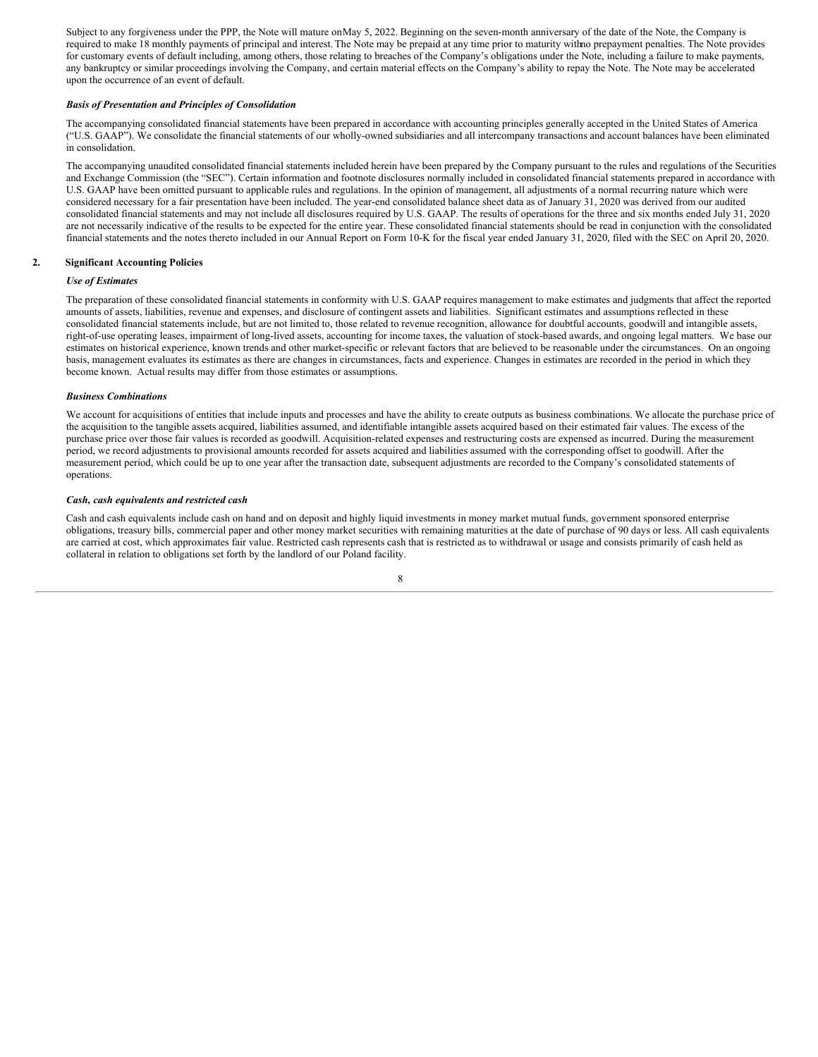Subject to any forgiveness under the PPP, the Note will mature on May 5, 2022. Beginning on the seven-month anniversary of the date of the Note, the Company is required to make 18 monthly payments of principal and interest. The Note may be prepaid at any time prior to maturity with no prepayment penalties. The Note provides for customary events of default including, among others, those relating to breaches of the Company's obligations under the Note, including a failure to make payments, any bankruptcy or similar proceedings involving the Company, and certain material effects on the Company's ability to repay the Note. The Note may be accelerated upon the occurrence of an event of default.

***Basis of Presentation and Principles of Consolidation***

The accompanying consolidated financial statements have been prepared in accordance with accounting principles generally accepted in the United States of America ("U.S. GAAP"). We consolidate the financial statements of our wholly-owned subsidiaries and all intercompany transactions and account balances have been eliminated in consolidation.

The accompanying unaudited consolidated financial statements included herein have been prepared by the Company pursuant to the rules and regulations of the Securities and Exchange Commission (the "SEC"). Certain information and footnote disclosures normally included in consolidated financial statements prepared in accordance with U.S. GAAP have been omitted pursuant to applicable rules and regulations. In the opinion of management, all adjustments of a normal recurring nature which were considered necessary for a fair presentation have been included. The year-end consolidated balance sheet data as of January 31, 2020 was derived from our audited consolidated financial statements and may not include all disclosures required by U.S. GAAP. The results of operations for the three and six months ended July 31, 2020 are not necessarily indicative of the results to be expected for the entire year. These consolidated financial statements should be read in conjunction with the consolidated financial statements and the notes thereto included in our Annual Report on Form 10-K for the fiscal year ended January 31, 2020, filed with the SEC on April 20, 2020.

## 2. Significant Accounting Policies

***Use of Estimates***

The preparation of these consolidated financial statements in conformity with U.S. GAAP requires management to make estimates and judgments that affect the reported amounts of assets, liabilities, revenue and expenses, and disclosure of contingent assets and liabilities. Significant estimates and assumptions reflected in these consolidated financial statements include, but are not limited to, those related to revenue recognition, allowance for doubtful accounts, goodwill and intangible assets, right-of-use operating leases, impairment of long-lived assets, accounting for income taxes, the valuation of stock-based awards, and ongoing legal matters. We base our estimates on historical experience, known trends and other market-specific or relevant factors that are believed to be reasonable under the circumstances. On an ongoing basis, management evaluates its estimates as there are changes in circumstances, facts and experience. Changes in estimates are recorded in the period in which they become known. Actual results may differ from those estimates or assumptions.

***Business Combinations***

We account for acquisitions of entities that include inputs and processes and have the ability to create outputs as business combinations. We allocate the purchase price of the acquisition to the tangible assets acquired, liabilities assumed, and identifiable intangible assets acquired based on their estimated fair values. The excess of the purchase price over those fair values is recorded as goodwill. Acquisition-related expenses and restructuring costs are expensed as incurred. During the measurement period, we record adjustments to provisional amounts recorded for assets acquired and liabilities assumed with the corresponding offset to goodwill. After the measurement period, which could be up to one year after the transaction date, subsequent adjustments are recorded to the Company's consolidated statements of operations.

***Cash, cash equivalents and restricted cash***

Cash and cash equivalents include cash on hand and on deposit and highly liquid investments in money market mutual funds, government sponsored enterprise obligations, treasury bills, commercial paper and other money market securities with remaining maturities at the date of purchase of 90 days or less. All cash equivalents are carried at cost, which approximates fair value. Restricted cash represents cash that is restricted as to withdrawal or usage and consists primarily of cash held as collateral in relation to obligations set forth by the landlord of our Poland facility.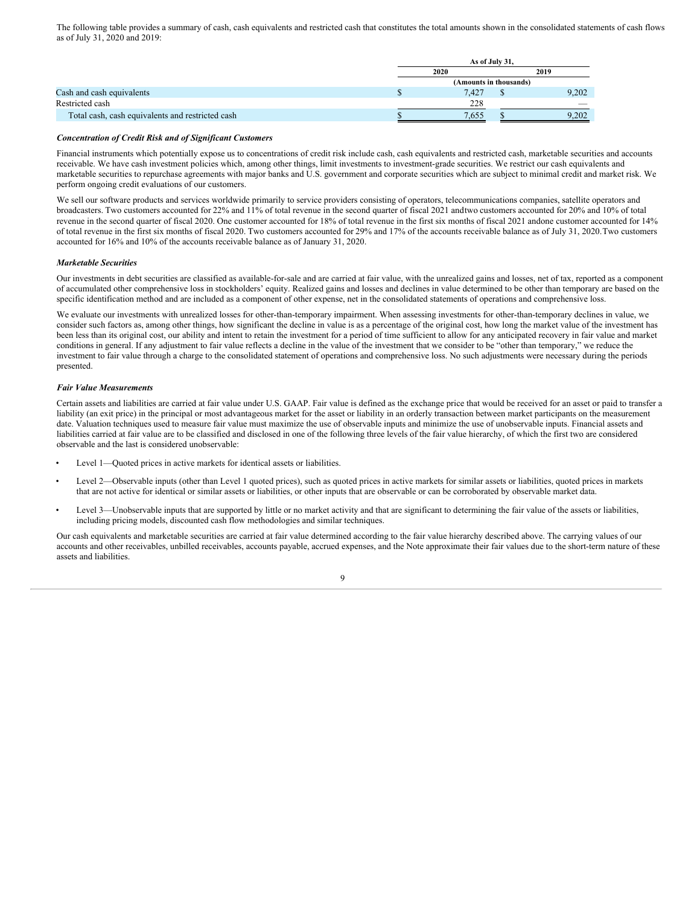The following table provides a summary of cash, cash equivalents and restricted cash that constitutes the total amounts shown in the consolidated statements of cash flows as of July 31, 2020 and 2019:

| | As of July 31, | |
|---|---|---|
| | 2020 | 2019 |
| | (Amounts in thousands) | |
| Cash and cash equivalents | $ 7,427 | $ 9,202 |
| Restricted cash | 228 | — |
| Total cash, cash equivalents and restricted cash | $ 7,655 | $ 9,202 |

***Concentration of Credit Risk and of Significant Customers***

Financial instruments which potentially expose us to concentrations of credit risk include cash, cash equivalents and restricted cash, marketable securities and accounts receivable. We have cash investment policies which, among other things, limit investments to investment-grade securities. We restrict our cash equivalents and marketable securities to repurchase agreements with major banks and U.S. government and corporate securities which are subject to minimal credit and market risk. We perform ongoing credit evaluations of our customers.

We sell our software products and services worldwide primarily to service providers consisting of operators, telecommunications companies, satellite operators and broadcasters. Two customers accounted for 22% and 11% of total revenue in the second quarter of fiscal 2021 andtwo customers accounted for 20% and 10% of total revenue in the second quarter of fiscal 2020. One customer accounted for 18% of total revenue in the first six months of fiscal 2021 andone customer accounted for 14% of total revenue in the first six months of fiscal 2020. Two customers accounted for 29% and 17% of the accounts receivable balance as of July 31, 2020.Two customers accounted for 16% and 10% of the accounts receivable balance as of January 31, 2020.

***Marketable Securities***

Our investments in debt securities are classified as available-for-sale and are carried at fair value, with the unrealized gains and losses, net of tax, reported as a component of accumulated other comprehensive loss in stockholders' equity. Realized gains and losses and declines in value determined to be other than temporary are based on the specific identification method and are included as a component of other expense, net in the consolidated statements of operations and comprehensive loss.

We evaluate our investments with unrealized losses for other-than-temporary impairment. When assessing investments for other-than-temporary declines in value, we consider such factors as, among other things, how significant the decline in value is as a percentage of the original cost, how long the market value of the investment has been less than its original cost, our ability and intent to retain the investment for a period of time sufficient to allow for any anticipated recovery in fair value and market conditions in general. If any adjustment to fair value reflects a decline in the value of the investment that we consider to be "other than temporary," we reduce the investment to fair value through a charge to the consolidated statement of operations and comprehensive loss. No such adjustments were necessary during the periods presented.

***Fair Value Measurements***

Certain assets and liabilities are carried at fair value under U.S. GAAP. Fair value is defined as the exchange price that would be received for an asset or paid to transfer a liability (an exit price) in the principal or most advantageous market for the asset or liability in an orderly transaction between market participants on the measurement date. Valuation techniques used to measure fair value must maximize the use of observable inputs and minimize the use of unobservable inputs. Financial assets and liabilities carried at fair value are to be classified and disclosed in one of the following three levels of the fair value hierarchy, of which the first two are considered observable and the last is considered unobservable:

- Level 1—Quoted prices in active markets for identical assets or liabilities.
- Level 2—Observable inputs (other than Level 1 quoted prices), such as quoted prices in active markets for similar assets or liabilities, quoted prices in markets that are not active for identical or similar assets or liabilities, or other inputs that are observable or can be corroborated by observable market data.
- Level 3—Unobservable inputs that are supported by little or no market activity and that are significant to determining the fair value of the assets or liabilities, including pricing models, discounted cash flow methodologies and similar techniques.

Our cash equivalents and marketable securities are carried at fair value determined according to the fair value hierarchy described above. The carrying values of our accounts and other receivables, unbilled receivables, accounts payable, accrued expenses, and the Note approximate their fair values due to the short-term nature of these assets and liabilities.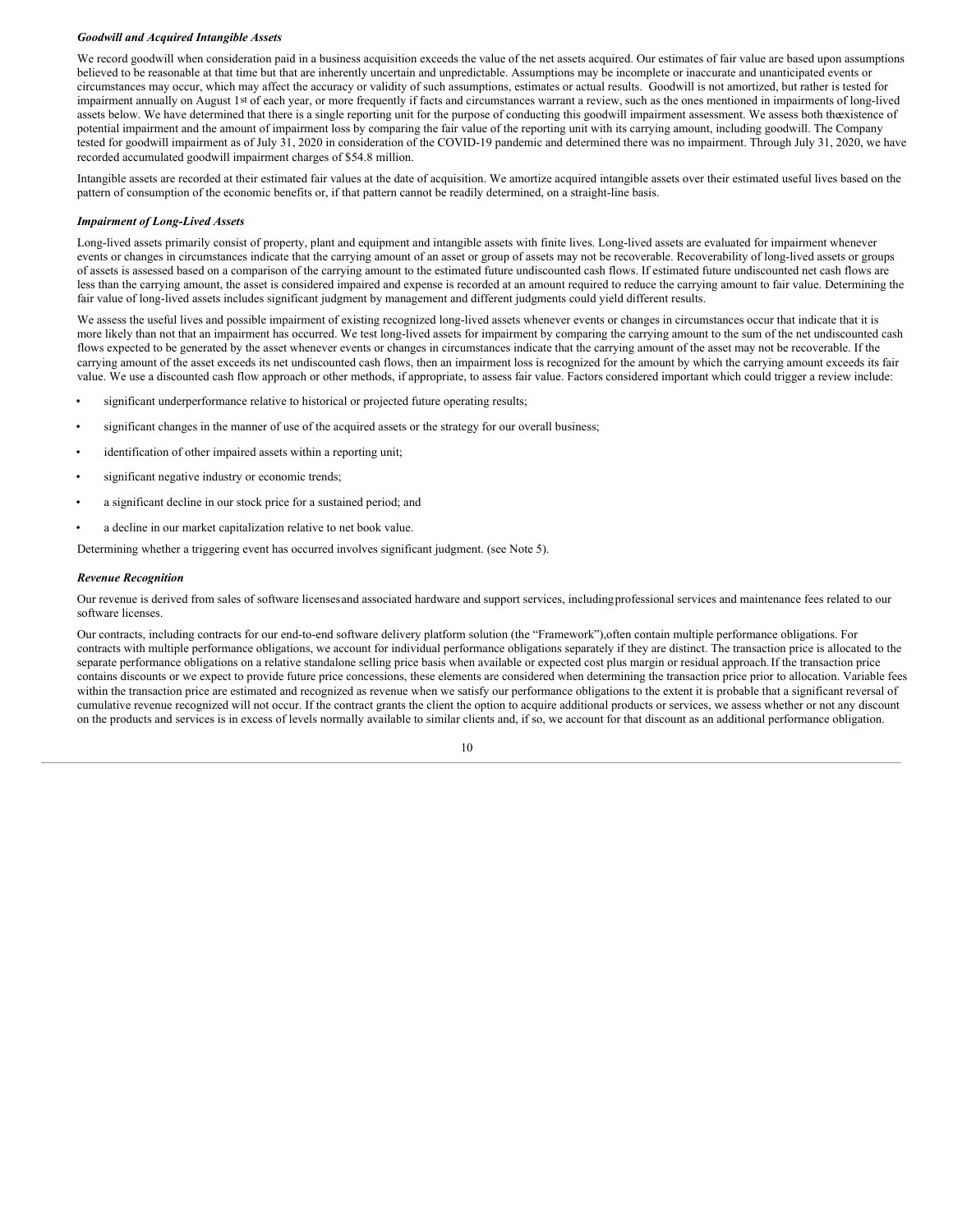***Goodwill and Acquired Intangible Assets***

We record goodwill when consideration paid in a business acquisition exceeds the value of the net assets acquired. Our estimates of fair value are based upon assumptions believed to be reasonable at that time but that are inherently uncertain and unpredictable. Assumptions may be incomplete or inaccurate and unanticipated events or circumstances may occur, which may affect the accuracy or validity of such assumptions, estimates or actual results. Goodwill is not amortized, but rather is tested for impairment annually on August 1st of each year, or more frequently if facts and circumstances warrant a review, such as the ones mentioned in impairments of long-lived assets below. We have determined that there is a single reporting unit for the purpose of conducting this goodwill impairment assessment. We assess both the existence of potential impairment and the amount of impairment loss by comparing the fair value of the reporting unit with its carrying amount, including goodwill. The Company tested for goodwill impairment as of July 31, 2020 in consideration of the COVID-19 pandemic and determined there was no impairment. Through July 31, 2020, we have recorded accumulated goodwill impairment charges of $54.8 million.

Intangible assets are recorded at their estimated fair values at the date of acquisition. We amortize acquired intangible assets over their estimated useful lives based on the pattern of consumption of the economic benefits or, if that pattern cannot be readily determined, on a straight-line basis.

***Impairment of Long-Lived Assets***

Long-lived assets primarily consist of property, plant and equipment and intangible assets with finite lives. Long-lived assets are evaluated for impairment whenever events or changes in circumstances indicate that the carrying amount of an asset or group of assets may not be recoverable. Recoverability of long-lived assets or groups of assets is assessed based on a comparison of the carrying amount to the estimated future undiscounted cash flows. If estimated future undiscounted net cash flows are less than the carrying amount, the asset is considered impaired and expense is recorded at an amount required to reduce the carrying amount to fair value. Determining the fair value of long-lived assets includes significant judgment by management and different judgments could yield different results.

We assess the useful lives and possible impairment of existing recognized long-lived assets whenever events or changes in circumstances occur that indicate that it is more likely than not that an impairment has occurred. We test long-lived assets for impairment by comparing the carrying amount to the sum of the net undiscounted cash flows expected to be generated by the asset whenever events or changes in circumstances indicate that the carrying amount of the asset may not be recoverable. If the carrying amount of the asset exceeds its net undiscounted cash flows, then an impairment loss is recognized for the amount by which the carrying amount exceeds its fair value. We use a discounted cash flow approach or other methods, if appropriate, to assess fair value. Factors considered important which could trigger a review include:

- significant underperformance relative to historical or projected future operating results;
- significant changes in the manner of use of the acquired assets or the strategy for our overall business;
- identification of other impaired assets within a reporting unit;
- significant negative industry or economic trends;
- a significant decline in our stock price for a sustained period; and
- a decline in our market capitalization relative to net book value.

Determining whether a triggering event has occurred involves significant judgment. (see Note 5).

***Revenue Recognition***

Our revenue is derived from sales of software licenses and associated hardware and support services, including professional services and maintenance fees related to our software licenses.

Our contracts, including contracts for our end-to-end software delivery platform solution (the "Framework"), often contain multiple performance obligations. For contracts with multiple performance obligations, we account for individual performance obligations separately if they are distinct. The transaction price is allocated to the separate performance obligations on a relative standalone selling price basis when available or expected cost plus margin or residual approach. If the transaction price contains discounts or we expect to provide future price concessions, these elements are considered when determining the transaction price prior to allocation. Variable fees within the transaction price are estimated and recognized as revenue when we satisfy our performance obligations to the extent it is probable that a significant reversal of cumulative revenue recognized will not occur. If the contract grants the client the option to acquire additional products or services, we assess whether or not any discount on the products and services is in excess of levels normally available to similar clients and, if so, we account for that discount as an additional performance obligation.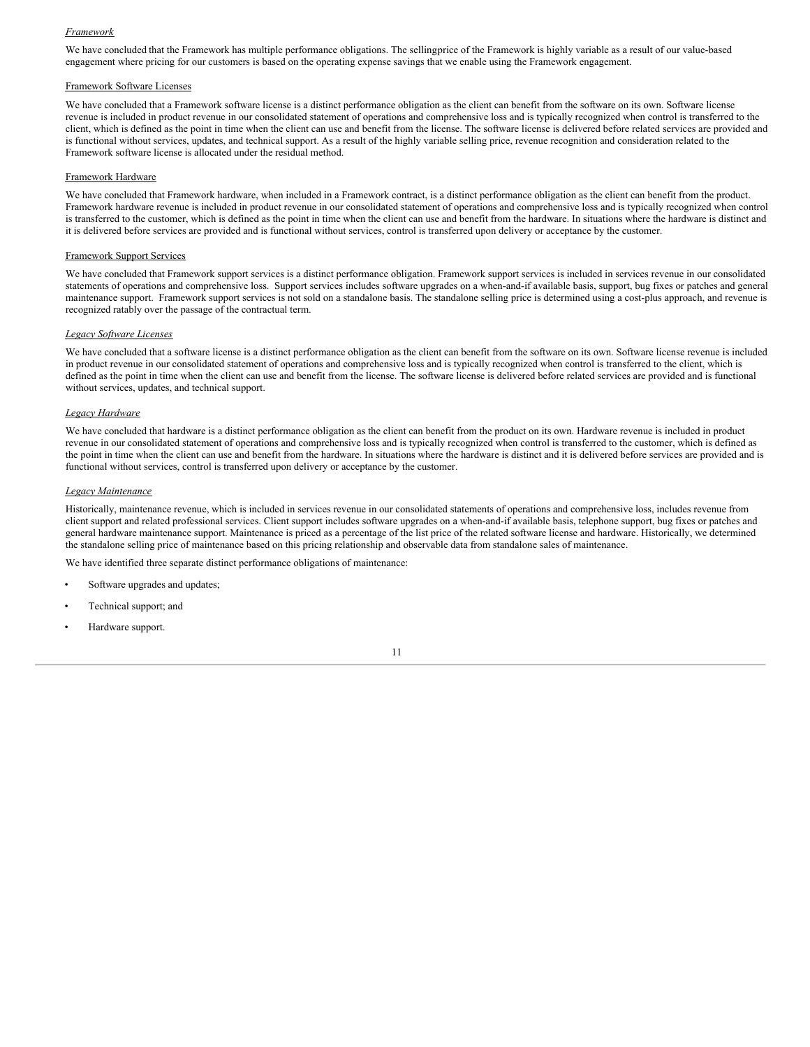*Framework*

We have concluded that the Framework has multiple performance obligations. The sellingprice of the Framework is highly variable as a result of our value-based engagement where pricing for our customers is based on the operating expense savings that we enable using the Framework engagement.

Framework Software Licenses

We have concluded that a Framework software license is a distinct performance obligation as the client can benefit from the software on its own. Software license revenue is included in product revenue in our consolidated statement of operations and comprehensive loss and is typically recognized when control is transferred to the client, which is defined as the point in time when the client can use and benefit from the license. The software license is delivered before related services are provided and is functional without services, updates, and technical support. As a result of the highly variable selling price, revenue recognition and consideration related to the Framework software license is allocated under the residual method.

Framework Hardware

We have concluded that Framework hardware, when included in a Framework contract, is a distinct performance obligation as the client can benefit from the product. Framework hardware revenue is included in product revenue in our consolidated statement of operations and comprehensive loss and is typically recognized when control is transferred to the customer, which is defined as the point in time when the client can use and benefit from the hardware. In situations where the hardware is distinct and it is delivered before services are provided and is functional without services, control is transferred upon delivery or acceptance by the customer.

Framework Support Services

We have concluded that Framework support services is a distinct performance obligation. Framework support services is included in services revenue in our consolidated statements of operations and comprehensive loss. Support services includes software upgrades on a when-and-if available basis, support, bug fixes or patches and general maintenance support. Framework support services is not sold on a standalone basis. The standalone selling price is determined using a cost-plus approach, and revenue is recognized ratably over the passage of the contractual term.

*Legacy Software Licenses*

We have concluded that a software license is a distinct performance obligation as the client can benefit from the software on its own. Software license revenue is included in product revenue in our consolidated statement of operations and comprehensive loss and is typically recognized when control is transferred to the client, which is defined as the point in time when the client can use and benefit from the license. The software license is delivered before related services are provided and is functional without services, updates, and technical support.

*Legacy Hardware*

We have concluded that hardware is a distinct performance obligation as the client can benefit from the product on its own. Hardware revenue is included in product revenue in our consolidated statement of operations and comprehensive loss and is typically recognized when control is transferred to the customer, which is defined as the point in time when the client can use and benefit from the hardware. In situations where the hardware is distinct and it is delivered before services are provided and is functional without services, control is transferred upon delivery or acceptance by the customer.

*Legacy Maintenance*

Historically, maintenance revenue, which is included in services revenue in our consolidated statements of operations and comprehensive loss, includes revenue from client support and related professional services. Client support includes software upgrades on a when-and-if available basis, telephone support, bug fixes or patches and general hardware maintenance support. Maintenance is priced as a percentage of the list price of the related software license and hardware. Historically, we determined the standalone selling price of maintenance based on this pricing relationship and observable data from standalone sales of maintenance.

We have identified three separate distinct performance obligations of maintenance:

- Software upgrades and updates;
- Technical support; and
- Hardware support.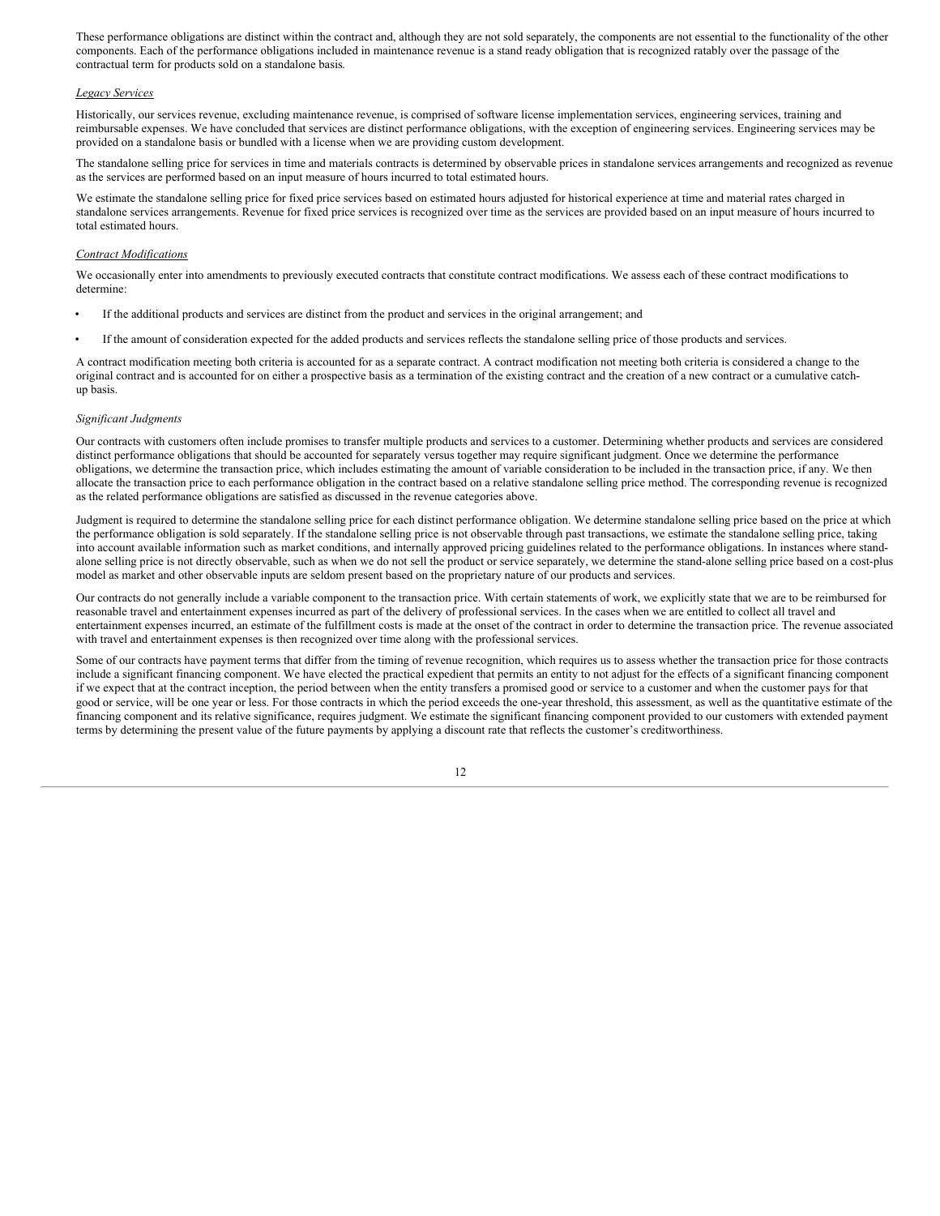These performance obligations are distinct within the contract and, although they are not sold separately, the components are not essential to the functionality of the other components. Each of the performance obligations included in maintenance revenue is a stand ready obligation that is recognized ratably over the passage of the contractual term for products sold on a standalone basis.

*Legacy Services*

Historically, our services revenue, excluding maintenance revenue, is comprised of software license implementation services, engineering services, training and reimbursable expenses. We have concluded that services are distinct performance obligations, with the exception of engineering services. Engineering services may be provided on a standalone basis or bundled with a license when we are providing custom development.

The standalone selling price for services in time and materials contracts is determined by observable prices in standalone services arrangements and recognized as revenue as the services are performed based on an input measure of hours incurred to total estimated hours.

We estimate the standalone selling price for fixed price services based on estimated hours adjusted for historical experience at time and material rates charged in standalone services arrangements. Revenue for fixed price services is recognized over time as the services are provided based on an input measure of hours incurred to total estimated hours.

*Contract Modifications*

We occasionally enter into amendments to previously executed contracts that constitute contract modifications. We assess each of these contract modifications to determine:

- If the additional products and services are distinct from the product and services in the original arrangement; and
- If the amount of consideration expected for the added products and services reflects the standalone selling price of those products and services.

A contract modification meeting both criteria is accounted for as a separate contract. A contract modification not meeting both criteria is considered a change to the original contract and is accounted for on either a prospective basis as a termination of the existing contract and the creation of a new contract or a cumulative catch-up basis.

*Significant Judgments*

Our contracts with customers often include promises to transfer multiple products and services to a customer. Determining whether products and services are considered distinct performance obligations that should be accounted for separately versus together may require significant judgment. Once we determine the performance obligations, we determine the transaction price, which includes estimating the amount of variable consideration to be included in the transaction price, if any. We then allocate the transaction price to each performance obligation in the contract based on a relative standalone selling price method. The corresponding revenue is recognized as the related performance obligations are satisfied as discussed in the revenue categories above.

Judgment is required to determine the standalone selling price for each distinct performance obligation. We determine standalone selling price based on the price at which the performance obligation is sold separately. If the standalone selling price is not observable through past transactions, we estimate the standalone selling price, taking into account available information such as market conditions, and internally approved pricing guidelines related to the performance obligations. In instances where stand-alone selling price is not directly observable, such as when we do not sell the product or service separately, we determine the stand-alone selling price based on a cost-plus model as market and other observable inputs are seldom present based on the proprietary nature of our products and services.

Our contracts do not generally include a variable component to the transaction price. With certain statements of work, we explicitly state that we are to be reimbursed for reasonable travel and entertainment expenses incurred as part of the delivery of professional services. In the cases when we are entitled to collect all travel and entertainment expenses incurred, an estimate of the fulfillment costs is made at the onset of the contract in order to determine the transaction price. The revenue associated with travel and entertainment expenses is then recognized over time along with the professional services.

Some of our contracts have payment terms that differ from the timing of revenue recognition, which requires us to assess whether the transaction price for those contracts include a significant financing component. We have elected the practical expedient that permits an entity to not adjust for the effects of a significant financing component if we expect that at the contract inception, the period between when the entity transfers a promised good or service to a customer and when the customer pays for that good or service, will be one year or less. For those contracts in which the period exceeds the one-year threshold, this assessment, as well as the quantitative estimate of the financing component and its relative significance, requires judgment. We estimate the significant financing component provided to our customers with extended payment terms by determining the present value of the future payments by applying a discount rate that reflects the customer's creditworthiness.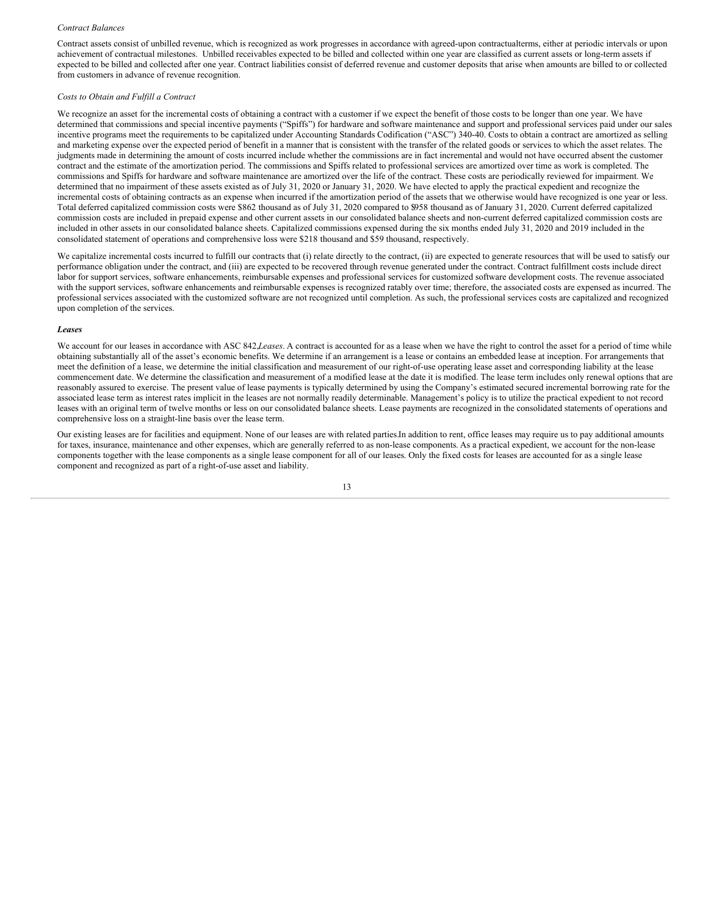*Contract Balances*

Contract assets consist of unbilled revenue, which is recognized as work progresses in accordance with agreed-upon contractualterms, either at periodic intervals or upon achievement of contractual milestones. Unbilled receivables expected to be billed and collected within one year are classified as current assets or long-term assets if expected to be billed and collected after one year. Contract liabilities consist of deferred revenue and customer deposits that arise when amounts are billed to or collected from customers in advance of revenue recognition.

*Costs to Obtain and Fulfill a Contract*

We recognize an asset for the incremental costs of obtaining a contract with a customer if we expect the benefit of those costs to be longer than one year. We have determined that commissions and special incentive payments ("Spiffs") for hardware and software maintenance and support and professional services paid under our sales incentive programs meet the requirements to be capitalized under Accounting Standards Codification ("ASC") 340-40. Costs to obtain a contract are amortized as selling and marketing expense over the expected period of benefit in a manner that is consistent with the transfer of the related goods or services to which the asset relates. The judgments made in determining the amount of costs incurred include whether the commissions are in fact incremental and would not have occurred absent the customer contract and the estimate of the amortization period. The commissions and Spiffs related to professional services are amortized over time as work is completed. The commissions and Spiffs for hardware and software maintenance are amortized over the life of the contract. These costs are periodically reviewed for impairment. We determined that no impairment of these assets existed as of July 31, 2020 or January 31, 2020. We have elected to apply the practical expedient and recognize the incremental costs of obtaining contracts as an expense when incurred if the amortization period of the assets that we otherwise would have recognized is one year or less. Total deferred capitalized commission costs were $862 thousand as of July 31, 2020 compared to $958 thousand as of January 31, 2020. Current deferred capitalized commission costs are included in prepaid expense and other current assets in our consolidated balance sheets and non-current deferred capitalized commission costs are included in other assets in our consolidated balance sheets. Capitalized commissions expensed during the six months ended July 31, 2020 and 2019 included in the consolidated statement of operations and comprehensive loss were $218 thousand and $59 thousand, respectively.

We capitalize incremental costs incurred to fulfill our contracts that (i) relate directly to the contract, (ii) are expected to generate resources that will be used to satisfy our performance obligation under the contract, and (iii) are expected to be recovered through revenue generated under the contract. Contract fulfillment costs include direct labor for support services, software enhancements, reimbursable expenses and professional services for customized software development costs. The revenue associated with the support services, software enhancements and reimbursable expenses is recognized ratably over time; therefore, the associated costs are expensed as incurred. The professional services associated with the customized software are not recognized until completion. As such, the professional services costs are capitalized and recognized upon completion of the services.

***Leases***

We account for our leases in accordance with ASC 842,*Leases*. A contract is accounted for as a lease when we have the right to control the asset for a period of time while obtaining substantially all of the asset's economic benefits. We determine if an arrangement is a lease or contains an embedded lease at inception. For arrangements that meet the definition of a lease, we determine the initial classification and measurement of our right-of-use operating lease asset and corresponding liability at the lease commencement date. We determine the classification and measurement of a modified lease at the date it is modified. The lease term includes only renewal options that are reasonably assured to exercise. The present value of lease payments is typically determined by using the Company's estimated secured incremental borrowing rate for the associated lease term as interest rates implicit in the leases are not normally readily determinable. Management's policy is to utilize the practical expedient to not record leases with an original term of twelve months or less on our consolidated balance sheets. Lease payments are recognized in the consolidated statements of operations and comprehensive loss on a straight-line basis over the lease term.

Our existing leases are for facilities and equipment. None of our leases are with related parties.In addition to rent, office leases may require us to pay additional amounts for taxes, insurance, maintenance and other expenses, which are generally referred to as non-lease components. As a practical expedient, we account for the non-lease components together with the lease components as a single lease component for all of our leases. Only the fixed costs for leases are accounted for as a single lease component and recognized as part of a right-of-use asset and liability.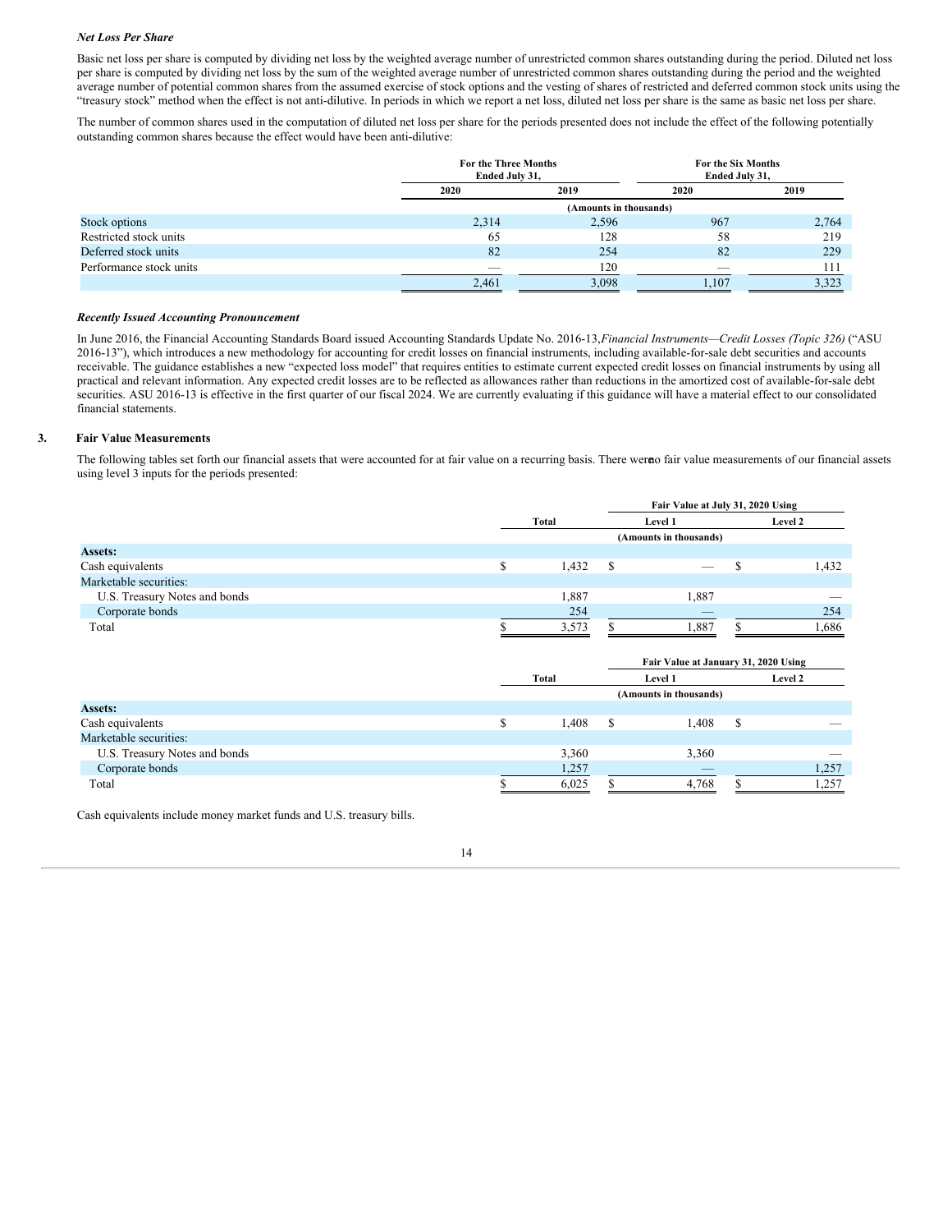***Net Loss Per Share***

Basic net loss per share is computed by dividing net loss by the weighted average number of unrestricted common shares outstanding during the period. Diluted net loss per share is computed by dividing net loss by the sum of the weighted average number of unrestricted common shares outstanding during the period and the weighted average number of potential common shares from the assumed exercise of stock options and the vesting of shares of restricted and deferred common stock units using the "treasury stock" method when the effect is not anti-dilutive. In periods in which we report a net loss, diluted net loss per share is the same as basic net loss per share.

The number of common shares used in the computation of diluted net loss per share for the periods presented does not include the effect of the following potentially outstanding common shares because the effect would have been anti-dilutive:

| | For the Three Months Ended July 31, | | For the Six Months Ended July 31, | |
|---|---|---|---|---|
| | 2020 | 2019 | 2020 | 2019 |
| | (Amounts in thousands) | | | |
| Stock options | 2,314 | 2,596 | 967 | 2,764 |
| Restricted stock units | 65 | 128 | 58 | 219 |
| Deferred stock units | 82 | 254 | 82 | 229 |
| Performance stock units | — | 120 | — | 111 |
| | 2,461 | 3,098 | 1,107 | 3,323 |

***Recently Issued Accounting Pronouncement***

In June 2016, the Financial Accounting Standards Board issued Accounting Standards Update No. 2016-13, *Financial Instruments—Credit Losses (Topic 326)* ("ASU 2016-13"), which introduces a new methodology for accounting for credit losses on financial instruments, including available-for-sale debt securities and accounts receivable. The guidance establishes a new "expected loss model" that requires entities to estimate current expected credit losses on financial instruments by using all practical and relevant information. Any expected credit losses are to be reflected as allowances rather than reductions in the amortized cost of available-for-sale debt securities. ASU 2016-13 is effective in the first quarter of our fiscal 2024. We are currently evaluating if this guidance will have a material effect to our consolidated financial statements.

## 3. Fair Value Measurements

The following tables set forth our financial assets that were accounted for at fair value on a recurring basis. There were no fair value measurements of our financial assets using level 3 inputs for the periods presented:

| | Total | Fair Value at July 31, 2020 Using | |
|---|---|---|---|
| | | Level 1 | Level 2 |
| | (Amounts in thousands) | | |
| **Assets:** | | | |
| Cash equivalents | $ 1,432 | $ — | $ 1,432 |
| Marketable securities: | | | |
| U.S. Treasury Notes and bonds | 1,887 | 1,887 | — |
| Corporate bonds | 254 | — | 254 |
| Total | $ 3,573 | $ 1,887 | $ 1,686 |

| | Total | Fair Value at January 31, 2020 Using | |
|---|---|---|---|
| | | Level 1 | Level 2 |
| | (Amounts in thousands) | | |
| **Assets:** | | | |
| Cash equivalents | $ 1,408 | $ 1,408 | $ — |
| Marketable securities: | | | |
| U.S. Treasury Notes and bonds | 3,360 | 3,360 | — |
| Corporate bonds | 1,257 | — | 1,257 |
| Total | $ 6,025 | $ 4,768 | $ 1,257 |

Cash equivalents include money market funds and U.S. treasury bills.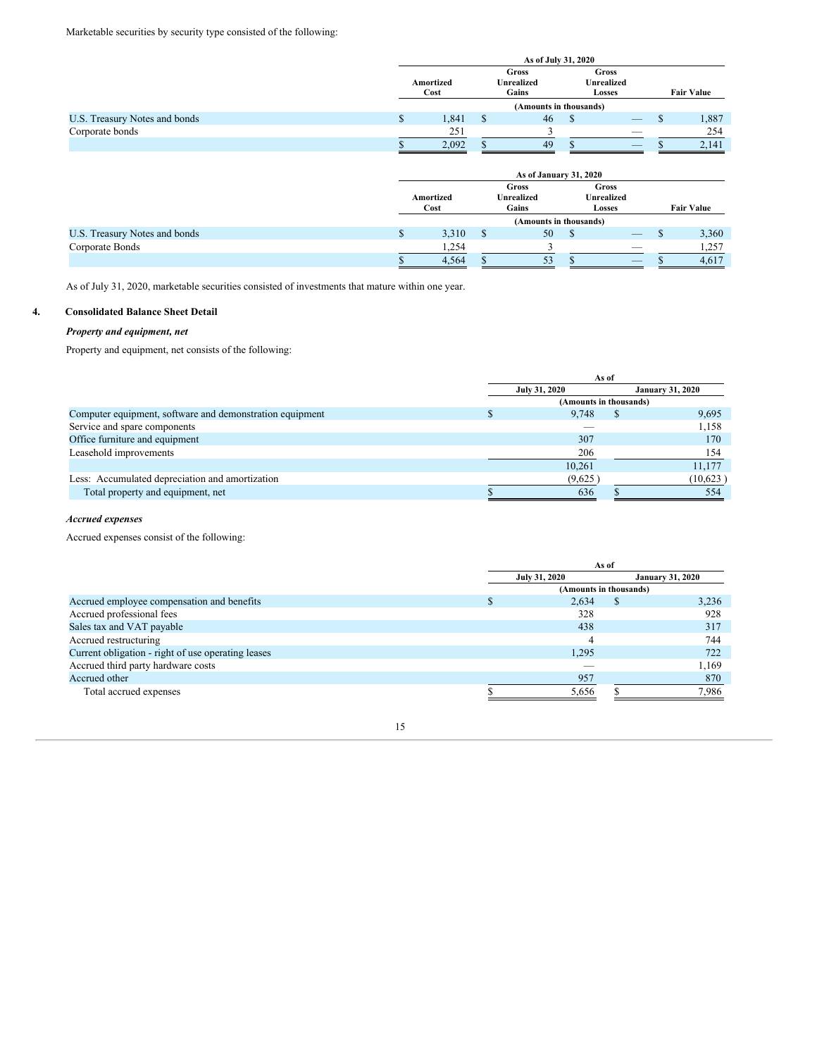Marketable securities by security type consisted of the following:

| | As of July 31, 2020 | | | |
|---|---|---|---|---|
| | Amortized Cost | Gross Unrealized Gains | Gross Unrealized Losses | Fair Value |
| | (Amounts in thousands) | | | |
| U.S. Treasury Notes and bonds | $ 1,841 | $ 46 | $ — | $ 1,887 |
| Corporate bonds | 251 | 3 | — | 254 |
| | $ 2,092 | $ 49 | $ — | $ 2,141 |

| | As of January 31, 2020 | | | |
|---|---|---|---|---|
| | Amortized Cost | Gross Unrealized Gains | Gross Unrealized Losses | Fair Value |
| | (Amounts in thousands) | | | |
| U.S. Treasury Notes and bonds | $ 3,310 | $ 50 | $ — | $ 3,360 |
| Corporate Bonds | 1,254 | 3 | — | 1,257 |
| | $ 4,564 | $ 53 | $ — | $ 4,617 |

As of July 31, 2020, marketable securities consisted of investments that mature within one year.

## 4. Consolidated Balance Sheet Detail

***Property and equipment, net***

Property and equipment, net consists of the following:

| | As of | |
|---|---|---|
| | July 31, 2020 | January 31, 2020 |
| | (Amounts in thousands) | |
| Computer equipment, software and demonstration equipment | $ 9,748 | $ 9,695 |
| Service and spare components | — | 1,158 |
| Office furniture and equipment | 307 | 170 |
| Leasehold improvements | 206 | 154 |
| | 10,261 | 11,177 |
| Less: Accumulated depreciation and amortization | (9,625) | (10,623) |
| Total property and equipment, net | $ 636 | $ 554 |

***Accrued expenses***

Accrued expenses consist of the following:

| | As of | |
|---|---|---|
| | July 31, 2020 | January 31, 2020 |
| | (Amounts in thousands) | |
| Accrued employee compensation and benefits | $ 2,634 | $ 3,236 |
| Accrued professional fees | 328 | 928 |
| Sales tax and VAT payable | 438 | 317 |
| Accrued restructuring | 4 | 744 |
| Current obligation - right of use operating leases | 1,295 | 722 |
| Accrued third party hardware costs | — | 1,169 |
| Accrued other | 957 | 870 |
| Total accrued expenses | $ 5,656 | $ 7,986 |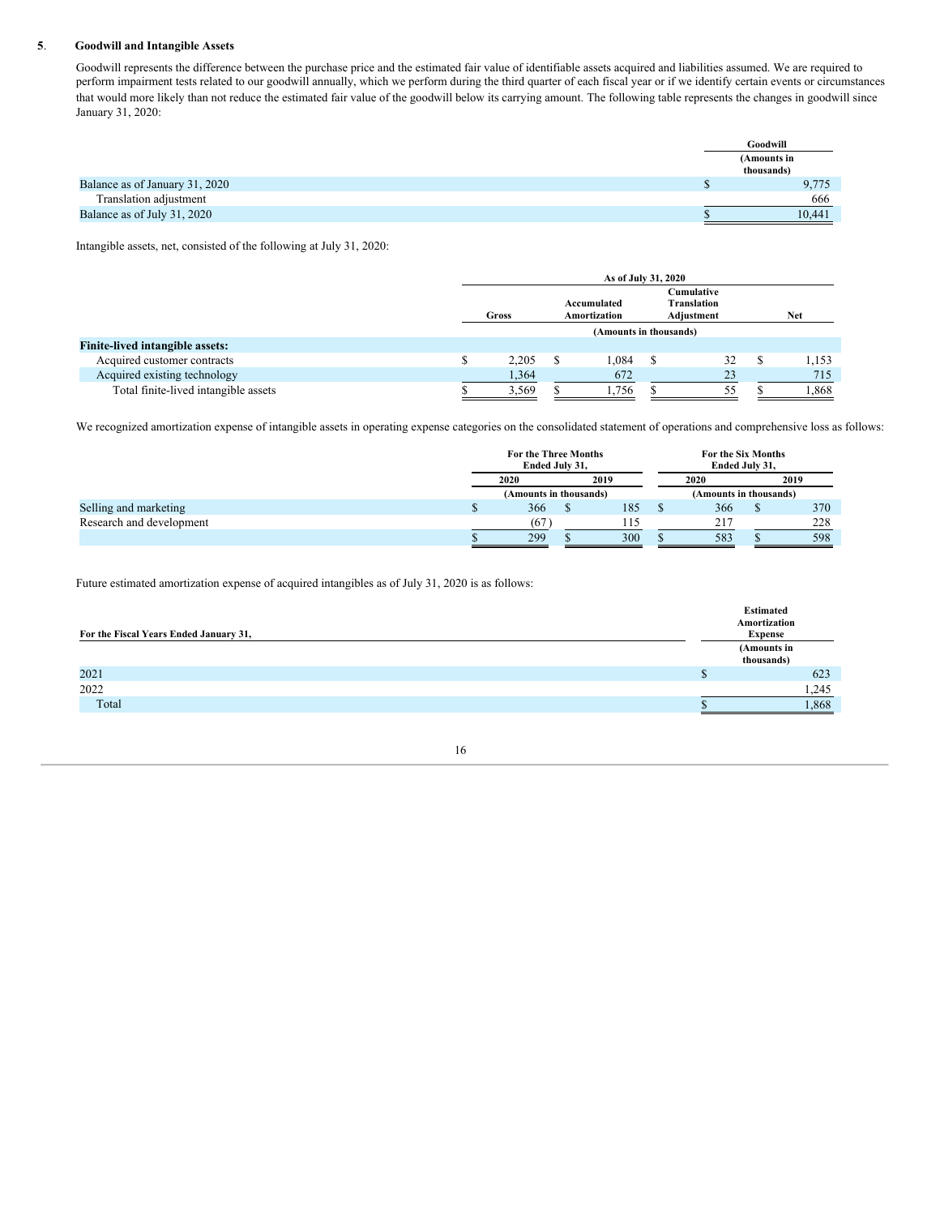## 5. Goodwill and Intangible Assets

Goodwill represents the difference between the purchase price and the estimated fair value of identifiable assets acquired and liabilities assumed. We are required to perform impairment tests related to our goodwill annually, which we perform during the third quarter of each fiscal year or if we identify certain events or circumstances that would more likely than not reduce the estimated fair value of the goodwill below its carrying amount. The following table represents the changes in goodwill since January 31, 2020:

| | Goodwill |
|---|---|
| | (Amounts in thousands) |
| Balance as of January 31, 2020 | $ 9,775 |
| Translation adjustment | 666 |
| Balance as of July 31, 2020 | $ 10,441 |

Intangible assets, net, consisted of the following at July 31, 2020:

| | As of July 31, 2020 | | | |
|---|---|---|---|---|
| | Gross | Accumulated Amortization | Cumulative Translation Adjustment | Net |
| | (Amounts in thousands) | | | |
| **Finite-lived intangible assets:** | | | | |
| Acquired customer contracts | $ 2,205 | $ 1,084 | $ 32 | $ 1,153 |
| Acquired existing technology | 1,364 | 672 | 23 | 715 |
| Total finite-lived intangible assets | $ 3,569 | $ 1,756 | $ 55 | $ 1,868 |

We recognized amortization expense of intangible assets in operating expense categories on the consolidated statement of operations and comprehensive loss as follows:

| | For the Three Months Ended July 31, | | For the Six Months Ended July 31, | |
|---|---|---|---|---|
| | 2020 | 2019 | 2020 | 2019 |
| | (Amounts in thousands) | | (Amounts in thousands) | |
| Selling and marketing | $ 366 | $ 185 | $ 366 | $ 370 |
| Research and development | (67) | 115 | 217 | 228 |
| | $ 299 | $ 300 | $ 583 | $ 598 |

Future estimated amortization expense of acquired intangibles as of July 31, 2020 is as follows:

| For the Fiscal Years Ended January 31, | Estimated Amortization Expense |
|---|---|
| | (Amounts in thousands) |
| 2021 | $ 623 |
| 2022 | 1,245 |
| Total | $ 1,868 |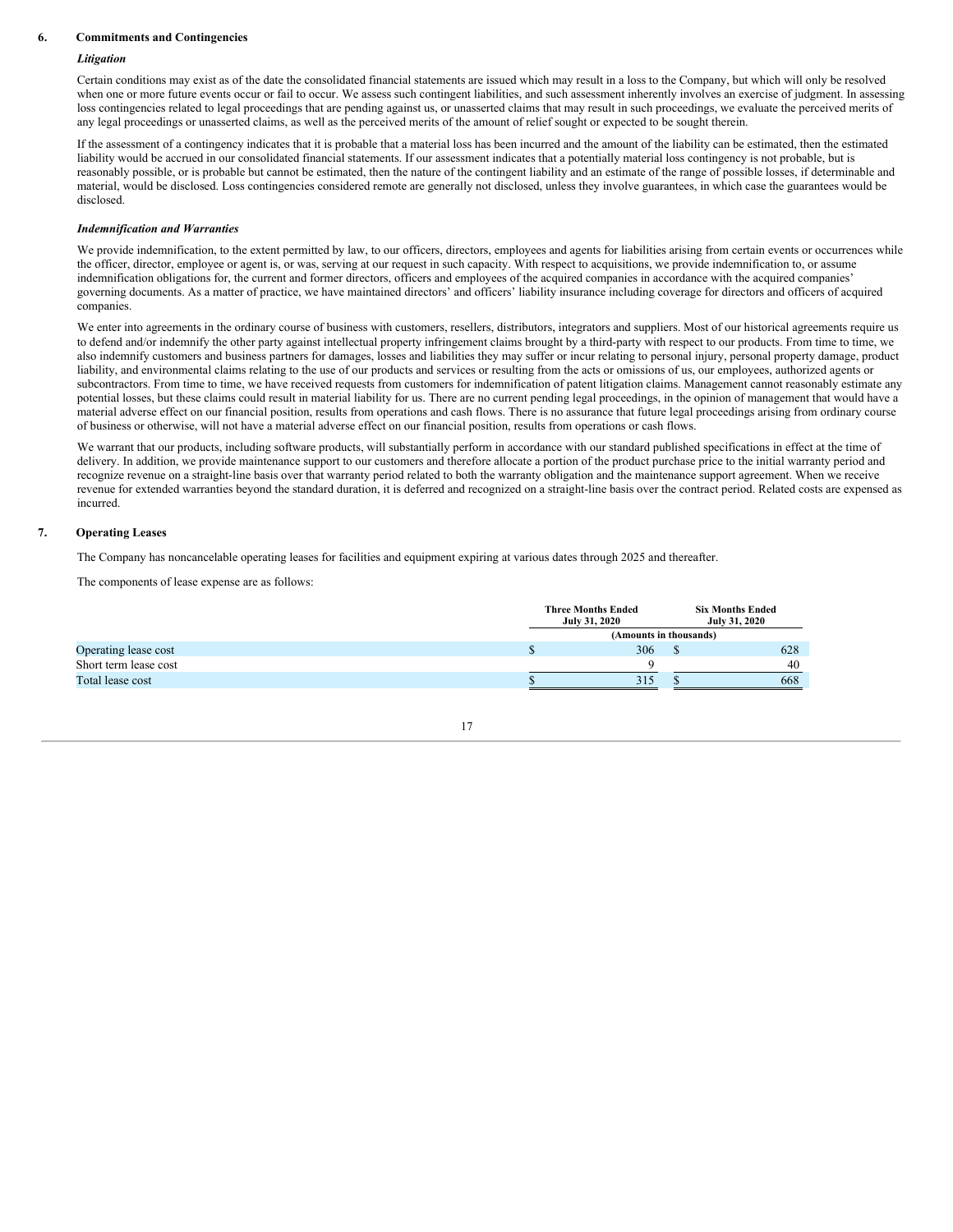## 6. Commitments and Contingencies

### *Litigation*

Certain conditions may exist as of the date the consolidated financial statements are issued which may result in a loss to the Company, but which will only be resolved when one or more future events occur or fail to occur. We assess such contingent liabilities, and such assessment inherently involves an exercise of judgment. In assessing loss contingencies related to legal proceedings that are pending against us, or unasserted claims that may result in such proceedings, we evaluate the perceived merits of any legal proceedings or unasserted claims, as well as the perceived merits of the amount of relief sought or expected to be sought therein.

If the assessment of a contingency indicates that it is probable that a material loss has been incurred and the amount of the liability can be estimated, then the estimated liability would be accrued in our consolidated financial statements. If our assessment indicates that a potentially material loss contingency is not probable, but is reasonably possible, or is probable but cannot be estimated, then the nature of the contingent liability and an estimate of the range of possible losses, if determinable and material, would be disclosed. Loss contingencies considered remote are generally not disclosed, unless they involve guarantees, in which case the guarantees would be disclosed.

### *Indemnification and Warranties*

We provide indemnification, to the extent permitted by law, to our officers, directors, employees and agents for liabilities arising from certain events or occurrences while the officer, director, employee or agent is, or was, serving at our request in such capacity. With respect to acquisitions, we provide indemnification to, or assume indemnification obligations for, the current and former directors, officers and employees of the acquired companies in accordance with the acquired companies' governing documents. As a matter of practice, we have maintained directors' and officers' liability insurance including coverage for directors and officers of acquired companies.

We enter into agreements in the ordinary course of business with customers, resellers, distributors, integrators and suppliers. Most of our historical agreements require us to defend and/or indemnify the other party against intellectual property infringement claims brought by a third-party with respect to our products. From time to time, we also indemnify customers and business partners for damages, losses and liabilities they may suffer or incur relating to personal injury, personal property damage, product liability, and environmental claims relating to the use of our products and services or resulting from the acts or omissions of us, our employees, authorized agents or subcontractors. From time to time, we have received requests from customers for indemnification of patent litigation claims. Management cannot reasonably estimate any potential losses, but these claims could result in material liability for us. There are no current pending legal proceedings, in the opinion of management that would have a material adverse effect on our financial position, results from operations and cash flows. There is no assurance that future legal proceedings arising from ordinary course of business or otherwise, will not have a material adverse effect on our financial position, results from operations or cash flows.

We warrant that our products, including software products, will substantially perform in accordance with our standard published specifications in effect at the time of delivery. In addition, we provide maintenance support to our customers and therefore allocate a portion of the product purchase price to the initial warranty period and recognize revenue on a straight-line basis over that warranty period related to both the warranty obligation and the maintenance support agreement. When we receive revenue for extended warranties beyond the standard duration, it is deferred and recognized on a straight-line basis over the contract period. Related costs are expensed as incurred.

## 7. Operating Leases

The Company has noncancelable operating leases for facilities and equipment expiring at various dates through 2025 and thereafter.

The components of lease expense are as follows:

| | Three Months Ended July 31, 2020 | Six Months Ended July 31, 2020 |
|---|---|---|
| | (Amounts in thousands) | |
| Operating lease cost | $ 306 | $ 628 |
| Short term lease cost | 9 | 40 |
| Total lease cost | $ 315 | $ 668 |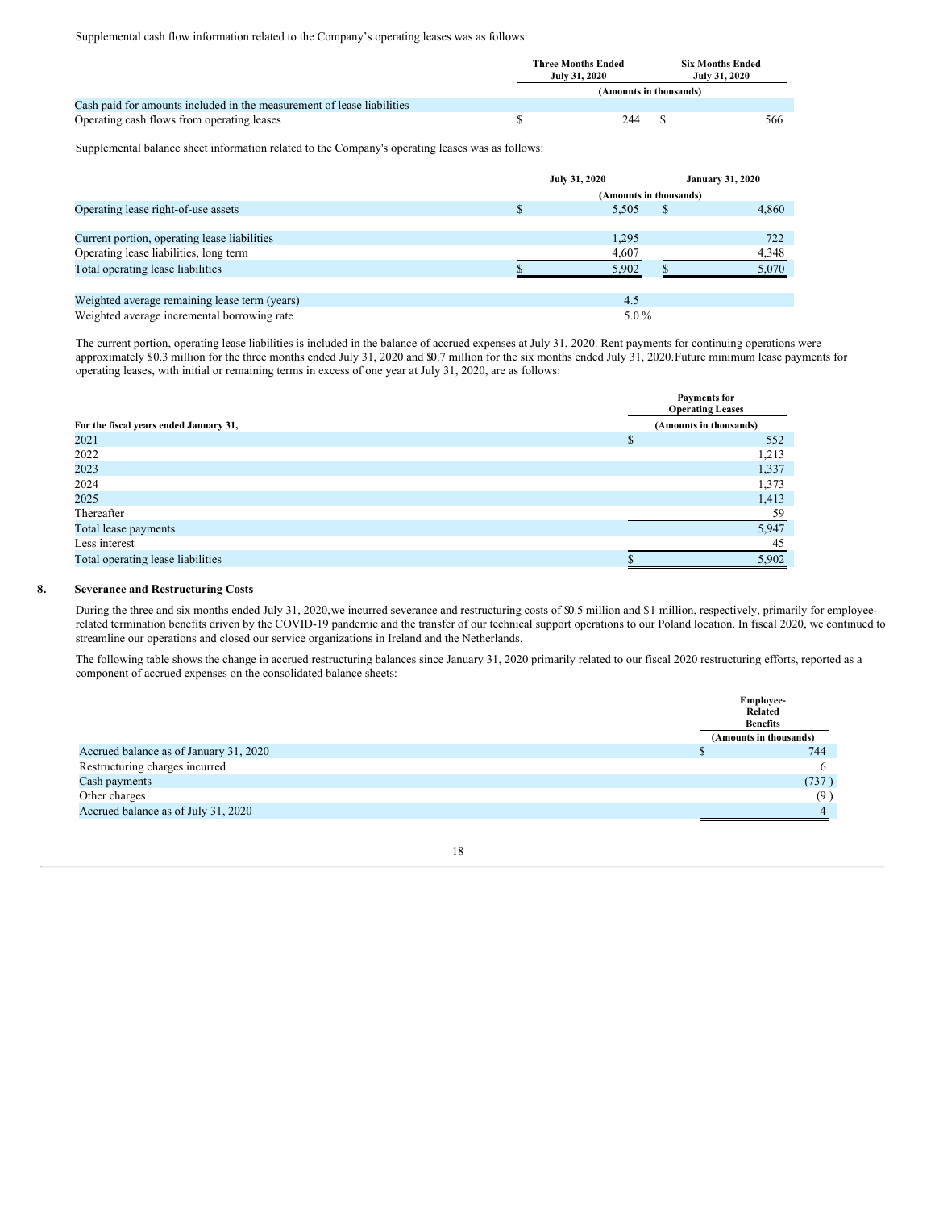Supplemental cash flow information related to the Company's operating leases was as follows:

| | Three Months Ended July 31, 2020 | Six Months Ended July 31, 2020 |
|---|---|---|
| | (Amounts in thousands) | |
| Cash paid for amounts included in the measurement of lease liabilities | | |
| Operating cash flows from operating leases | $ 244 | $ 566 |

Supplemental balance sheet information related to the Company's operating leases was as follows:

| | July 31, 2020 | January 31, 2020 |
|---|---|---|
| | (Amounts in thousands) | |
| Operating lease right-of-use assets | $ 5,505 | $ 4,860 |
| | | |
| Current portion, operating lease liabilities | 1,295 | 722 |
| Operating lease liabilities, long term | 4,607 | 4,348 |
| Total operating lease liabilities | $ 5,902 | $ 5,070 |
| | | |
| Weighted average remaining lease term (years) | 4.5 | |
| Weighted average incremental borrowing rate | 5.0 % | |

The current portion, operating lease liabilities is included in the balance of accrued expenses at July 31, 2020. Rent payments for continuing operations were approximately $0.3 million for the three months ended July 31, 2020 and $0.7 million for the six months ended July 31, 2020.Future minimum lease payments for operating leases, with initial or remaining terms in excess of one year at July 31, 2020, are as follows:

| For the fiscal years ended January 31, | Payments for Operating Leases (Amounts in thousands) |
|---|---|
| 2021 | $ 552 |
| 2022 | 1,213 |
| 2023 | 1,337 |
| 2024 | 1,373 |
| 2025 | 1,413 |
| Thereafter | 59 |
| Total lease payments | 5,947 |
| Less interest | 45 |
| Total operating lease liabilities | $ 5,902 |

## 8. Severance and Restructuring Costs

During the three and six months ended July 31, 2020,we incurred severance and restructuring costs of $0.5 million and $1 million, respectively, primarily for employee-related termination benefits driven by the COVID-19 pandemic and the transfer of our technical support operations to our Poland location. In fiscal 2020, we continued to streamline our operations and closed our service organizations in Ireland and the Netherlands.

The following table shows the change in accrued restructuring balances since January 31, 2020 primarily related to our fiscal 2020 restructuring efforts, reported as a component of accrued expenses on the consolidated balance sheets:

| | Employee-Related Benefits (Amounts in thousands) |
|---|---|
| Accrued balance as of January 31, 2020 | $ 744 |
| Restructuring charges incurred | 6 |
| Cash payments | (737 ) |
| Other charges | (9 ) |
| Accrued balance as of July 31, 2020 | 4 |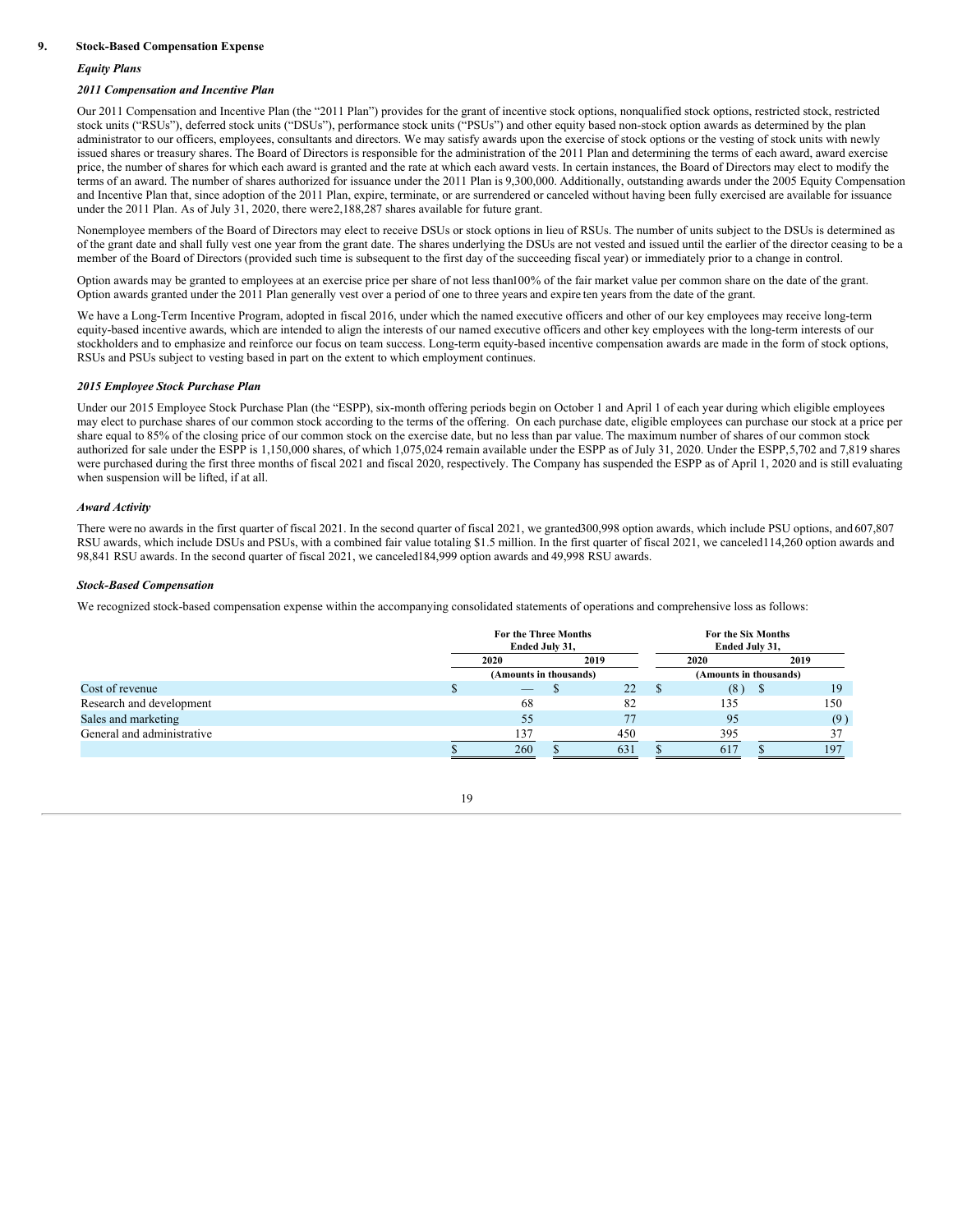## 9. Stock-Based Compensation Expense

### *Equity Plans*

### *2011 Compensation and Incentive Plan*

Our 2011 Compensation and Incentive Plan (the "2011 Plan") provides for the grant of incentive stock options, nonqualified stock options, restricted stock, restricted stock units ("RSUs"), deferred stock units ("DSUs"), performance stock units ("PSUs") and other equity based non-stock option awards as determined by the plan administrator to our officers, employees, consultants and directors. We may satisfy awards upon the exercise of stock options or the vesting of stock units with newly issued shares or treasury shares. The Board of Directors is responsible for the administration of the 2011 Plan and determining the terms of each award, award exercise price, the number of shares for which each award is granted and the rate at which each award vests. In certain instances, the Board of Directors may elect to modify the terms of an award. The number of shares authorized for issuance under the 2011 Plan is 9,300,000. Additionally, outstanding awards under the 2005 Equity Compensation and Incentive Plan that, since adoption of the 2011 Plan, expire, terminate, or are surrendered or canceled without having been fully exercised are available for issuance under the 2011 Plan. As of July 31, 2020, there were 2,188,287 shares available for future grant.

Nonemployee members of the Board of Directors may elect to receive DSUs or stock options in lieu of RSUs. The number of units subject to the DSUs is determined as of the grant date and shall fully vest one year from the grant date. The shares underlying the DSUs are not vested and issued until the earlier of the director ceasing to be a member of the Board of Directors (provided such time is subsequent to the first day of the succeeding fiscal year) or immediately prior to a change in control.

Option awards may be granted to employees at an exercise price per share of not less than 100% of the fair market value per common share on the date of the grant. Option awards granted under the 2011 Plan generally vest over a period of one to three years and expire ten years from the date of the grant.

We have a Long-Term Incentive Program, adopted in fiscal 2016, under which the named executive officers and other of our key employees may receive long-term equity-based incentive awards, which are intended to align the interests of our named executive officers and other key employees with the long-term interests of our stockholders and to emphasize and reinforce our focus on team success. Long-term equity-based incentive compensation awards are made in the form of stock options, RSUs and PSUs subject to vesting based in part on the extent to which employment continues.

### *2015 Employee Stock Purchase Plan*

Under our 2015 Employee Stock Purchase Plan (the "ESPP), six-month offering periods begin on October 1 and April 1 of each year during which eligible employees may elect to purchase shares of our common stock according to the terms of the offering. On each purchase date, eligible employees can purchase our stock at a price per share equal to 85% of the closing price of our common stock on the exercise date, but no less than par value. The maximum number of shares of our common stock authorized for sale under the ESPP is 1,150,000 shares, of which 1,075,024 remain available under the ESPP as of July 31, 2020. Under the ESPP, 5,702 and 7,819 shares were purchased during the first three months of fiscal 2021 and fiscal 2020, respectively. The Company has suspended the ESPP as of April 1, 2020 and is still evaluating when suspension will be lifted, if at all.

### *Award Activity*

There were no awards in the first quarter of fiscal 2021. In the second quarter of fiscal 2021, we granted 300,998 option awards, which include PSU options, and 607,807 RSU awards, which include DSUs and PSUs, with a combined fair value totaling $1.5 million. In the first quarter of fiscal 2021, we canceled 114,260 option awards and 98,841 RSU awards. In the second quarter of fiscal 2021, we canceled 184,999 option awards and 49,998 RSU awards.

### *Stock-Based Compensation*

We recognized stock-based compensation expense within the accompanying consolidated statements of operations and comprehensive loss as follows:

| | For the Three Months Ended July 31, | | For the Six Months Ended July 31, | |
|---|---|---|---|---|
| | 2020 | 2019 | 2020 | 2019 |
| | (Amounts in thousands) | | (Amounts in thousands) | |
| Cost of revenue | $ — | $ 22 | $ (8) | $ 19 |
| Research and development | 68 | 82 | 135 | 150 |
| Sales and marketing | 55 | 77 | 95 | (9) |
| General and administrative | 137 | 450 | 395 | 37 |
| | $ 260 | $ 631 | $ 617 | $ 197 |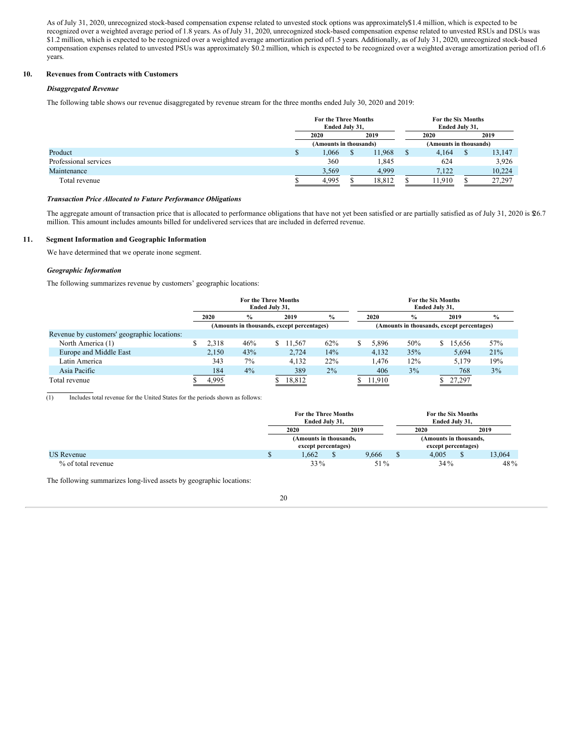As of July 31, 2020, unrecognized stock-based compensation expense related to unvested stock options was approximately $1.4 million, which is expected to be recognized over a weighted average period of 1.8 years. As of July 31, 2020, unrecognized stock-based compensation expense related to unvested RSUs and DSUs was $1.2 million, which is expected to be recognized over a weighted average amortization period of 1.5 years. Additionally, as of July 31, 2020, unrecognized stock-based compensation expenses related to unvested PSUs was approximately $0.2 million, which is expected to be recognized over a weighted average amortization period of 1.6 years.

## 10. Revenues from Contracts with Customers

***Disaggregated Revenue***

The following table shows our revenue disaggregated by revenue stream for the three months ended July 30, 2020 and 2019:

| | For the Three Months Ended July 31, | | For the Six Months Ended July 31, | |
|---|---|---|---|---|
| | 2020 | 2019 | 2020 | 2019 |
| | (Amounts in thousands) | | (Amounts in thousands) | |
| Product | $ 1,066 | $ 11,968 | $ 4,164 | $ 13,147 |
| Professional services | 360 | 1,845 | 624 | 3,926 |
| Maintenance | 3,569 | 4,999 | 7,122 | 10,224 |
| Total revenue | $ 4,995 | $ 18,812 | $ 11,910 | $ 27,297 |

***Transaction Price Allocated to Future Performance Obligations***

The aggregate amount of transaction price that is allocated to performance obligations that have not yet been satisfied or are partially satisfied as of July 31, 2020 is $26.7 million. This amount includes amounts billed for undelivered services that are included in deferred revenue.

## 11. Segment Information and Geographic Information

We have determined that we operate in one segment.

***Geographic Information***

The following summarizes revenue by customers' geographic locations:

| | For the Three Months Ended July 31, | | | | For the Six Months Ended July 31, | | | |
|---|---|---|---|---|---|---|---|---|
| | 2020 | % | 2019 | % | 2020 | % | 2019 | % |
| | (Amounts in thousands, except percentages) | | | | (Amounts in thousands, except percentages) | | | |
| Revenue by customers' geographic locations: | | | | | | | | |
| North America (1) | $ 2,318 | 46% | $ 11,567 | 62% | $ 5,896 | 50% | $ 15,656 | 57% |
| Europe and Middle East | 2,150 | 43% | 2,724 | 14% | 4,132 | 35% | 5,694 | 21% |
| Latin America | 343 | 7% | 4,132 | 22% | 1,476 | 12% | 5,179 | 19% |
| Asia Pacific | 184 | 4% | 389 | 2% | 406 | 3% | 768 | 3% |
| Total revenue | $ 4,995 | | $ 18,812 | | $ 11,910 | | $ 27,297 | |

(1) Includes total revenue for the United States for the periods shown as follows:

| | For the Three Months Ended July 31, | | For the Six Months Ended July 31, | |
|---|---|---|---|---|
| | 2020 | 2019 | 2020 | 2019 |
| | (Amounts in thousands, except percentages) | | (Amounts in thousands, except percentages) | |
| US Revenue | $ 1,662 | $ 9,666 | $ 4,005 | $ 13,064 |
| % of total revenue | 33% | 51% | 34% | 48% |

The following summarizes long-lived assets by geographic locations: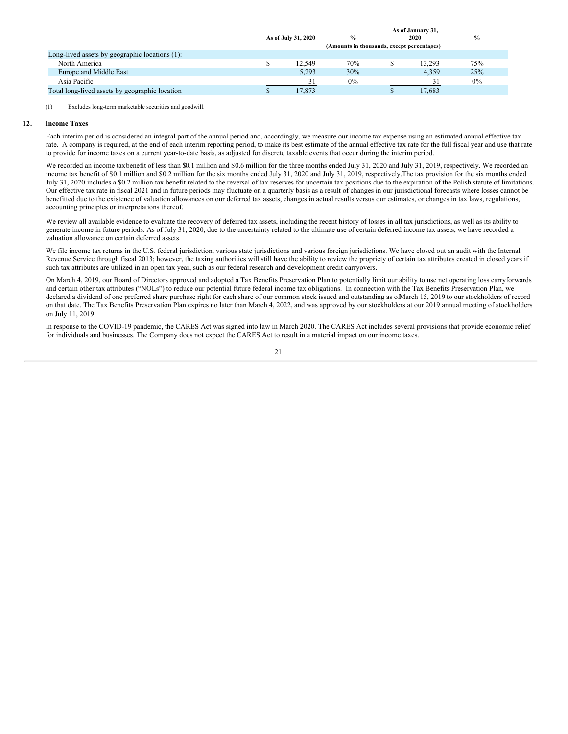| | As of July 31, 2020 | % | As of January 31, 2020 | % |
|---|---|---|---|---|
| | (Amounts in thousands, except percentages) | | | |
| Long-lived assets by geographic locations (1): | | | | |
| North America | $ 12,549 | 70% | $ 13,293 | 75% |
| Europe and Middle East | 5,293 | 30% | 4,359 | 25% |
| Asia Pacific | 31 | 0% | 31 | 0% |
| Total long-lived assets by geographic location | $ 17,873 | | $ 17,683 | |

(1) Excludes long-term marketable securities and goodwill.

## 12. Income Taxes

Each interim period is considered an integral part of the annual period and, accordingly, we measure our income tax expense using an estimated annual effective tax rate. A company is required, at the end of each interim reporting period, to make its best estimate of the annual effective tax rate for the full fiscal year and use that rate to provide for income taxes on a current year-to-date basis, as adjusted for discrete taxable events that occur during the interim period.

We recorded an income tax benefit of less than $0.1 million and $0.6 million for the three months ended July 31, 2020 and July 31, 2019, respectively. We recorded an income tax benefit of $0.1 million and $0.2 million for the six months ended July 31, 2020 and July 31, 2019, respectively.The tax provision for the six months ended July 31, 2020 includes a $0.2 million tax benefit related to the reversal of tax reserves for uncertain tax positions due to the expiration of the Polish statute of limitations. Our effective tax rate in fiscal 2021 and in future periods may fluctuate on a quarterly basis as a result of changes in our jurisdictional forecasts where losses cannot be benefitted due to the existence of valuation allowances on our deferred tax assets, changes in actual results versus our estimates, or changes in tax laws, regulations, accounting principles or interpretations thereof.

We review all available evidence to evaluate the recovery of deferred tax assets, including the recent history of losses in all tax jurisdictions, as well as its ability to generate income in future periods. As of July 31, 2020, due to the uncertainty related to the ultimate use of certain deferred income tax assets, we have recorded a valuation allowance on certain deferred assets.

We file income tax returns in the U.S. federal jurisdiction, various state jurisdictions and various foreign jurisdictions. We have closed out an audit with the Internal Revenue Service through fiscal 2013; however, the taxing authorities will still have the ability to review the propriety of certain tax attributes created in closed years if such tax attributes are utilized in an open tax year, such as our federal research and development credit carryovers.

On March 4, 2019, our Board of Directors approved and adopted a Tax Benefits Preservation Plan to potentially limit our ability to use net operating loss carryforwards and certain other tax attributes ("NOLs") to reduce our potential future federal income tax obligations. In connection with the Tax Benefits Preservation Plan, we declared a dividend of one preferred share purchase right for each share of our common stock issued and outstanding as of March 15, 2019 to our stockholders of record on that date. The Tax Benefits Preservation Plan expires no later than March 4, 2022, and was approved by our stockholders at our 2019 annual meeting of stockholders on July 11, 2019.

In response to the COVID-19 pandemic, the CARES Act was signed into law in March 2020. The CARES Act includes several provisions that provide economic relief for individuals and businesses. The Company does not expect the CARES Act to result in a material impact on our income taxes.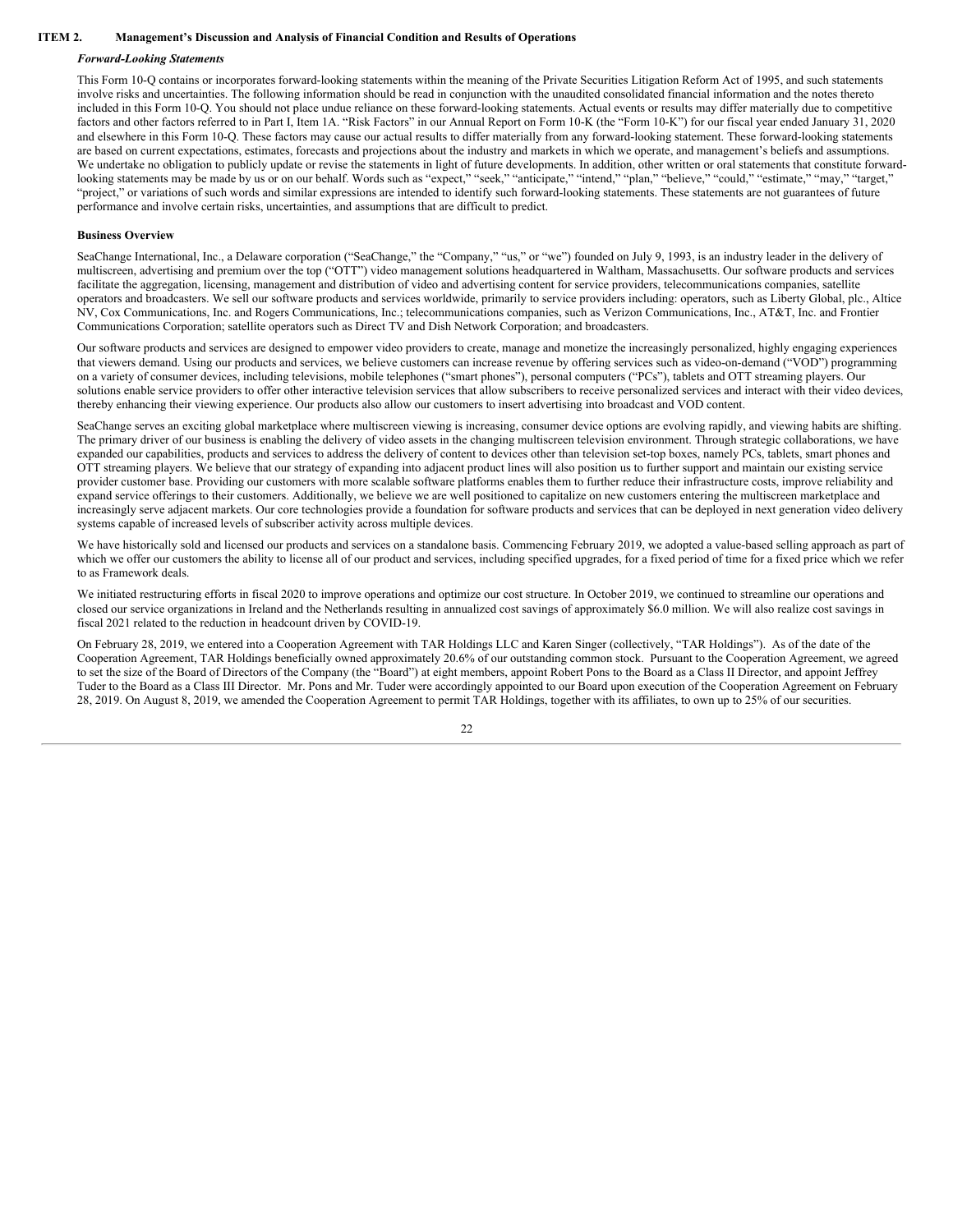# ITEM 2. Management's Discussion and Analysis of Financial Condition and Results of Operations

***Forward-Looking Statements***

This Form 10-Q contains or incorporates forward-looking statements within the meaning of the Private Securities Litigation Reform Act of 1995, and such statements involve risks and uncertainties. The following information should be read in conjunction with the unaudited consolidated financial information and the notes thereto included in this Form 10-Q. You should not place undue reliance on these forward-looking statements. Actual events or results may differ materially due to competitive factors and other factors referred to in Part I, Item 1A. "Risk Factors" in our Annual Report on Form 10-K (the "Form 10-K") for our fiscal year ended January 31, 2020 and elsewhere in this Form 10-Q. These factors may cause our actual results to differ materially from any forward-looking statement. These forward-looking statements are based on current expectations, estimates, forecasts and projections about the industry and markets in which we operate, and management's beliefs and assumptions. We undertake no obligation to publicly update or revise the statements in light of future developments. In addition, other written or oral statements that constitute forward-looking statements may be made by us or on our behalf. Words such as "expect," "seek," "anticipate," "intend," "plan," "believe," "could," "estimate," "may," "target," "project," or variations of such words and similar expressions are intended to identify such forward-looking statements. These statements are not guarantees of future performance and involve certain risks, uncertainties, and assumptions that are difficult to predict.

**Business Overview**

SeaChange International, Inc., a Delaware corporation ("SeaChange," the "Company," "us," or "we") founded on July 9, 1993, is an industry leader in the delivery of multiscreen, advertising and premium over the top ("OTT") video management solutions headquartered in Waltham, Massachusetts. Our software products and services facilitate the aggregation, licensing, management and distribution of video and advertising content for service providers, telecommunications companies, satellite operators and broadcasters. We sell our software products and services worldwide, primarily to service providers including: operators, such as Liberty Global, plc., Altice NV, Cox Communications, Inc. and Rogers Communications, Inc.; telecommunications companies, such as Verizon Communications, Inc., AT&T, Inc. and Frontier Communications Corporation; satellite operators such as Direct TV and Dish Network Corporation; and broadcasters.

Our software products and services are designed to empower video providers to create, manage and monetize the increasingly personalized, highly engaging experiences that viewers demand. Using our products and services, we believe customers can increase revenue by offering services such as video-on-demand ("VOD") programming on a variety of consumer devices, including televisions, mobile telephones ("smart phones"), personal computers ("PCs"), tablets and OTT streaming players. Our solutions enable service providers to offer other interactive television services that allow subscribers to receive personalized services and interact with their video devices, thereby enhancing their viewing experience. Our products also allow our customers to insert advertising into broadcast and VOD content.

SeaChange serves an exciting global marketplace where multiscreen viewing is increasing, consumer device options are evolving rapidly, and viewing habits are shifting. The primary driver of our business is enabling the delivery of video assets in the changing multiscreen television environment. Through strategic collaborations, we have expanded our capabilities, products and services to address the delivery of content to devices other than television set-top boxes, namely PCs, tablets, smart phones and OTT streaming players. We believe that our strategy of expanding into adjacent product lines will also position us to further support and maintain our existing service provider customer base. Providing our customers with more scalable software platforms enables them to further reduce their infrastructure costs, improve reliability and expand service offerings to their customers. Additionally, we believe we are well positioned to capitalize on new customers entering the multiscreen marketplace and increasingly serve adjacent markets. Our core technologies provide a foundation for software products and services that can be deployed in next generation video delivery systems capable of increased levels of subscriber activity across multiple devices.

We have historically sold and licensed our products and services on a standalone basis. Commencing February 2019, we adopted a value-based selling approach as part of which we offer our customers the ability to license all of our product and services, including specified upgrades, for a fixed period of time for a fixed price which we refer to as Framework deals.

We initiated restructuring efforts in fiscal 2020 to improve operations and optimize our cost structure. In October 2019, we continued to streamline our operations and closed our service organizations in Ireland and the Netherlands resulting in annualized cost savings of approximately $6.0 million. We will also realize cost savings in fiscal 2021 related to the reduction in headcount driven by COVID-19.

On February 28, 2019, we entered into a Cooperation Agreement with TAR Holdings LLC and Karen Singer (collectively, "TAR Holdings"). As of the date of the Cooperation Agreement, TAR Holdings beneficially owned approximately 20.6% of our outstanding common stock. Pursuant to the Cooperation Agreement, we agreed to set the size of the Board of Directors of the Company (the "Board") at eight members, appoint Robert Pons to the Board as a Class II Director, and appoint Jeffrey Tuder to the Board as a Class III Director. Mr. Pons and Mr. Tuder were accordingly appointed to our Board upon execution of the Cooperation Agreement on February 28, 2019. On August 8, 2019, we amended the Cooperation Agreement to permit TAR Holdings, together with its affiliates, to own up to 25% of our securities.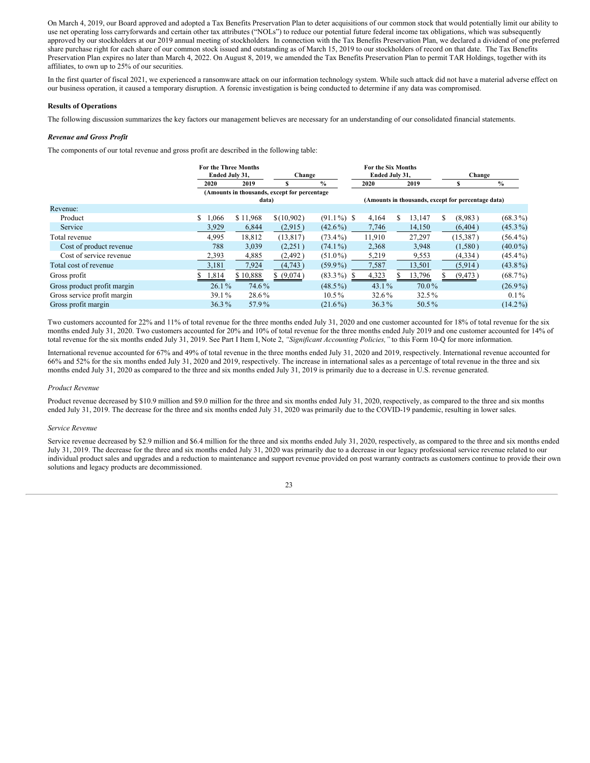On March 4, 2019, our Board approved and adopted a Tax Benefits Preservation Plan to deter acquisitions of our common stock that would potentially limit our ability to use net operating loss carryforwards and certain other tax attributes ("NOLs") to reduce our potential future federal income tax obligations, which was subsequently approved by our stockholders at our 2019 annual meeting of stockholders. In connection with the Tax Benefits Preservation Plan, we declared a dividend of one preferred share purchase right for each share of our common stock issued and outstanding as of March 15, 2019 to our stockholders of record on that date. The Tax Benefits Preservation Plan expires no later than March 4, 2022. On August 8, 2019, we amended the Tax Benefits Preservation Plan to permit TAR Holdings, together with its affiliates, to own up to 25% of our securities.

In the first quarter of fiscal 2021, we experienced a ransomware attack on our information technology system. While such attack did not have a material adverse effect on our business operation, it caused a temporary disruption. A forensic investigation is being conducted to determine if any data was compromised.

**Results of Operations**

The following discussion summarizes the key factors our management believes are necessary for an understanding of our consolidated financial statements.

***Revenue and Gross Profit***

The components of our total revenue and gross profit are described in the following table:

| | For the Three Months Ended July 31, | | Change | | For the Six Months Ended July 31, | | Change | |
|---|---|---|---|---|---|---|---|---|
| | 2020 | 2019 | $ | % | 2020 | 2019 | $ | % |
| | (Amounts in thousands, except for percentage data) | | | | (Amounts in thousands, except for percentage data) | | | |
| Revenue: | | | | | | | | |
| Product | $ 1,066 | $ 11,968 | $ (10,902) | (91.1%) | $ 4,164 | $ 13,147 | $ (8,983) | (68.3%) |
| Service | 3,929 | 6,844 | (2,915) | (42.6%) | 7,746 | 14,150 | (6,404) | (45.3%) |
| Total revenue | 4,995 | 18,812 | (13,817) | (73.4%) | 11,910 | 27,297 | (15,387) | (56.4%) |
| Cost of product revenue | 788 | 3,039 | (2,251) | (74.1%) | 2,368 | 3,948 | (1,580) | (40.0%) |
| Cost of service revenue | 2,393 | 4,885 | (2,492) | (51.0%) | 5,219 | 9,553 | (4,334) | (45.4%) |
| Total cost of revenue | 3,181 | 7,924 | (4,743) | (59.9%) | 7,587 | 13,501 | (5,914) | (43.8%) |
| Gross profit | $ 1,814 | $ 10,888 | $ (9,074) | (83.3%) | $ 4,323 | $ 13,796 | $ (9,473) | (68.7%) |
| Gross product profit margin | 26.1% | 74.6% | | (48.5%) | 43.1% | 70.0% | | (26.9%) |
| Gross service profit margin | 39.1% | 28.6% | | 10.5% | 32.6% | 32.5% | | 0.1% |
| Gross profit margin | 36.3% | 57.9% | | (21.6%) | 36.3% | 50.5% | | (14.2%) |

Two customers accounted for 22% and 11% of total revenue for the three months ended July 31, 2020 and one customer accounted for 18% of total revenue for the six months ended July 31, 2020. Two customers accounted for 20% and 10% of total revenue for the three months ended July 2019 and one customer accounted for 14% of total revenue for the six months ended July 31, 2019. See Part I Item I, Note 2, *"Significant Accounting Policies,"* to this Form 10-Q for more information.

International revenue accounted for 67% and 49% of total revenue in the three months ended July 31, 2020 and 2019, respectively. International revenue accounted for 66% and 52% for the six months ended July 31, 2020 and 2019, respectively. The increase in international sales as a percentage of total revenue in the three and six months ended July 31, 2020 as compared to the three and six months ended July 31, 2019 is primarily due to a decrease in U.S. revenue generated.

*Product Revenue*

Product revenue decreased by $10.9 million and $9.0 million for the three and six months ended July 31, 2020, respectively, as compared to the three and six months ended July 31, 2019. The decrease for the three and six months ended July 31, 2020 was primarily due to the COVID-19 pandemic, resulting in lower sales.

*Service Revenue*

Service revenue decreased by $2.9 million and $6.4 million for the three and six months ended July 31, 2020, respectively, as compared to the three and six months ended July 31, 2019. The decrease for the three and six months ended July 31, 2020 was primarily due to a decrease in our legacy professional service revenue related to our individual product sales and upgrades and a reduction to maintenance and support revenue provided on post warranty contracts as customers continue to provide their own solutions and legacy products are decommissioned.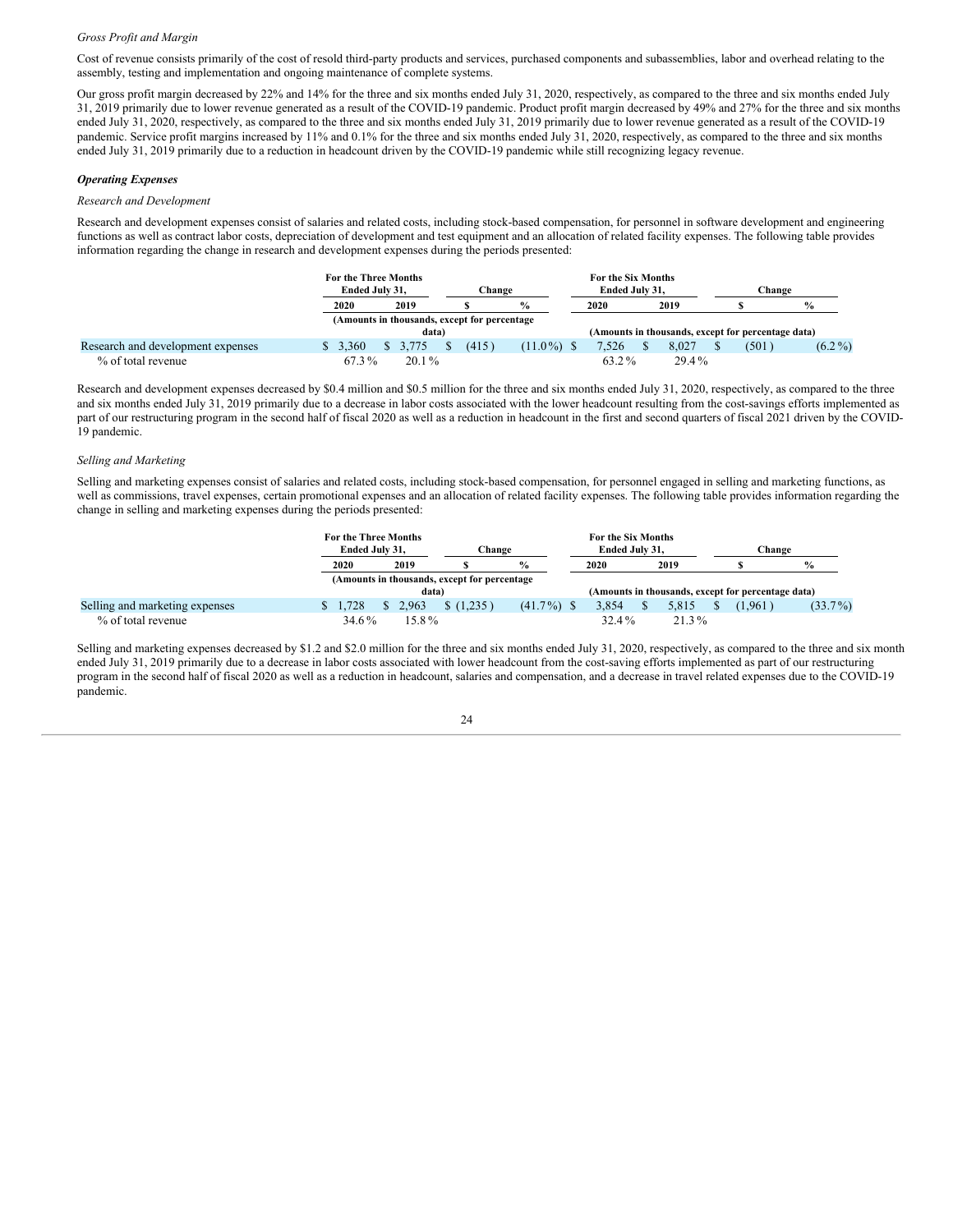*Gross Profit and Margin*

Cost of revenue consists primarily of the cost of resold third-party products and services, purchased components and subassemblies, labor and overhead relating to the assembly, testing and implementation and ongoing maintenance of complete systems.

Our gross profit margin decreased by 22% and 14% for the three and six months ended July 31, 2020, respectively, as compared to the three and six months ended July 31, 2019 primarily due to lower revenue generated as a result of the COVID-19 pandemic. Product profit margin decreased by 49% and 27% for the three and six months ended July 31, 2020, respectively, as compared to the three and six months ended July 31, 2019 primarily due to lower revenue generated as a result of the COVID-19 pandemic. Service profit margins increased by 11% and 0.1% for the three and six months ended July 31, 2020, respectively, as compared to the three and six months ended July 31, 2019 primarily due to a reduction in headcount driven by the COVID-19 pandemic while still recognizing legacy revenue.

***Operating Expenses***

*Research and Development*

Research and development expenses consist of salaries and related costs, including stock-based compensation, for personnel in software development and engineering functions as well as contract labor costs, depreciation of development and test equipment and an allocation of related facility expenses. The following table provides information regarding the change in research and development expenses during the periods presented:

| | For the Three Months Ended July 31, | | Change | | For the Six Months Ended July 31, | | Change | |
|---|---|---|---|---|---|---|---|---|
| | 2020 | 2019 | $ | % | 2020 | 2019 | $ | % |
| | (Amounts in thousands, except for percentage data) | | | | (Amounts in thousands, except for percentage data) | | | |
| Research and development expenses | $ 3,360 | $ 3,775 | $ (415) | (11.0%) | $ 7,526 | $ 8,027 | $ (501) | (6.2%) |
| % of total revenue | 67.3% | 20.1% | | | 63.2% | 29.4% | | |

Research and development expenses decreased by $0.4 million and $0.5 million for the three and six months ended July 31, 2020, respectively, as compared to the three and six months ended July 31, 2019 primarily due to a decrease in labor costs associated with the lower headcount resulting from the cost-savings efforts implemented as part of our restructuring program in the second half of fiscal 2020 as well as a reduction in headcount in the first and second quarters of fiscal 2021 driven by the COVID-19 pandemic.

*Selling and Marketing*

Selling and marketing expenses consist of salaries and related costs, including stock-based compensation, for personnel engaged in selling and marketing functions, as well as commissions, travel expenses, certain promotional expenses and an allocation of related facility expenses. The following table provides information regarding the change in selling and marketing expenses during the periods presented:

| | For the Three Months Ended July 31, | | Change | | For the Six Months Ended July 31, | | Change | |
|---|---|---|---|---|---|---|---|---|
| | 2020 | 2019 | $ | % | 2020 | 2019 | $ | % |
| | (Amounts in thousands, except for percentage data) | | | | (Amounts in thousands, except for percentage data) | | | |
| Selling and marketing expenses | $ 1,728 | $ 2,963 | $ (1,235) | (41.7%) | $ 3,854 | $ 5,815 | $ (1,961) | (33.7%) |
| % of total revenue | 34.6% | 15.8% | | | 32.4% | 21.3% | | |

Selling and marketing expenses decreased by $1.2 and $2.0 million for the three and six months ended July 31, 2020, respectively, as compared to the three and six month ended July 31, 2019 primarily due to a decrease in labor costs associated with lower headcount from the cost-saving efforts implemented as part of our restructuring program in the second half of fiscal 2020 as well as a reduction in headcount, salaries and compensation, and a decrease in travel related expenses due to the COVID-19 pandemic.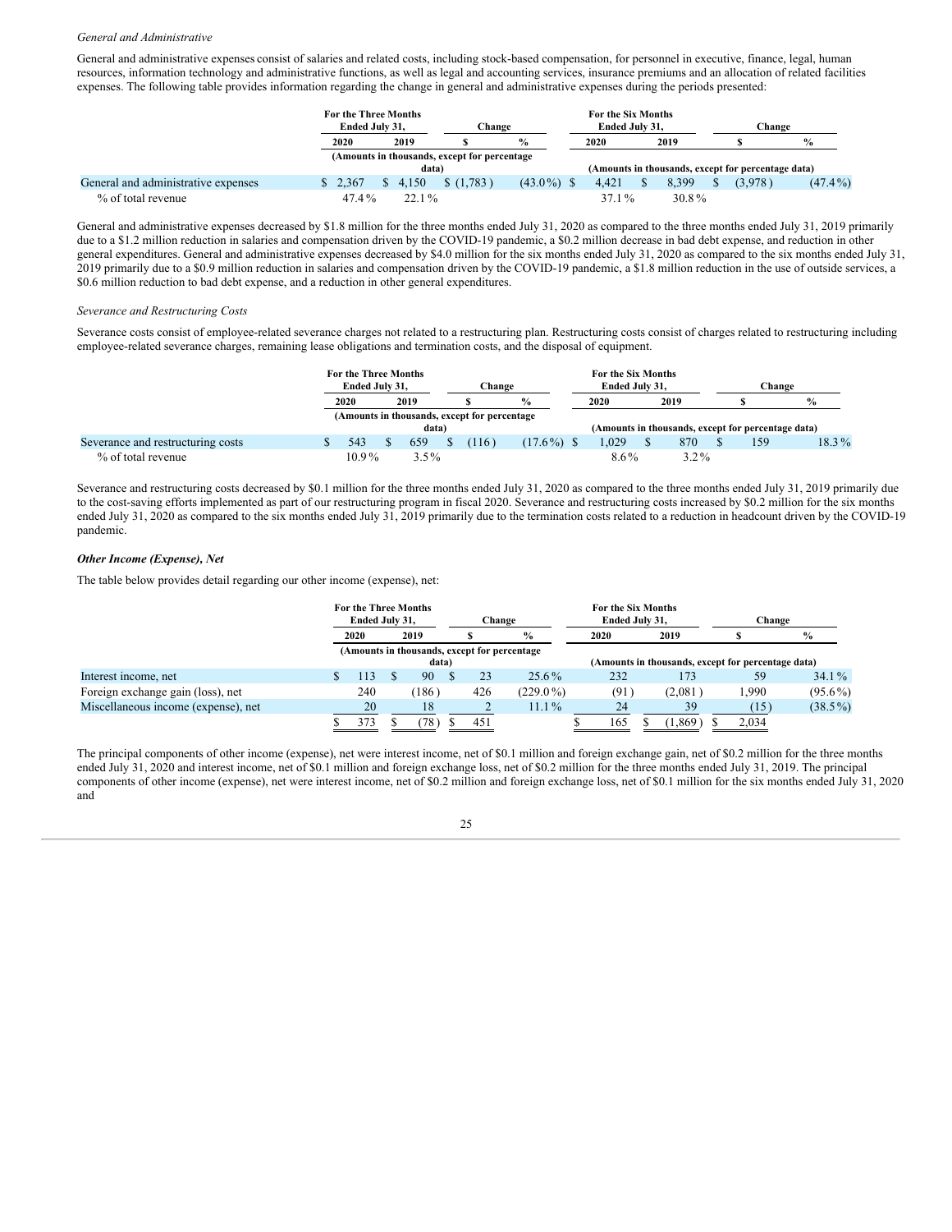*General and Administrative*

General and administrative expenses consist of salaries and related costs, including stock-based compensation, for personnel in executive, finance, legal, human resources, information technology and administrative functions, as well as legal and accounting services, insurance premiums and an allocation of related facilities expenses. The following table provides information regarding the change in general and administrative expenses during the periods presented:

| | For the Three Months Ended July 31, | | Change | | For the Six Months Ended July 31, | | Change | |
|---|---|---|---|---|---|---|---|---|
| | 2020 | 2019 | $ | % | 2020 | 2019 | $ | % |
| | (Amounts in thousands, except for percentage data) | | | | (Amounts in thousands, except for percentage data) | | | |
| General and administrative expenses | $ 2,367 | $ 4,150 | $ (1,783) | (43.0%) | $ 4,421 | $ 8,399 | $ (3,978) | (47.4%) |
| % of total revenue | 47.4% | 22.1% | | | 37.1% | 30.8% | | |

General and administrative expenses decreased by $1.8 million for the three months ended July 31, 2020 as compared to the three months ended July 31, 2019 primarily due to a $1.2 million reduction in salaries and compensation driven by the COVID-19 pandemic, a $0.2 million decrease in bad debt expense, and reduction in other general expenditures. General and administrative expenses decreased by $4.0 million for the six months ended July 31, 2020 as compared to the six months ended July 31, 2019 primarily due to a $0.9 million reduction in salaries and compensation driven by the COVID-19 pandemic, a $1.8 million reduction in the use of outside services, a $0.6 million reduction to bad debt expense, and a reduction in other general expenditures.

*Severance and Restructuring Costs*

Severance costs consist of employee-related severance charges not related to a restructuring plan. Restructuring costs consist of charges related to restructuring including employee-related severance charges, remaining lease obligations and termination costs, and the disposal of equipment.

| | For the Three Months Ended July 31, | | Change | | For the Six Months Ended July 31, | | Change | |
|---|---|---|---|---|---|---|---|---|
| | 2020 | 2019 | $ | % | 2020 | 2019 | $ | % |
| | (Amounts in thousands, except for percentage data) | | | | (Amounts in thousands, except for percentage data) | | | |
| Severance and restructuring costs | $ 543 | $ 659 | $ (116) | (17.6%) | $ 1,029 | $ 870 | $ 159 | 18.3% |
| % of total revenue | 10.9% | 3.5% | | | 8.6% | 3.2% | | |

Severance and restructuring costs decreased by $0.1 million for the three months ended July 31, 2020 as compared to the three months ended July 31, 2019 primarily due to the cost-saving efforts implemented as part of our restructuring program in fiscal 2020. Severance and restructuring costs increased by $0.2 million for the six months ended July 31, 2020 as compared to the six months ended July 31, 2019 primarily due to the termination costs related to a reduction in headcount driven by the COVID-19 pandemic.

***Other Income (Expense), Net***

The table below provides detail regarding our other income (expense), net:

| | For the Three Months Ended July 31, | | Change | | For the Six Months Ended July 31, | | Change | |
|---|---|---|---|---|---|---|---|---|
| | 2020 | 2019 | $ | % | 2020 | 2019 | $ | % |
| | (Amounts in thousands, except for percentage data) | | | | (Amounts in thousands, except for percentage data) | | | |
| Interest income, net | $ 113 | $ 90 | $ 23 | 25.6% | 232 | 173 | 59 | 34.1% |
| Foreign exchange gain (loss), net | 240 | (186) | 426 | (229.0%) | (91) | (2,081) | 1,990 | (95.6%) |
| Miscellaneous income (expense), net | 20 | 18 | 2 | 11.1% | 24 | 39 | (15) | (38.5%) |
| | $ 373 | $ (78) | $ 451 | | $ 165 | $ (1,869) | $ 2,034 | |

The principal components of other income (expense), net were interest income, net of $0.1 million and foreign exchange gain, net of $0.2 million for the three months ended July 31, 2020 and interest income, net of $0.1 million and foreign exchange loss, net of $0.2 million for the three months ended July 31, 2019. The principal components of other income (expense), net were interest income, net of $0.2 million and foreign exchange loss, net of $0.1 million for the six months ended July 31, 2020 and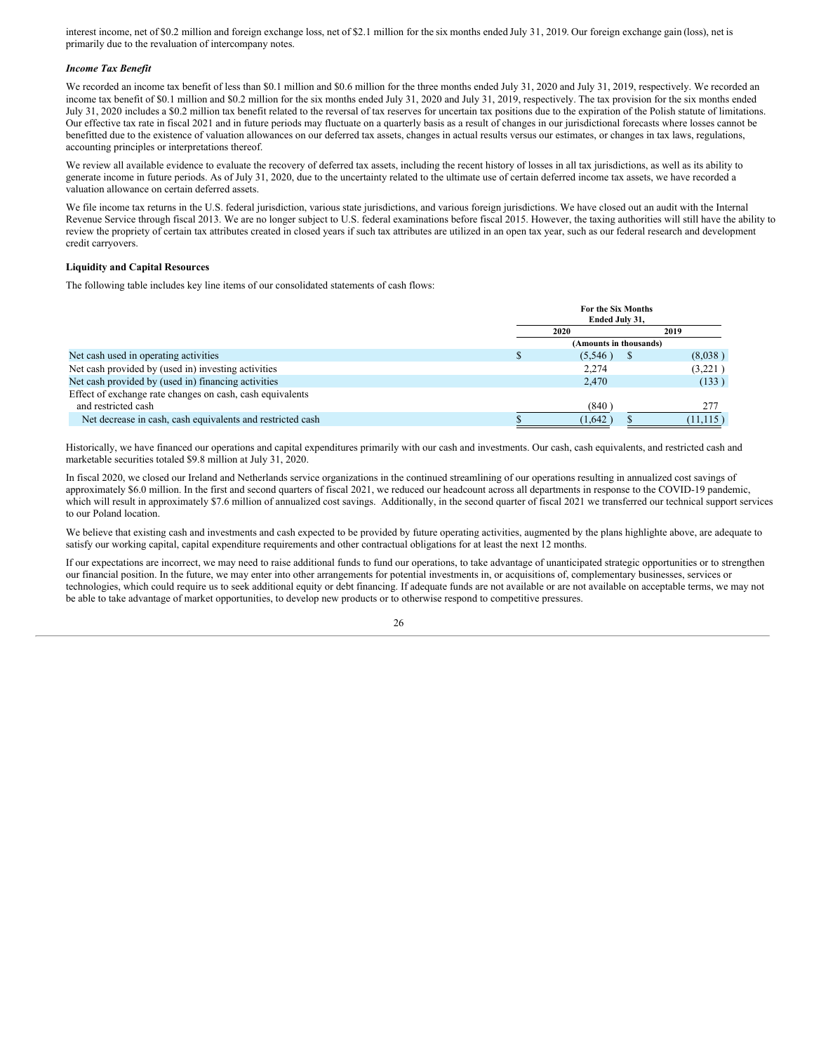interest income, net of $0.2 million and foreign exchange loss, net of $2.1 million for the six months ended July 31, 2019. Our foreign exchange gain (loss), net is primarily due to the revaluation of intercompany notes.

***Income Tax Benefit***

We recorded an income tax benefit of less than $0.1 million and $0.6 million for the three months ended July 31, 2020 and July 31, 2019, respectively. We recorded an income tax benefit of $0.1 million and $0.2 million for the six months ended July 31, 2020 and July 31, 2019, respectively. The tax provision for the six months ended July 31, 2020 includes a $0.2 million tax benefit related to the reversal of tax reserves for uncertain tax positions due to the expiration of the Polish statute of limitations. Our effective tax rate in fiscal 2021 and in future periods may fluctuate on a quarterly basis as a result of changes in our jurisdictional forecasts where losses cannot be benefitted due to the existence of valuation allowances on our deferred tax assets, changes in actual results versus our estimates, or changes in tax laws, regulations, accounting principles or interpretations thereof.

We review all available evidence to evaluate the recovery of deferred tax assets, including the recent history of losses in all tax jurisdictions, as well as its ability to generate income in future periods. As of July 31, 2020, due to the uncertainty related to the ultimate use of certain deferred income tax assets, we have recorded a valuation allowance on certain deferred assets.

We file income tax returns in the U.S. federal jurisdiction, various state jurisdictions, and various foreign jurisdictions. We have closed out an audit with the Internal Revenue Service through fiscal 2013. We are no longer subject to U.S. federal examinations before fiscal 2015. However, the taxing authorities will still have the ability to review the propriety of certain tax attributes created in closed years if such tax attributes are utilized in an open tax year, such as our federal research and development credit carryovers.

**Liquidity and Capital Resources**

The following table includes key line items of our consolidated statements of cash flows:

| | For the Six Months Ended July 31, | |
|---|---|---|
| | 2020 | 2019 |
| | (Amounts in thousands) | |
| Net cash used in operating activities | $ (5,546) | $ (8,038) |
| Net cash provided by (used in) investing activities | 2,274 | (3,221) |
| Net cash provided by (used in) financing activities | 2,470 | (133) |
| Effect of exchange rate changes on cash, cash equivalents and restricted cash | (840) | 277 |
| Net decrease in cash, cash equivalents and restricted cash | $ (1,642) | $ (11,115) |

Historically, we have financed our operations and capital expenditures primarily with our cash and investments. Our cash, cash equivalents, and restricted cash and marketable securities totaled $9.8 million at July 31, 2020.

In fiscal 2020, we closed our Ireland and Netherlands service organizations in the continued streamlining of our operations resulting in annualized cost savings of approximately $6.0 million. In the first and second quarters of fiscal 2021, we reduced our headcount across all departments in response to the COVID-19 pandemic, which will result in approximately $7.6 million of annualized cost savings. Additionally, in the second quarter of fiscal 2021 we transferred our technical support services to our Poland location.

We believe that existing cash and investments and cash expected to be provided by future operating activities, augmented by the plans highlighte above, are adequate to satisfy our working capital, capital expenditure requirements and other contractual obligations for at least the next 12 months.

If our expectations are incorrect, we may need to raise additional funds to fund our operations, to take advantage of unanticipated strategic opportunities or to strengthen our financial position. In the future, we may enter into other arrangements for potential investments in, or acquisitions of, complementary businesses, services or technologies, which could require us to seek additional equity or debt financing. If adequate funds are not available or are not available on acceptable terms, we may not be able to take advantage of market opportunities, to develop new products or to otherwise respond to competitive pressures.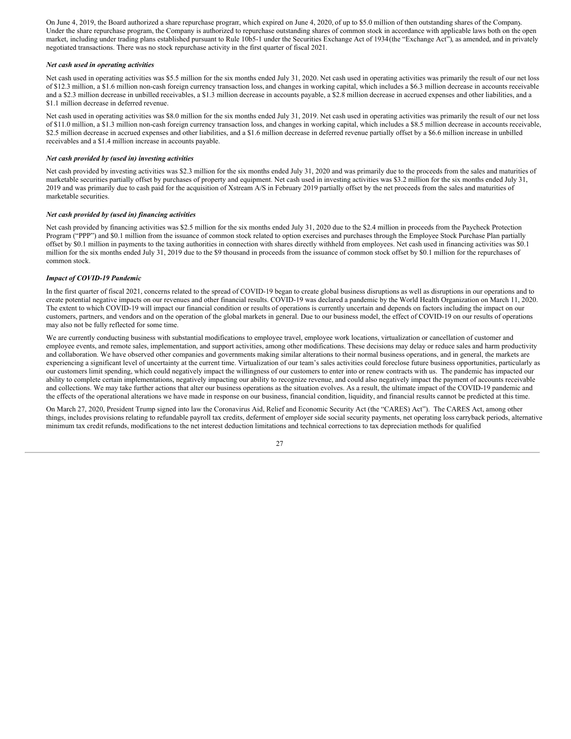On June 4, 2019, the Board authorized a share repurchase program, which expired on June 4, 2020, of up to $5.0 million of then outstanding shares of the Company. Under the share repurchase program, the Company is authorized to repurchase outstanding shares of common stock in accordance with applicable laws both on the open market, including under trading plans established pursuant to Rule 10b5-1 under the Securities Exchange Act of 1934 (the "Exchange Act"), as amended, and in privately negotiated transactions. There was no stock repurchase activity in the first quarter of fiscal 2021.

***Net cash used in operating activities***

Net cash used in operating activities was $5.5 million for the six months ended July 31, 2020. Net cash used in operating activities was primarily the result of our net loss of $12.3 million, a $1.6 million non-cash foreign currency transaction loss, and changes in working capital, which includes a $6.3 million decrease in accounts receivable and a $2.3 million decrease in unbilled receivables, a $1.3 million decrease in accounts payable, a $2.8 million decrease in accrued expenses and other liabilities, and a $1.1 million decrease in deferred revenue.

Net cash used in operating activities was $8.0 million for the six months ended July 31, 2019. Net cash used in operating activities was primarily the result of our net loss of $11.0 million, a $1.3 million non-cash foreign currency transaction loss, and changes in working capital, which includes a $8.5 million decrease in accounts receivable, $2.5 million decrease in accrued expenses and other liabilities, and a $1.6 million decrease in deferred revenue partially offset by a $6.6 million increase in unbilled receivables and a $1.4 million increase in accounts payable.

***Net cash provided by (used in) investing activities***

Net cash provided by investing activities was $2.3 million for the six months ended July 31, 2020 and was primarily due to the proceeds from the sales and maturities of marketable securities partially offset by purchases of property and equipment. Net cash used in investing activities was $3.2 million for the six months ended July 31, 2019 and was primarily due to cash paid for the acquisition of Xstream A/S in February 2019 partially offset by the net proceeds from the sales and maturities of marketable securities.

***Net cash provided by (used in) financing activities***

Net cash provided by financing activities was $2.5 million for the six months ended July 31, 2020 due to the $2.4 million in proceeds from the Paycheck Protection Program ("PPP") and $0.1 million from the issuance of common stock related to option exercises and purchases through the Employee Stock Purchase Plan partially offset by $0.1 million in payments to the taxing authorities in connection with shares directly withheld from employees. Net cash used in financing activities was $0.1 million for the six months ended July 31, 2019 due to the $9 thousand in proceeds from the issuance of common stock offset by $0.1 million for the repurchases of common stock.

***Impact of COVID-19 Pandemic***

In the first quarter of fiscal 2021, concerns related to the spread of COVID-19 began to create global business disruptions as well as disruptions in our operations and to create potential negative impacts on our revenues and other financial results. COVID-19 was declared a pandemic by the World Health Organization on March 11, 2020. The extent to which COVID-19 will impact our financial condition or results of operations is currently uncertain and depends on factors including the impact on our customers, partners, and vendors and on the operation of the global markets in general. Due to our business model, the effect of COVID-19 on our results of operations may also not be fully reflected for some time.

We are currently conducting business with substantial modifications to employee travel, employee work locations, virtualization or cancellation of customer and employee events, and remote sales, implementation, and support activities, among other modifications. These decisions may delay or reduce sales and harm productivity and collaboration. We have observed other companies and governments making similar alterations to their normal business operations, and in general, the markets are experiencing a significant level of uncertainty at the current time. Virtualization of our team's sales activities could foreclose future business opportunities, particularly as our customers limit spending, which could negatively impact the willingness of our customers to enter into or renew contracts with us. The pandemic has impacted our ability to complete certain implementations, negatively impacting our ability to recognize revenue, and could also negatively impact the payment of accounts receivable and collections. We may take further actions that alter our business operations as the situation evolves. As a result, the ultimate impact of the COVID-19 pandemic and the effects of the operational alterations we have made in response on our business, financial condition, liquidity, and financial results cannot be predicted at this time.

On March 27, 2020, President Trump signed into law the Coronavirus Aid, Relief and Economic Security Act (the "CARES) Act"). The CARES Act, among other things, includes provisions relating to refundable payroll tax credits, deferment of employer side social security payments, net operating loss carryback periods, alternative minimum tax credit refunds, modifications to the net interest deduction limitations and technical corrections to tax depreciation methods for qualified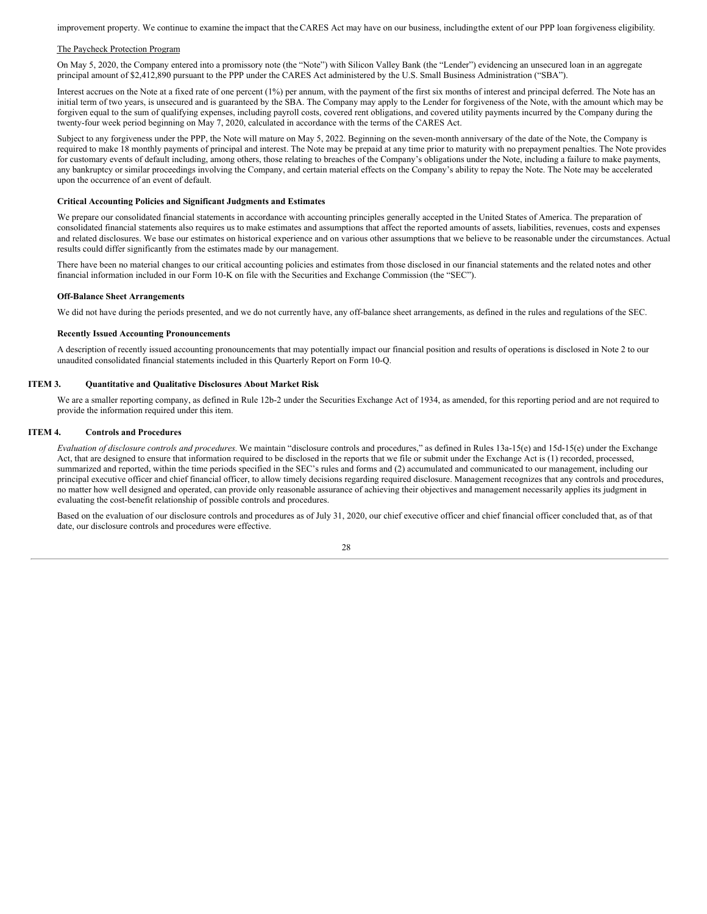improvement property. We continue to examine the impact that the CARES Act may have on our business, including the extent of our PPP loan forgiveness eligibility.

The Paycheck Protection Program

On May 5, 2020, the Company entered into a promissory note (the "Note") with Silicon Valley Bank (the "Lender") evidencing an unsecured loan in an aggregate principal amount of $2,412,890 pursuant to the PPP under the CARES Act administered by the U.S. Small Business Administration ("SBA").

Interest accrues on the Note at a fixed rate of one percent (1%) per annum, with the payment of the first six months of interest and principal deferred. The Note has an initial term of two years, is unsecured and is guaranteed by the SBA. The Company may apply to the Lender for forgiveness of the Note, with the amount which may be forgiven equal to the sum of qualifying expenses, including payroll costs, covered rent obligations, and covered utility payments incurred by the Company during the twenty-four week period beginning on May 7, 2020, calculated in accordance with the terms of the CARES Act.

Subject to any forgiveness under the PPP, the Note will mature on May 5, 2022. Beginning on the seven-month anniversary of the date of the Note, the Company is required to make 18 monthly payments of principal and interest. The Note may be prepaid at any time prior to maturity with no prepayment penalties. The Note provides for customary events of default including, among others, those relating to breaches of the Company's obligations under the Note, including a failure to make payments, any bankruptcy or similar proceedings involving the Company, and certain material effects on the Company's ability to repay the Note. The Note may be accelerated upon the occurrence of an event of default.

**Critical Accounting Policies and Significant Judgments and Estimates**

We prepare our consolidated financial statements in accordance with accounting principles generally accepted in the United States of America. The preparation of consolidated financial statements also requires us to make estimates and assumptions that affect the reported amounts of assets, liabilities, revenues, costs and expenses and related disclosures. We base our estimates on historical experience and on various other assumptions that we believe to be reasonable under the circumstances. Actual results could differ significantly from the estimates made by our management.

There have been no material changes to our critical accounting policies and estimates from those disclosed in our financial statements and the related notes and other financial information included in our Form 10-K on file with the Securities and Exchange Commission (the "SEC").

**Off-Balance Sheet Arrangements**

We did not have during the periods presented, and we do not currently have, any off-balance sheet arrangements, as defined in the rules and regulations of the SEC.

**Recently Issued Accounting Pronouncements**

A description of recently issued accounting pronouncements that may potentially impact our financial position and results of operations is disclosed in Note 2 to our unaudited consolidated financial statements included in this Quarterly Report on Form 10-Q.

## ITEM 3. Quantitative and Qualitative Disclosures About Market Risk

We are a smaller reporting company, as defined in Rule 12b-2 under the Securities Exchange Act of 1934, as amended, for this reporting period and are not required to provide the information required under this item.

## ITEM 4. Controls and Procedures

*Evaluation of disclosure controls and procedures.* We maintain "disclosure controls and procedures," as defined in Rules 13a-15(e) and 15d-15(e) under the Exchange Act, that are designed to ensure that information required to be disclosed in the reports that we file or submit under the Exchange Act is (1) recorded, processed, summarized and reported, within the time periods specified in the SEC's rules and forms and (2) accumulated and communicated to our management, including our principal executive officer and chief financial officer, to allow timely decisions regarding required disclosure. Management recognizes that any controls and procedures, no matter how well designed and operated, can provide only reasonable assurance of achieving their objectives and management necessarily applies its judgment in evaluating the cost-benefit relationship of possible controls and procedures.

Based on the evaluation of our disclosure controls and procedures as of July 31, 2020, our chief executive officer and chief financial officer concluded that, as of that date, our disclosure controls and procedures were effective.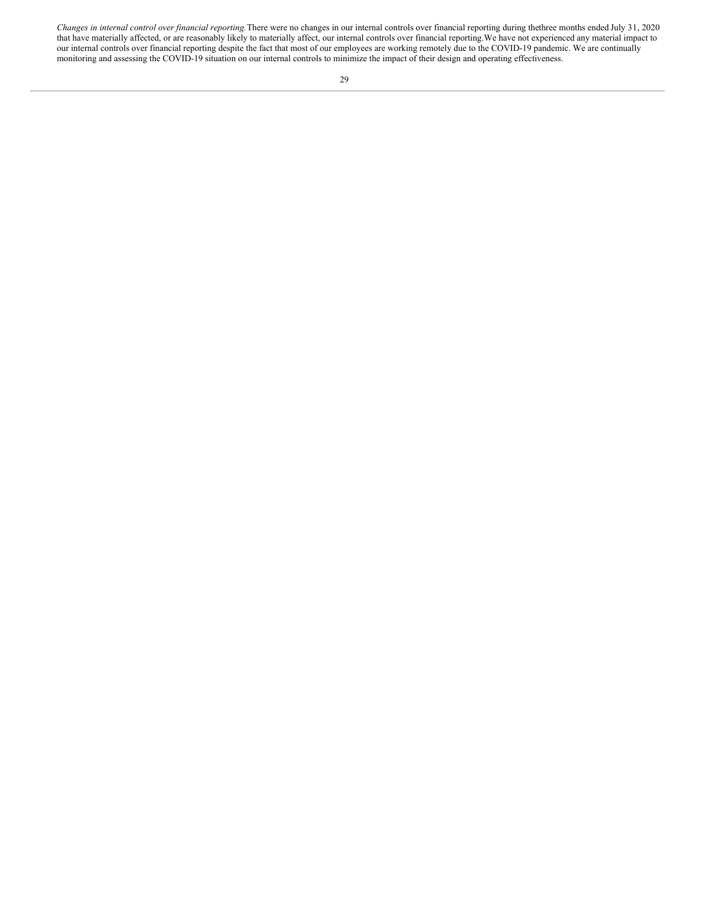*Changes in internal control over financial reporting.* There were no changes in our internal controls over financial reporting during the three months ended July 31, 2020 that have materially affected, or are reasonably likely to materially affect, our internal controls over financial reporting. We have not experienced any material impact to our internal controls over financial reporting despite the fact that most of our employees are working remotely due to the COVID-19 pandemic. We are continually monitoring and assessing the COVID-19 situation on our internal controls to minimize the impact of their design and operating effectiveness.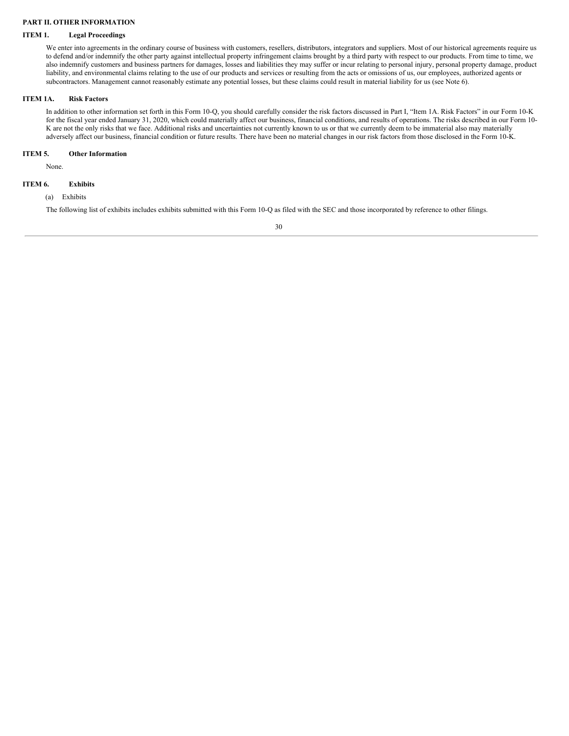## PART II. OTHER INFORMATION

### ITEM 1. Legal Proceedings

We enter into agreements in the ordinary course of business with customers, resellers, distributors, integrators and suppliers. Most of our historical agreements require us to defend and/or indemnify the other party against intellectual property infringement claims brought by a third party with respect to our products. From time to time, we also indemnify customers and business partners for damages, losses and liabilities they may suffer or incur relating to personal injury, personal property damage, product liability, and environmental claims relating to the use of our products and services or resulting from the acts or omissions of us, our employees, authorized agents or subcontractors. Management cannot reasonably estimate any potential losses, but these claims could result in material liability for us (see Note 6).

### ITEM 1A. Risk Factors

In addition to other information set forth in this Form 10-Q, you should carefully consider the risk factors discussed in Part I, "Item 1A. Risk Factors" in our Form 10-K for the fiscal year ended January 31, 2020, which could materially affect our business, financial conditions, and results of operations. The risks described in our Form 10-K are not the only risks that we face. Additional risks and uncertainties not currently known to us or that we currently deem to be immaterial also may materially adversely affect our business, financial condition or future results. There have been no material changes in our risk factors from those disclosed in the Form 10-K.

### ITEM 5. Other Information

None.

### ITEM 6. Exhibits

(a) Exhibits

The following list of exhibits includes exhibits submitted with this Form 10-Q as filed with the SEC and those incorporated by reference to other filings.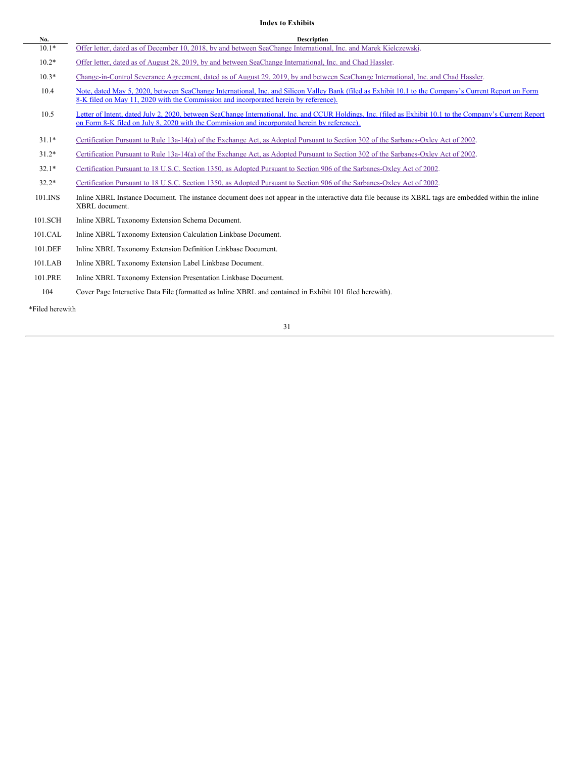**Index to Exhibits**

| No. | Description |
| --- | --- |
| 10.1* | Offer letter, dated as of December 10, 2018, by and between SeaChange International, Inc. and Marek Kielczewski. |
| 10.2* | Offer letter, dated as of August 28, 2019, by and between SeaChange International, Inc. and Chad Hassler. |
| 10.3* | Change-in-Control Severance Agreement, dated as of August 29, 2019, by and between SeaChange International, Inc. and Chad Hassler. |
| 10.4 | Note, dated May 5, 2020, between SeaChange International, Inc. and Silicon Valley Bank (filed as Exhibit 10.1 to the Company's Current Report on Form 8-K filed on May 11, 2020 with the Commission and incorporated herein by reference). |
| 10.5 | Letter of Intent, dated July 2, 2020, between SeaChange International, Inc. and CCUR Holdings, Inc. (filed as Exhibit 10.1 to the Company's Current Report on Form 8-K filed on July 8, 2020 with the Commission and incorporated herein by reference). |
| 31.1* | Certification Pursuant to Rule 13a-14(a) of the Exchange Act, as Adopted Pursuant to Section 302 of the Sarbanes-Oxley Act of 2002. |
| 31.2* | Certification Pursuant to Rule 13a-14(a) of the Exchange Act, as Adopted Pursuant to Section 302 of the Sarbanes-Oxley Act of 2002. |
| 32.1* | Certification Pursuant to 18 U.S.C. Section 1350, as Adopted Pursuant to Section 906 of the Sarbanes-Oxley Act of 2002. |
| 32.2* | Certification Pursuant to 18 U.S.C. Section 1350, as Adopted Pursuant to Section 906 of the Sarbanes-Oxley Act of 2002. |
| 101.INS | Inline XBRL Instance Document. The instance document does not appear in the interactive data file because its XBRL tags are embedded within the inline XBRL document. |
| 101.SCH | Inline XBRL Taxonomy Extension Schema Document. |
| 101.CAL | Inline XBRL Taxonomy Extension Calculation Linkbase Document. |
| 101.DEF | Inline XBRL Taxonomy Extension Definition Linkbase Document. |
| 101.LAB | Inline XBRL Taxonomy Extension Label Linkbase Document. |
| 101.PRE | Inline XBRL Taxonomy Extension Presentation Linkbase Document. |
| 104 | Cover Page Interactive Data File (formatted as Inline XBRL and contained in Exhibit 101 filed herewith). |

*Filed herewith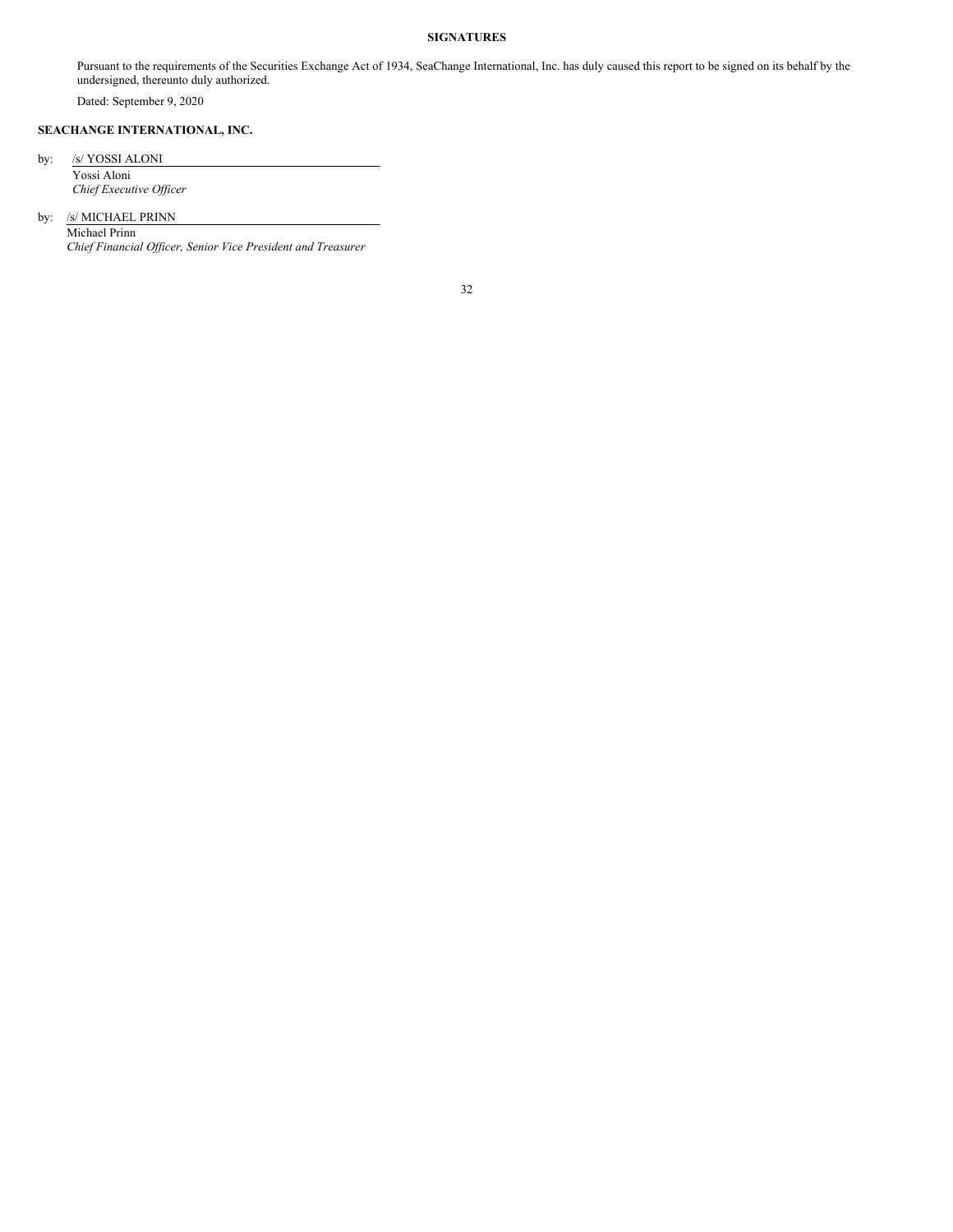## SIGNATURES

Pursuant to the requirements of the Securities Exchange Act of 1934, SeaChange International, Inc. has duly caused this report to be signed on its behalf by the undersigned, thereunto duly authorized.

Dated: September 9, 2020

**SEACHANGE INTERNATIONAL, INC.**

by: /s/ YOSSI ALONI
Yossi Aloni
*Chief Executive Officer*

by: /s/ MICHAEL PRINN
Michael Prinn
*Chief Financial Officer, Senior Vice President and Treasurer*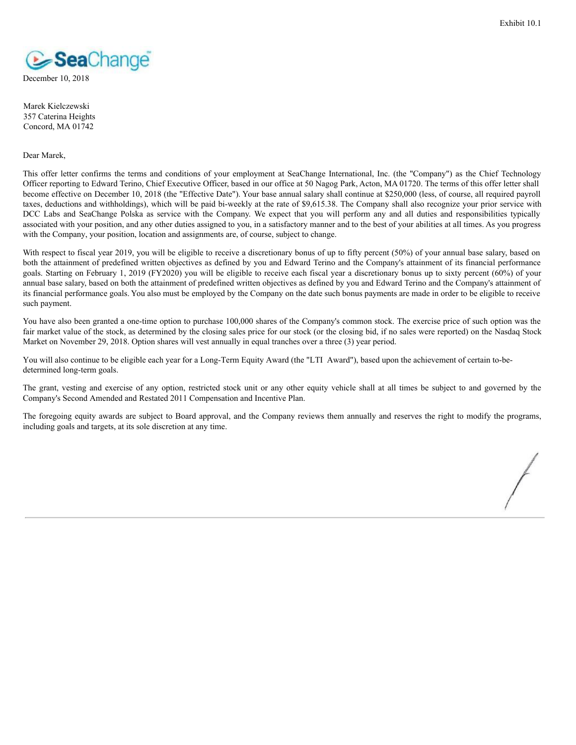Exhibit 10.1

SeaChange

December 10, 2018

Marek Kielczewski
357 Caterina Heights
Concord, MA 01742

Dear Marek,

This offer letter confirms the terms and conditions of your employment at SeaChange International, Inc. (the "Company") as the Chief Technology Officer reporting to Edward Terino, Chief Executive Officer, based in our office at 50 Nagog Park, Acton, MA 01720. The terms of this offer letter shall become effective on December 10, 2018 (the "Effective Date"). Your base annual salary shall continue at $250,000 (less, of course, all required payroll taxes, deductions and withholdings), which will be paid bi-weekly at the rate of $9,615.38. The Company shall also recognize your prior service with DCC Labs and SeaChange Polska as service with the Company. We expect that you will perform any and all duties and responsibilities typically associated with your position, and any other duties assigned to you, in a satisfactory manner and to the best of your abilities at all times. As you progress with the Company, your position, location and assignments are, of course, subject to change.

With respect to fiscal year 2019, you will be eligible to receive a discretionary bonus of up to fifty percent (50%) of your annual base salary, based on both the attainment of predefined written objectives as defined by you and Edward Terino and the Company's attainment of its financial performance goals. Starting on February 1, 2019 (FY2020) you will be eligible to receive each fiscal year a discretionary bonus up to sixty percent (60%) of your annual base salary, based on both the attainment of predefined written objectives as defined by you and Edward Terino and the Company's attainment of its financial performance goals. You also must be employed by the Company on the date such bonus payments are made in order to be eligible to receive such payment.

You have also been granted a one-time option to purchase 100,000 shares of the Company's common stock. The exercise price of such option was the fair market value of the stock, as determined by the closing sales price for our stock (or the closing bid, if no sales were reported) on the Nasdaq Stock Market on November 29, 2018. Option shares will vest annually in equal tranches over a three (3) year period.

You will also continue to be eligible each year for a Long-Term Equity Award (the "LTI Award"), based upon the achievement of certain to-be-determined long-term goals.

The grant, vesting and exercise of any option, restricted stock unit or any other equity vehicle shall at all times be subject to and governed by the Company's Second Amended and Restated 2011 Compensation and Incentive Plan.

The foregoing equity awards are subject to Board approval, and the Company reviews them annually and reserves the right to modify the programs, including goals and targets, at its sole discretion at any time.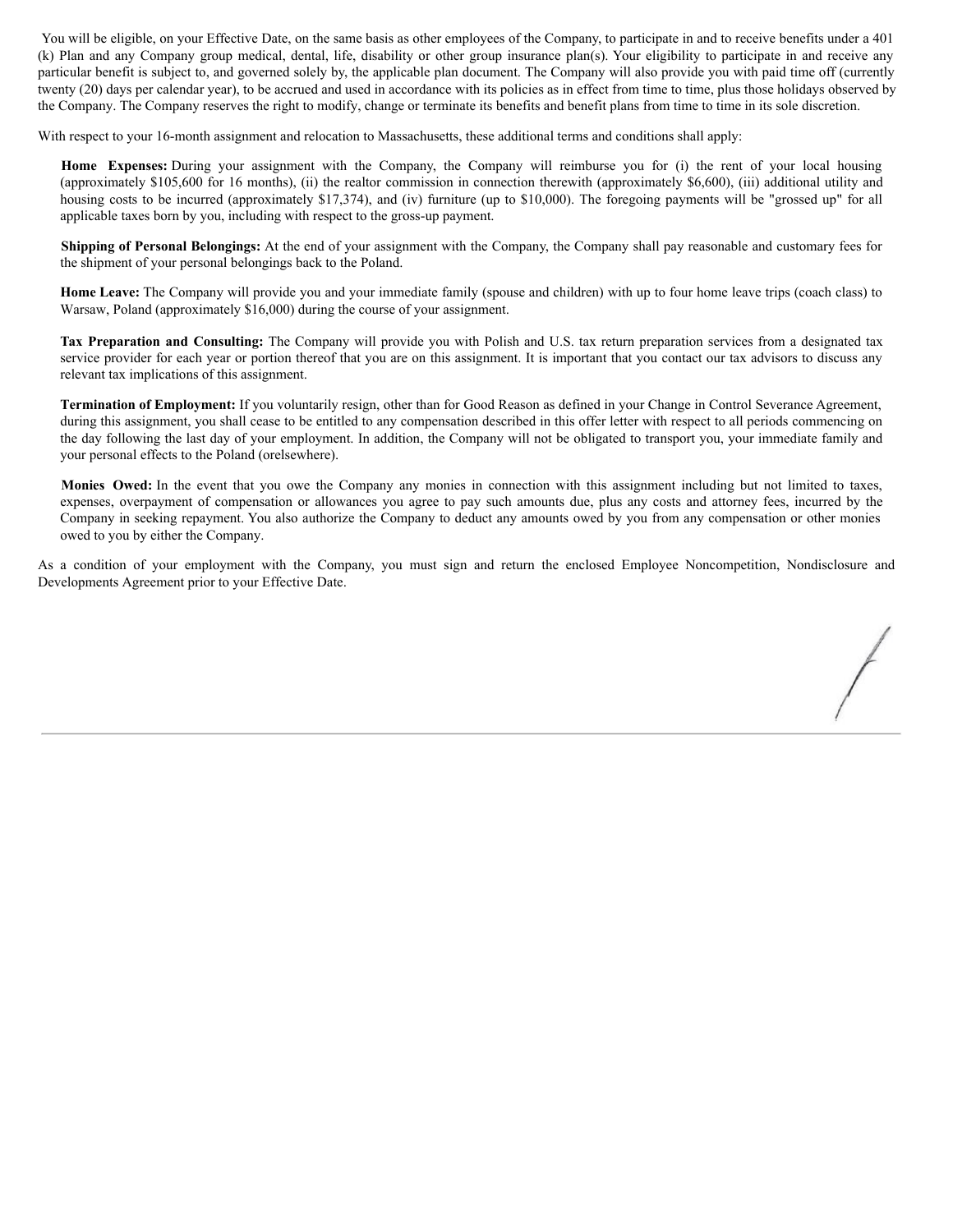You will be eligible, on your Effective Date, on the same basis as other employees of the Company, to participate in and to receive benefits under a 401 (k) Plan and any Company group medical, dental, life, disability or other group insurance plan(s). Your eligibility to participate in and receive any particular benefit is subject to, and governed solely by, the applicable plan document. The Company will also provide you with paid time off (currently twenty (20) days per calendar year), to be accrued and used in accordance with its policies as in effect from time to time, plus those holidays observed by the Company. The Company reserves the right to modify, change or terminate its benefits and benefit plans from time to time in its sole discretion.

With respect to your 16-month assignment and relocation to Massachusetts, these additional terms and conditions shall apply:

**Home Expenses:** During your assignment with the Company, the Company will reimburse you for (i) the rent of your local housing (approximately $105,600 for 16 months), (ii) the realtor commission in connection therewith (approximately $6,600), (iii) additional utility and housing costs to be incurred (approximately $17,374), and (iv) furniture (up to $10,000). The foregoing payments will be "grossed up" for all applicable taxes born by you, including with respect to the gross-up payment.

**Shipping of Personal Belongings:** At the end of your assignment with the Company, the Company shall pay reasonable and customary fees for the shipment of your personal belongings back to the Poland.

**Home Leave:** The Company will provide you and your immediate family (spouse and children) with up to four home leave trips (coach class) to Warsaw, Poland (approximately $16,000) during the course of your assignment.

**Tax Preparation and Consulting:** The Company will provide you with Polish and U.S. tax return preparation services from a designated tax service provider for each year or portion thereof that you are on this assignment. It is important that you contact our tax advisors to discuss any relevant tax implications of this assignment.

**Termination of Employment:** If you voluntarily resign, other than for Good Reason as defined in your Change in Control Severance Agreement, during this assignment, you shall cease to be entitled to any compensation described in this offer letter with respect to all periods commencing on the day following the last day of your employment. In addition, the Company will not be obligated to transport you, your immediate family and your personal effects to the Poland (orelsewhere).

**Monies Owed:** In the event that you owe the Company any monies in connection with this assignment including but not limited to taxes, expenses, overpayment of compensation or allowances you agree to pay such amounts due, plus any costs and attorney fees, incurred by the Company in seeking repayment. You also authorize the Company to deduct any amounts owed by you from any compensation or other monies owed to you by either the Company.

As a condition of your employment with the Company, you must sign and return the enclosed Employee Noncompetition, Nondisclosure and Developments Agreement prior to your Effective Date.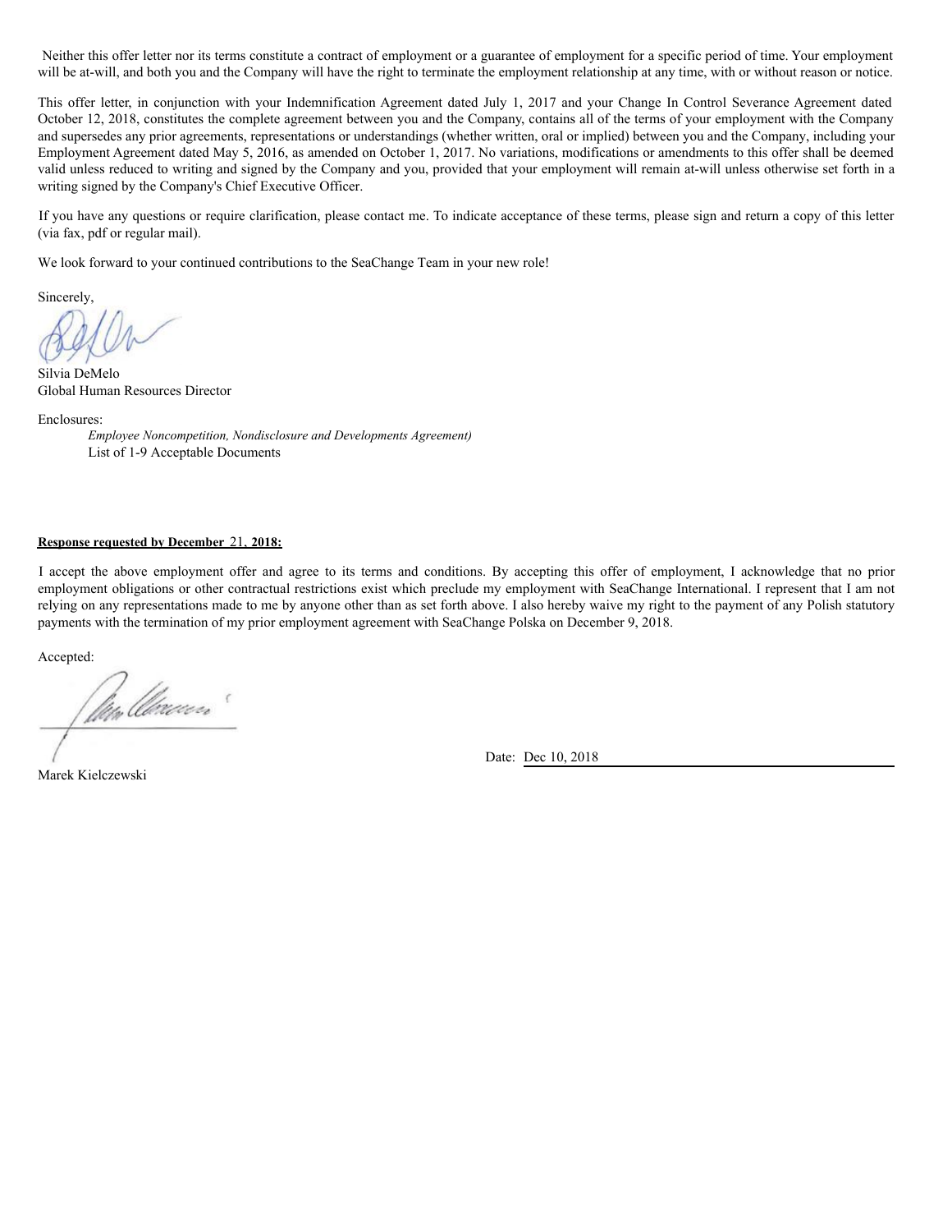Neither this offer letter nor its terms constitute a contract of employment or a guarantee of employment for a specific period of time. Your employment will be at-will, and both you and the Company will have the right to terminate the employment relationship at any time, with or without reason or notice.

This offer letter, in conjunction with your Indemnification Agreement dated July 1, 2017 and your Change In Control Severance Agreement dated October 12, 2018, constitutes the complete agreement between you and the Company, contains all of the terms of your employment with the Company and supersedes any prior agreements, representations or understandings (whether written, oral or implied) between you and the Company, including your Employment Agreement dated May 5, 2016, as amended on October 1, 2017. No variations, modifications or amendments to this offer shall be deemed valid unless reduced to writing and signed by the Company and you, provided that your employment will remain at-will unless otherwise set forth in a writing signed by the Company's Chief Executive Officer.

If you have any questions or require clarification, please contact me. To indicate acceptance of these terms, please sign and return a copy of this letter (via fax, pdf or regular mail).

We look forward to your continued contributions to the SeaChange Team in your new role!

Sincerely,

Silvia DeMelo
Global Human Resources Director

Enclosures:

*Employee Noncompetition, Nondisclosure and Developments Agreement)*
List of 1-9 Acceptable Documents

**Response requested by December 21, 2018:**

I accept the above employment offer and agree to its terms and conditions. By accepting this offer of employment, I acknowledge that no prior employment obligations or other contractual restrictions exist which preclude my employment with SeaChange International. I represent that I am not relying on any representations made to me by anyone other than as set forth above. I also hereby waive my right to the payment of any Polish statutory payments with the termination of my prior employment agreement with SeaChange Polska on December 9, 2018.

Accepted:

Marek Kielczewski

Date: Dec 10, 2018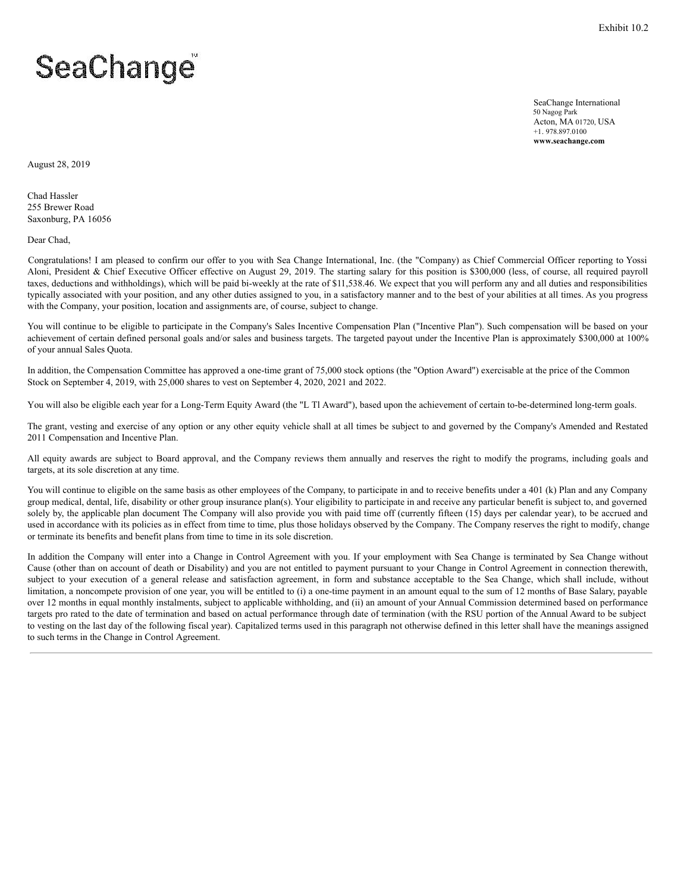Exhibit 10.2

SeaChange

SeaChange International
50 Nagog Park
Acton, MA 01720, USA
+1. 978.897.0100
**www.seachange.com**

August 28, 2019

Chad Hassler
255 Brewer Road
Saxonburg, PA 16056

Dear Chad,

Congratulations! I am pleased to confirm our offer to you with Sea Change International, Inc. (the "Company) as Chief Commercial Officer reporting to Yossi Aloni, President & Chief Executive Officer effective on August 29, 2019. The starting salary for this position is $300,000 (less, of course, all required payroll taxes, deductions and withholdings), which will be paid bi-weekly at the rate of $11,538.46. We expect that you will perform any and all duties and responsibilities typically associated with your position, and any other duties assigned to you, in a satisfactory manner and to the best of your abilities at all times. As you progress with the Company, your position, location and assignments are, of course, subject to change.

You will continue to be eligible to participate in the Company's Sales Incentive Compensation Plan ("Incentive Plan"). Such compensation will be based on your achievement of certain defined personal goals and/or sales and business targets. The targeted payout under the Incentive Plan is approximately $300,000 at 100% of your annual Sales Quota.

In addition, the Compensation Committee has approved a one-time grant of 75,000 stock options (the "Option Award") exercisable at the price of the Common Stock on September 4, 2019, with 25,000 shares to vest on September 4, 2020, 2021 and 2022.

You will also be eligible each year for a Long-Term Equity Award (the "L Tl Award"), based upon the achievement of certain to-be-determined long-term goals.

The grant, vesting and exercise of any option or any other equity vehicle shall at all times be subject to and governed by the Company's Amended and Restated 2011 Compensation and Incentive Plan.

All equity awards are subject to Board approval, and the Company reviews them annually and reserves the right to modify the programs, including goals and targets, at its sole discretion at any time.

You will continue to eligible on the same basis as other employees of the Company, to participate in and to receive benefits under a 401 (k) Plan and any Company group medical, dental, life, disability or other group insurance plan(s). Your eligibility to participate in and receive any particular benefit is subject to, and governed solely by, the applicable plan document The Company will also provide you with paid time off (currently fifteen (15) days per calendar year), to be accrued and used in accordance with its policies as in effect from time to time, plus those holidays observed by the Company. The Company reserves the right to modify, change or terminate its benefits and benefit plans from time to time in its sole discretion.

In addition the Company will enter into a Change in Control Agreement with you. If your employment with Sea Change is terminated by Sea Change without Cause (other than on account of death or Disability) and you are not entitled to payment pursuant to your Change in Control Agreement in connection therewith, subject to your execution of a general release and satisfaction agreement, in form and substance acceptable to the Sea Change, which shall include, without limitation, a noncompete provision of one year, you will be entitled to (i) a one-time payment in an amount equal to the sum of 12 months of Base Salary, payable over 12 months in equal monthly instalments, subject to applicable withholding, and (ii) an amount of your Annual Commission determined based on performance targets pro rated to the date of termination and based on actual performance through date of termination (with the RSU portion of the Annual Award to be subject to vesting on the last day of the following fiscal year). Capitalized terms used in this paragraph not otherwise defined in this letter shall have the meanings assigned to such terms in the Change in Control Agreement.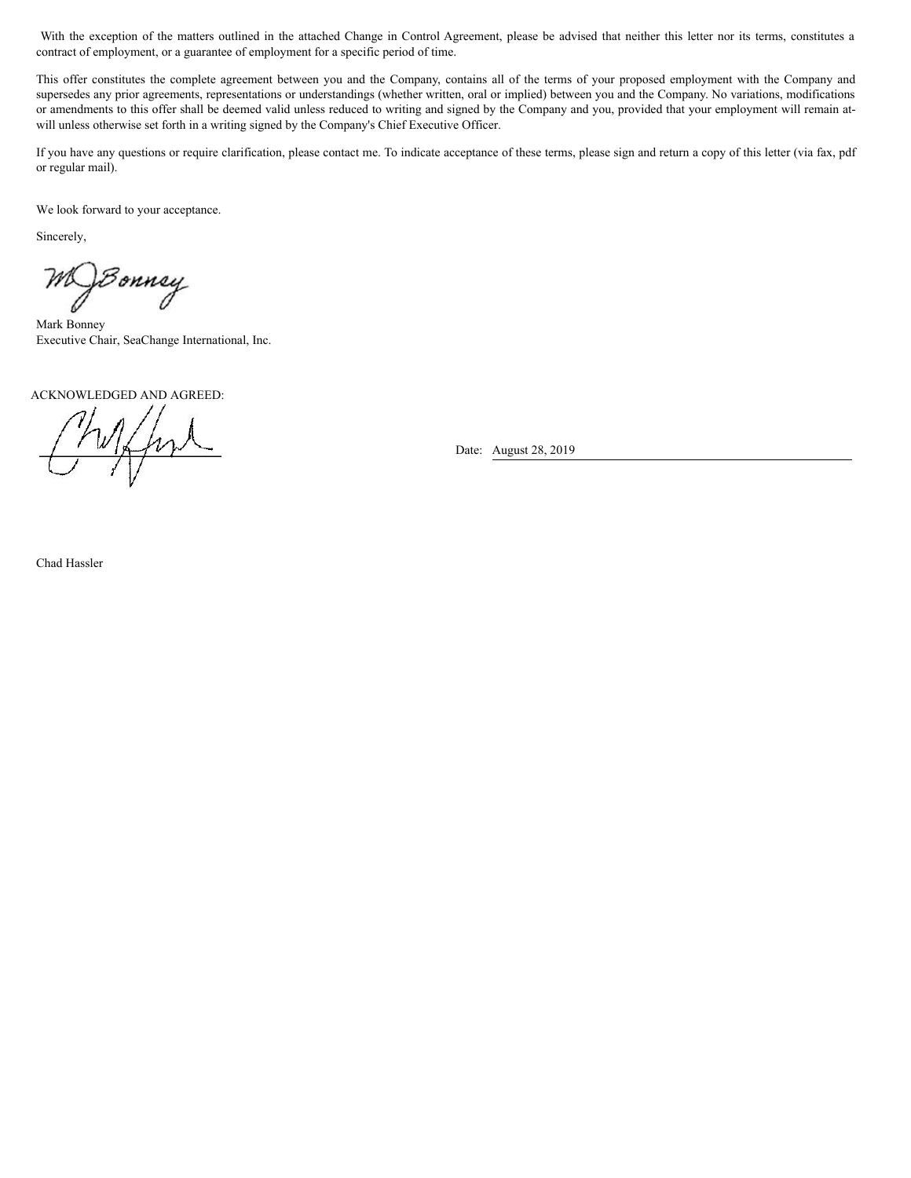With the exception of the matters outlined in the attached Change in Control Agreement, please be advised that neither this letter nor its terms, constitutes a contract of employment, or a guarantee of employment for a specific period of time.

This offer constitutes the complete agreement between you and the Company, contains all of the terms of your proposed employment with the Company and supersedes any prior agreements, representations or understandings (whether written, oral or implied) between you and the Company. No variations, modifications or amendments to this offer shall be deemed valid unless reduced to writing and signed by the Company and you, provided that your employment will remain at-will unless otherwise set forth in a writing signed by the Company's Chief Executive Officer.

If you have any questions or require clarification, please contact me. To indicate acceptance of these terms, please sign and return a copy of this letter (via fax, pdf or regular mail).

We look forward to your acceptance.

Sincerely,

Mark Bonney
Executive Chair, SeaChange International, Inc.

ACKNOWLEDGED AND AGREED:

Date: August 28, 2019

Chad Hassler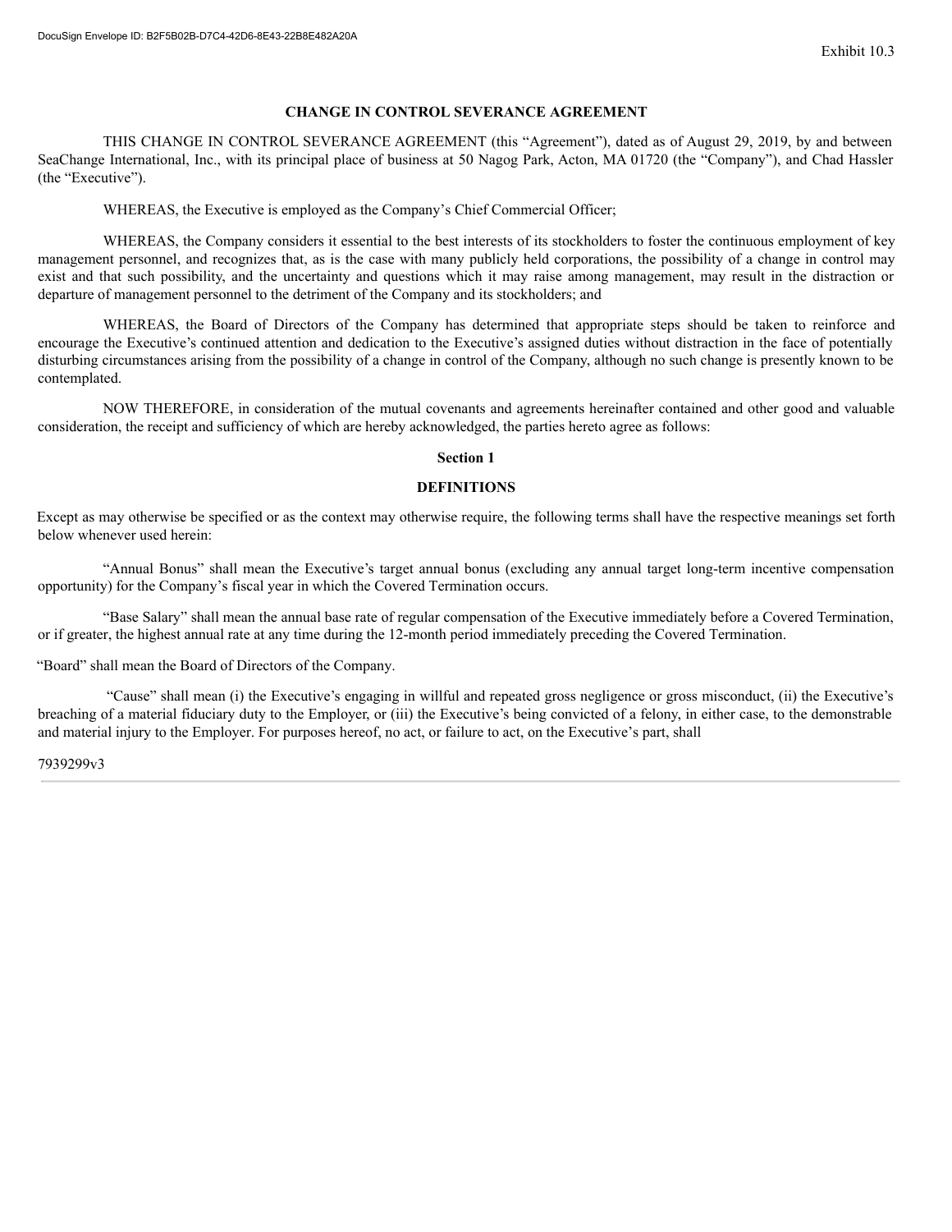Exhibit 10.3

## CHANGE IN CONTROL SEVERANCE AGREEMENT

THIS CHANGE IN CONTROL SEVERANCE AGREEMENT (this "Agreement"), dated as of August 29, 2019, by and between SeaChange International, Inc., with its principal place of business at 50 Nagog Park, Acton, MA 01720 (the "Company"), and Chad Hassler (the "Executive").

WHEREAS, the Executive is employed as the Company's Chief Commercial Officer;

WHEREAS, the Company considers it essential to the best interests of its stockholders to foster the continuous employment of key management personnel, and recognizes that, as is the case with many publicly held corporations, the possibility of a change in control may exist and that such possibility, and the uncertainty and questions which it may raise among management, may result in the distraction or departure of management personnel to the detriment of the Company and its stockholders; and

WHEREAS, the Board of Directors of the Company has determined that appropriate steps should be taken to reinforce and encourage the Executive's continued attention and dedication to the Executive's assigned duties without distraction in the face of potentially disturbing circumstances arising from the possibility of a change in control of the Company, although no such change is presently known to be contemplated.

NOW THEREFORE, in consideration of the mutual covenants and agreements hereinafter contained and other good and valuable consideration, the receipt and sufficiency of which are hereby acknowledged, the parties hereto agree as follows:

### Section 1

### DEFINITIONS

Except as may otherwise be specified or as the context may otherwise require, the following terms shall have the respective meanings set forth below whenever used herein:

"Annual Bonus" shall mean the Executive's target annual bonus (excluding any annual target long-term incentive compensation opportunity) for the Company's fiscal year in which the Covered Termination occurs.

"Base Salary" shall mean the annual base rate of regular compensation of the Executive immediately before a Covered Termination, or if greater, the highest annual rate at any time during the 12-month period immediately preceding the Covered Termination.

"Board" shall mean the Board of Directors of the Company.

"Cause" shall mean (i) the Executive's engaging in willful and repeated gross negligence or gross misconduct, (ii) the Executive's breaching of a material fiduciary duty to the Employer, or (iii) the Executive's being convicted of a felony, in either case, to the demonstrable and material injury to the Employer. For purposes hereof, no act, or failure to act, on the Executive's part, shall

7939299v3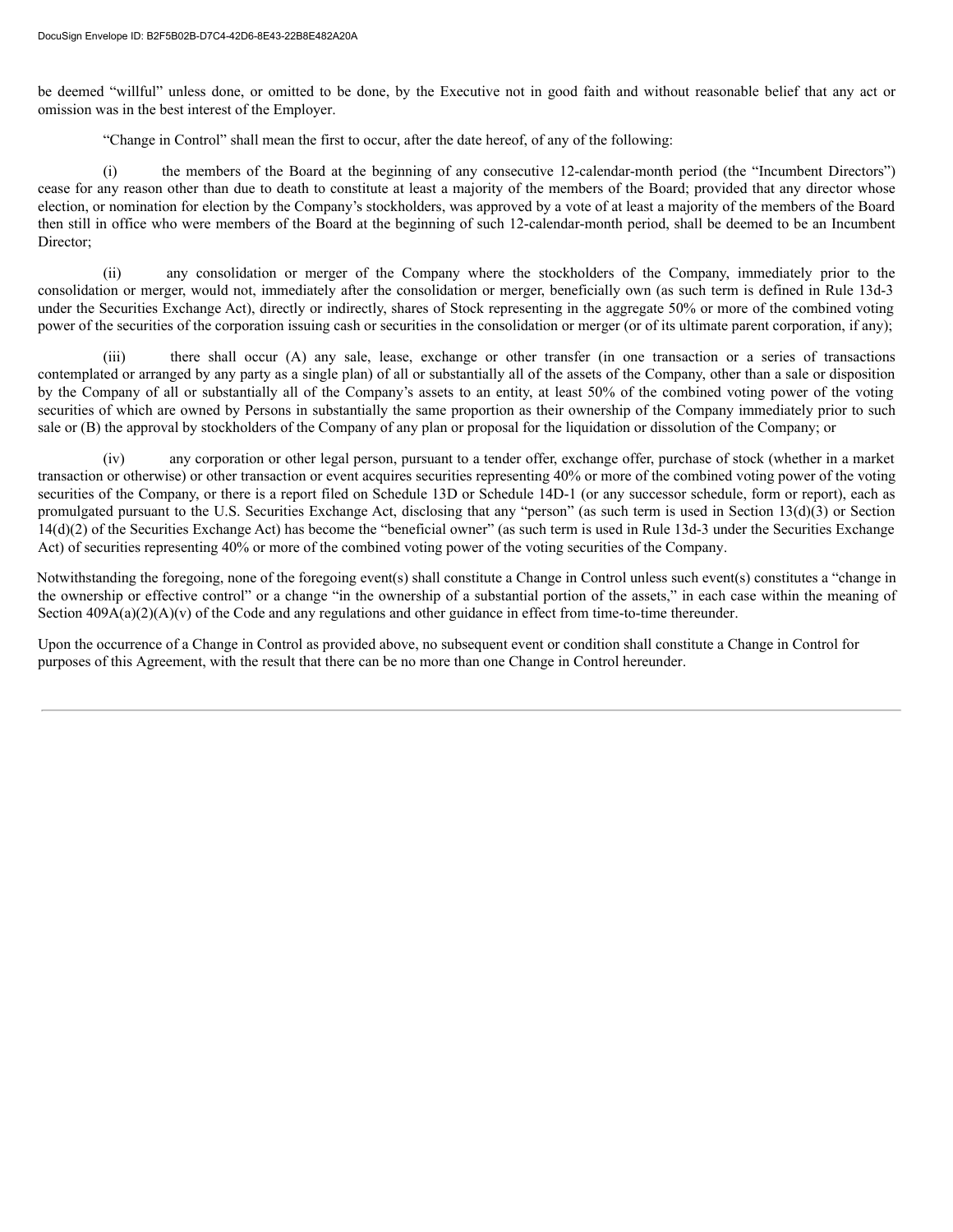be deemed "willful" unless done, or omitted to be done, by the Executive not in good faith and without reasonable belief that any act or omission was in the best interest of the Employer.

"Change in Control" shall mean the first to occur, after the date hereof, of any of the following:

(i) the members of the Board at the beginning of any consecutive 12-calendar-month period (the "Incumbent Directors") cease for any reason other than due to death to constitute at least a majority of the members of the Board; provided that any director whose election, or nomination for election by the Company's stockholders, was approved by a vote of at least a majority of the members of the Board then still in office who were members of the Board at the beginning of such 12-calendar-month period, shall be deemed to be an Incumbent Director;

(ii) any consolidation or merger of the Company where the stockholders of the Company, immediately prior to the consolidation or merger, would not, immediately after the consolidation or merger, beneficially own (as such term is defined in Rule 13d-3 under the Securities Exchange Act), directly or indirectly, shares of Stock representing in the aggregate 50% or more of the combined voting power of the securities of the corporation issuing cash or securities in the consolidation or merger (or of its ultimate parent corporation, if any);

(iii) there shall occur (A) any sale, lease, exchange or other transfer (in one transaction or a series of transactions contemplated or arranged by any party as a single plan) of all or substantially all of the assets of the Company, other than a sale or disposition by the Company of all or substantially all of the Company's assets to an entity, at least 50% of the combined voting power of the voting securities of which are owned by Persons in substantially the same proportion as their ownership of the Company immediately prior to such sale or (B) the approval by stockholders of the Company of any plan or proposal for the liquidation or dissolution of the Company; or

(iv) any corporation or other legal person, pursuant to a tender offer, exchange offer, purchase of stock (whether in a market transaction or otherwise) or other transaction or event acquires securities representing 40% or more of the combined voting power of the voting securities of the Company, or there is a report filed on Schedule 13D or Schedule 14D-1 (or any successor schedule, form or report), each as promulgated pursuant to the U.S. Securities Exchange Act, disclosing that any "person" (as such term is used in Section 13(d)(3) or Section 14(d)(2) of the Securities Exchange Act) has become the "beneficial owner" (as such term is used in Rule 13d-3 under the Securities Exchange Act) of securities representing 40% or more of the combined voting power of the voting securities of the Company.

Notwithstanding the foregoing, none of the foregoing event(s) shall constitute a Change in Control unless such event(s) constitutes a "change in the ownership or effective control" or a change "in the ownership of a substantial portion of the assets," in each case within the meaning of Section 409A(a)(2)(A)(v) of the Code and any regulations and other guidance in effect from time-to-time thereunder.

Upon the occurrence of a Change in Control as provided above, no subsequent event or condition shall constitute a Change in Control for purposes of this Agreement, with the result that there can be no more than one Change in Control hereunder.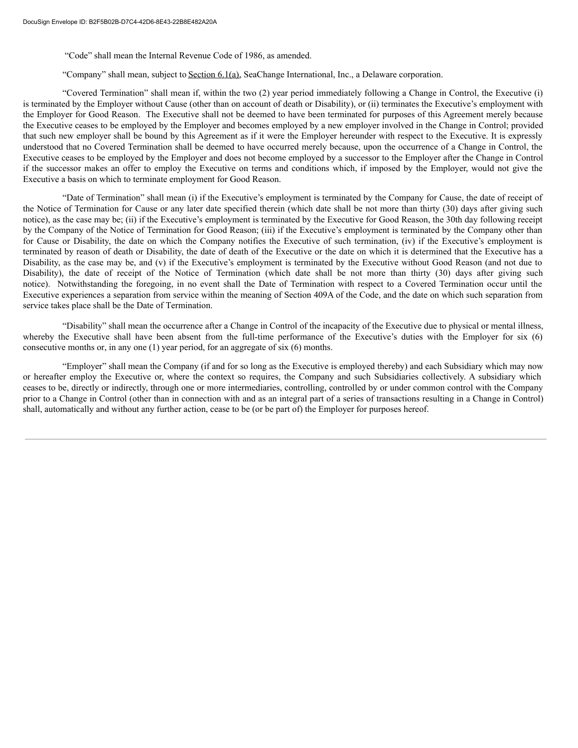"Code" shall mean the Internal Revenue Code of 1986, as amended.

"Company" shall mean, subject to Section 6.1(a), SeaChange International, Inc., a Delaware corporation.

"Covered Termination" shall mean if, within the two (2) year period immediately following a Change in Control, the Executive (i) is terminated by the Employer without Cause (other than on account of death or Disability), or (ii) terminates the Executive's employment with the Employer for Good Reason. The Executive shall not be deemed to have been terminated for purposes of this Agreement merely because the Executive ceases to be employed by the Employer and becomes employed by a new employer involved in the Change in Control; provided that such new employer shall be bound by this Agreement as if it were the Employer hereunder with respect to the Executive. It is expressly understood that no Covered Termination shall be deemed to have occurred merely because, upon the occurrence of a Change in Control, the Executive ceases to be employed by the Employer and does not become employed by a successor to the Employer after the Change in Control if the successor makes an offer to employ the Executive on terms and conditions which, if imposed by the Employer, would not give the Executive a basis on which to terminate employment for Good Reason.

"Date of Termination" shall mean (i) if the Executive's employment is terminated by the Company for Cause, the date of receipt of the Notice of Termination for Cause or any later date specified therein (which date shall be not more than thirty (30) days after giving such notice), as the case may be; (ii) if the Executive's employment is terminated by the Executive for Good Reason, the 30th day following receipt by the Company of the Notice of Termination for Good Reason; (iii) if the Executive's employment is terminated by the Company other than for Cause or Disability, the date on which the Company notifies the Executive of such termination, (iv) if the Executive's employment is terminated by reason of death or Disability, the date of death of the Executive or the date on which it is determined that the Executive has a Disability, as the case may be, and (v) if the Executive's employment is terminated by the Executive without Good Reason (and not due to Disability), the date of receipt of the Notice of Termination (which date shall be not more than thirty (30) days after giving such notice). Notwithstanding the foregoing, in no event shall the Date of Termination with respect to a Covered Termination occur until the Executive experiences a separation from service within the meaning of Section 409A of the Code, and the date on which such separation from service takes place shall be the Date of Termination.

"Disability" shall mean the occurrence after a Change in Control of the incapacity of the Executive due to physical or mental illness, whereby the Executive shall have been absent from the full-time performance of the Executive's duties with the Employer for six (6) consecutive months or, in any one (1) year period, for an aggregate of six (6) months.

"Employer" shall mean the Company (if and for so long as the Executive is employed thereby) and each Subsidiary which may now or hereafter employ the Executive or, where the context so requires, the Company and such Subsidiaries collectively. A subsidiary which ceases to be, directly or indirectly, through one or more intermediaries, controlling, controlled by or under common control with the Company prior to a Change in Control (other than in connection with and as an integral part of a series of transactions resulting in a Change in Control) shall, automatically and without any further action, cease to be (or be part of) the Employer for purposes hereof.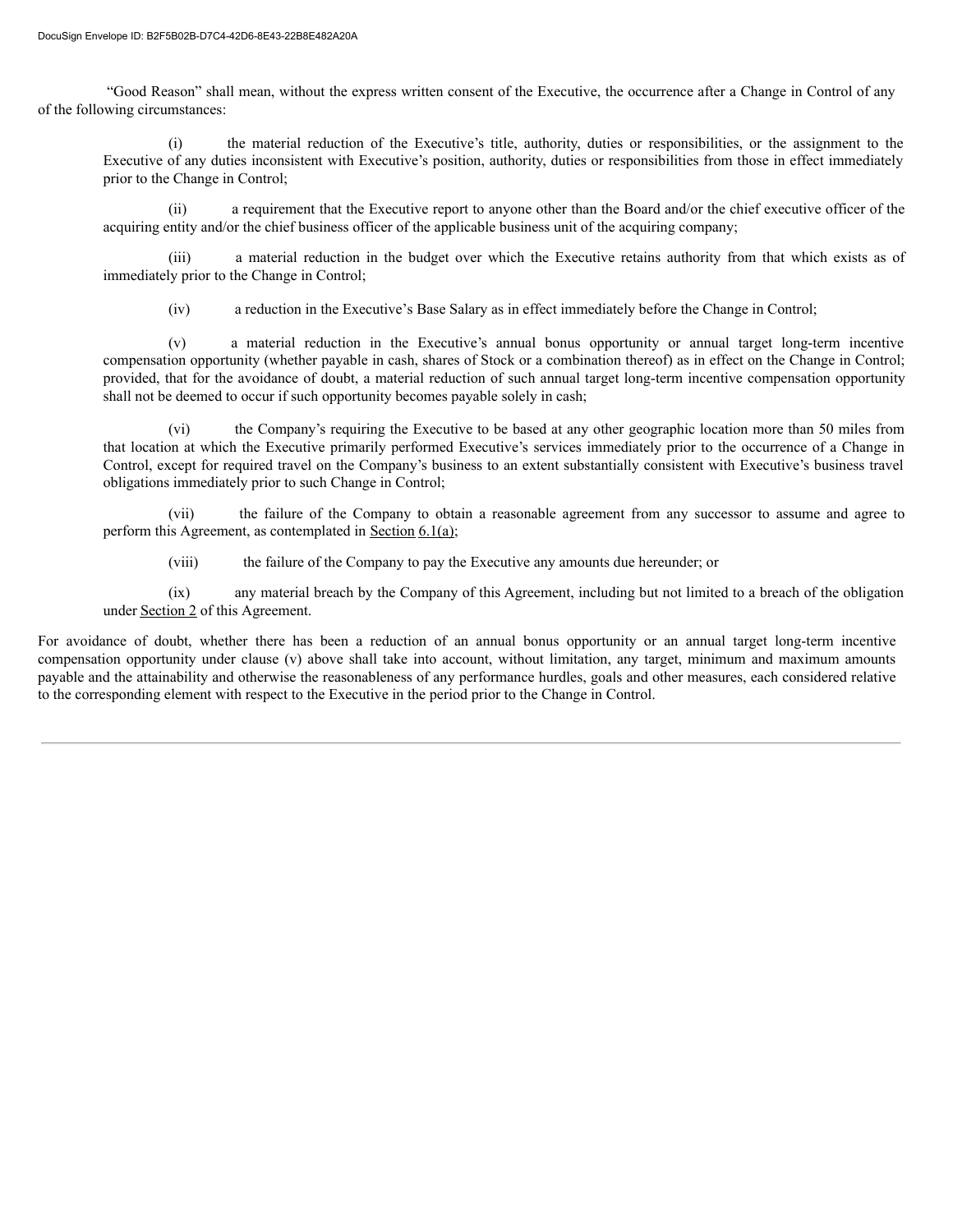"Good Reason" shall mean, without the express written consent of the Executive, the occurrence after a Change in Control of any of the following circumstances:

(i) the material reduction of the Executive's title, authority, duties or responsibilities, or the assignment to the Executive of any duties inconsistent with Executive's position, authority, duties or responsibilities from those in effect immediately prior to the Change in Control;

(ii) a requirement that the Executive report to anyone other than the Board and/or the chief executive officer of the acquiring entity and/or the chief business officer of the applicable business unit of the acquiring company;

(iii) a material reduction in the budget over which the Executive retains authority from that which exists as of immediately prior to the Change in Control;

(iv) a reduction in the Executive's Base Salary as in effect immediately before the Change in Control;

(v) a material reduction in the Executive's annual bonus opportunity or annual target long-term incentive compensation opportunity (whether payable in cash, shares of Stock or a combination thereof) as in effect on the Change in Control; provided, that for the avoidance of doubt, a material reduction of such annual target long-term incentive compensation opportunity shall not be deemed to occur if such opportunity becomes payable solely in cash;

(vi) the Company's requiring the Executive to be based at any other geographic location more than 50 miles from that location at which the Executive primarily performed Executive's services immediately prior to the occurrence of a Change in Control, except for required travel on the Company's business to an extent substantially consistent with Executive's business travel obligations immediately prior to such Change in Control;

(vii) the failure of the Company to obtain a reasonable agreement from any successor to assume and agree to perform this Agreement, as contemplated in Section 6.1(a);

(viii) the failure of the Company to pay the Executive any amounts due hereunder; or

(ix) any material breach by the Company of this Agreement, including but not limited to a breach of the obligation under Section 2 of this Agreement.

For avoidance of doubt, whether there has been a reduction of an annual bonus opportunity or an annual target long-term incentive compensation opportunity under clause (v) above shall take into account, without limitation, any target, minimum and maximum amounts payable and the attainability and otherwise the reasonableness of any performance hurdles, goals and other measures, each considered relative to the corresponding element with respect to the Executive in the period prior to the Change in Control.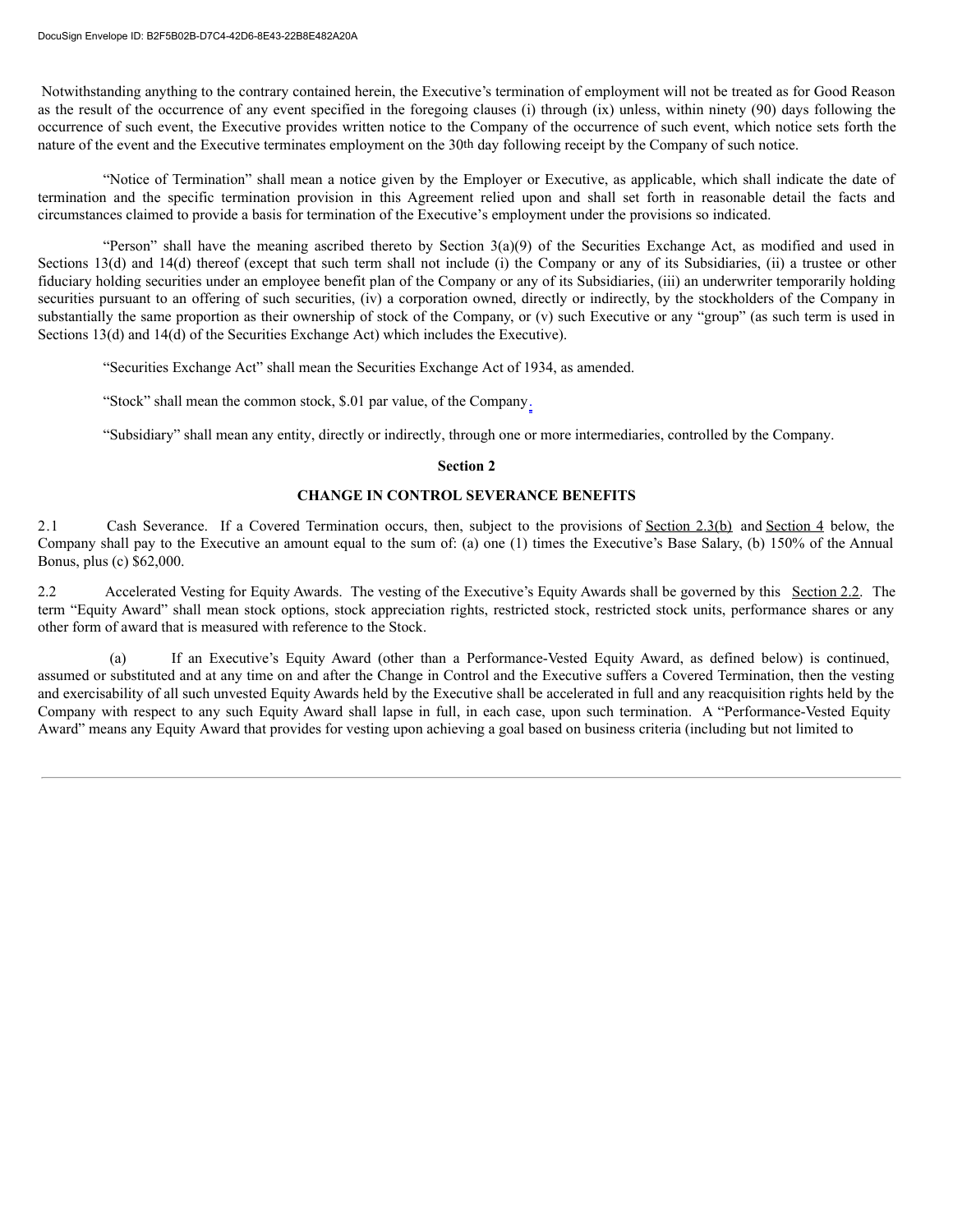Notwithstanding anything to the contrary contained herein, the Executive's termination of employment will not be treated as for Good Reason as the result of the occurrence of any event specified in the foregoing clauses (i) through (ix) unless, within ninety (90) days following the occurrence of such event, the Executive provides written notice to the Company of the occurrence of such event, which notice sets forth the nature of the event and the Executive terminates employment on the 30th day following receipt by the Company of such notice.

"Notice of Termination" shall mean a notice given by the Employer or Executive, as applicable, which shall indicate the date of termination and the specific termination provision in this Agreement relied upon and shall set forth in reasonable detail the facts and circumstances claimed to provide a basis for termination of the Executive's employment under the provisions so indicated.

"Person" shall have the meaning ascribed thereto by Section 3(a)(9) of the Securities Exchange Act, as modified and used in Sections 13(d) and 14(d) thereof (except that such term shall not include (i) the Company or any of its Subsidiaries, (ii) a trustee or other fiduciary holding securities under an employee benefit plan of the Company or any of its Subsidiaries, (iii) an underwriter temporarily holding securities pursuant to an offering of such securities, (iv) a corporation owned, directly or indirectly, by the stockholders of the Company in substantially the same proportion as their ownership of stock of the Company, or (v) such Executive or any "group" (as such term is used in Sections 13(d) and 14(d) of the Securities Exchange Act) which includes the Executive).

"Securities Exchange Act" shall mean the Securities Exchange Act of 1934, as amended.

"Stock" shall mean the common stock, $.01 par value, of the Company.

"Subsidiary" shall mean any entity, directly or indirectly, through one or more intermediaries, controlled by the Company.

**Section 2**

**CHANGE IN CONTROL SEVERANCE BENEFITS**

2.1 Cash Severance. If a Covered Termination occurs, then, subject to the provisions of Section 2.3(b) and Section 4 below, the Company shall pay to the Executive an amount equal to the sum of: (a) one (1) times the Executive's Base Salary, (b) 150% of the Annual Bonus, plus (c) $62,000.

2.2 Accelerated Vesting for Equity Awards. The vesting of the Executive's Equity Awards shall be governed by this Section 2.2. The term "Equity Award" shall mean stock options, stock appreciation rights, restricted stock, restricted stock units, performance shares or any other form of award that is measured with reference to the Stock.

(a) If an Executive's Equity Award (other than a Performance-Vested Equity Award, as defined below) is continued, assumed or substituted and at any time on and after the Change in Control and the Executive suffers a Covered Termination, then the vesting and exercisability of all such unvested Equity Awards held by the Executive shall be accelerated in full and any reacquisition rights held by the Company with respect to any such Equity Award shall lapse in full, in each case, upon such termination. A "Performance-Vested Equity Award" means any Equity Award that provides for vesting upon achieving a goal based on business criteria (including but not limited to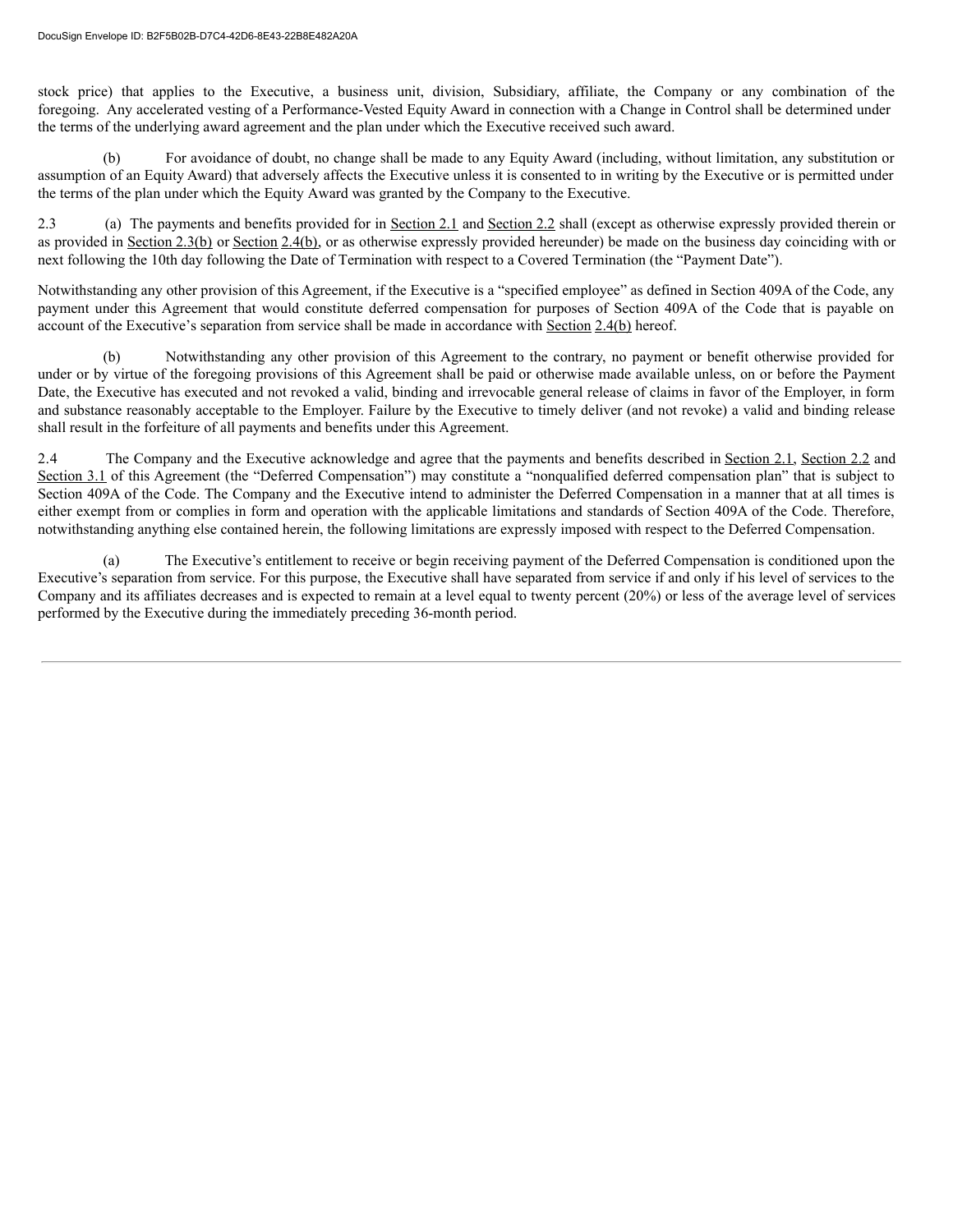stock price) that applies to the Executive, a business unit, division, Subsidiary, affiliate, the Company or any combination of the foregoing. Any accelerated vesting of a Performance-Vested Equity Award in connection with a Change in Control shall be determined under the terms of the underlying award agreement and the plan under which the Executive received such award.

(b) For avoidance of doubt, no change shall be made to any Equity Award (including, without limitation, any substitution or assumption of an Equity Award) that adversely affects the Executive unless it is consented to in writing by the Executive or is permitted under the terms of the plan under which the Equity Award was granted by the Company to the Executive.

2.3 (a) The payments and benefits provided for in Section 2.1 and Section 2.2 shall (except as otherwise expressly provided therein or as provided in Section 2.3(b) or Section 2.4(b), or as otherwise expressly provided hereunder) be made on the business day coinciding with or next following the 10th day following the Date of Termination with respect to a Covered Termination (the "Payment Date").

Notwithstanding any other provision of this Agreement, if the Executive is a "specified employee" as defined in Section 409A of the Code, any payment under this Agreement that would constitute deferred compensation for purposes of Section 409A of the Code that is payable on account of the Executive's separation from service shall be made in accordance with Section 2.4(b) hereof.

(b) Notwithstanding any other provision of this Agreement to the contrary, no payment or benefit otherwise provided for under or by virtue of the foregoing provisions of this Agreement shall be paid or otherwise made available unless, on or before the Payment Date, the Executive has executed and not revoked a valid, binding and irrevocable general release of claims in favor of the Employer, in form and substance reasonably acceptable to the Employer. Failure by the Executive to timely deliver (and not revoke) a valid and binding release shall result in the forfeiture of all payments and benefits under this Agreement.

2.4 The Company and the Executive acknowledge and agree that the payments and benefits described in Section 2.1, Section 2.2 and Section 3.1 of this Agreement (the "Deferred Compensation") may constitute a "nonqualified deferred compensation plan" that is subject to Section 409A of the Code. The Company and the Executive intend to administer the Deferred Compensation in a manner that at all times is either exempt from or complies in form and operation with the applicable limitations and standards of Section 409A of the Code. Therefore, notwithstanding anything else contained herein, the following limitations are expressly imposed with respect to the Deferred Compensation.

(a) The Executive's entitlement to receive or begin receiving payment of the Deferred Compensation is conditioned upon the Executive's separation from service. For this purpose, the Executive shall have separated from service if and only if his level of services to the Company and its affiliates decreases and is expected to remain at a level equal to twenty percent (20%) or less of the average level of services performed by the Executive during the immediately preceding 36-month period.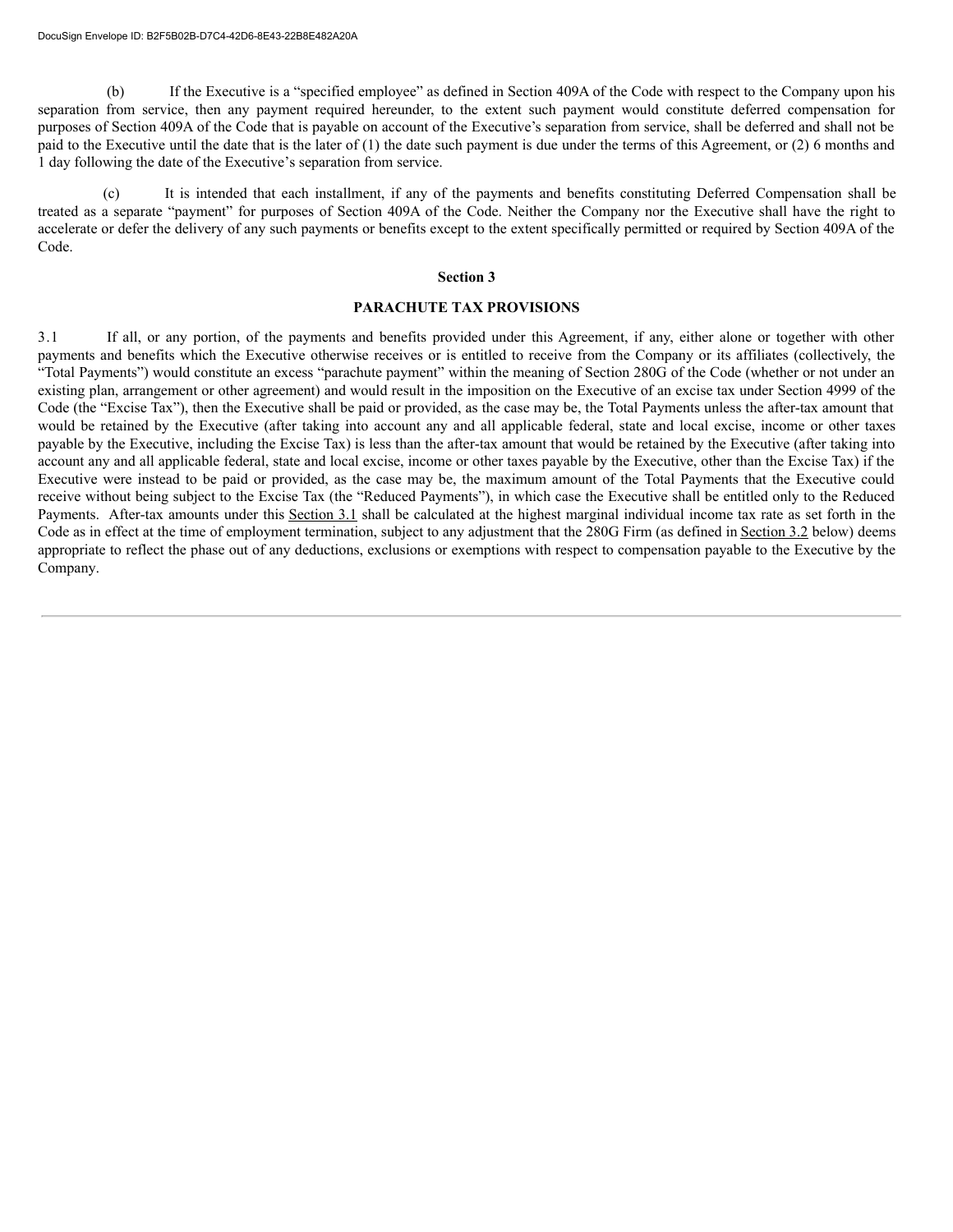(b) If the Executive is a "specified employee" as defined in Section 409A of the Code with respect to the Company upon his separation from service, then any payment required hereunder, to the extent such payment would constitute deferred compensation for purposes of Section 409A of the Code that is payable on account of the Executive's separation from service, shall be deferred and shall not be paid to the Executive until the date that is the later of (1) the date such payment is due under the terms of this Agreement, or (2) 6 months and 1 day following the date of the Executive's separation from service.

(c) It is intended that each installment, if any of the payments and benefits constituting Deferred Compensation shall be treated as a separate "payment" for purposes of Section 409A of the Code. Neither the Company nor the Executive shall have the right to accelerate or defer the delivery of any such payments or benefits except to the extent specifically permitted or required by Section 409A of the Code.

## Section 3

## PARACHUTE TAX PROVISIONS

3.1 If all, or any portion, of the payments and benefits provided under this Agreement, if any, either alone or together with other payments and benefits which the Executive otherwise receives or is entitled to receive from the Company or its affiliates (collectively, the "Total Payments") would constitute an excess "parachute payment" within the meaning of Section 280G of the Code (whether or not under an existing plan, arrangement or other agreement) and would result in the imposition on the Executive of an excise tax under Section 4999 of the Code (the "Excise Tax"), then the Executive shall be paid or provided, as the case may be, the Total Payments unless the after-tax amount that would be retained by the Executive (after taking into account any and all applicable federal, state and local excise, income or other taxes payable by the Executive, including the Excise Tax) is less than the after-tax amount that would be retained by the Executive (after taking into account any and all applicable federal, state and local excise, income or other taxes payable by the Executive, other than the Excise Tax) if the Executive were instead to be paid or provided, as the case may be, the maximum amount of the Total Payments that the Executive could receive without being subject to the Excise Tax (the "Reduced Payments"), in which case the Executive shall be entitled only to the Reduced Payments. After-tax amounts under this Section 3.1 shall be calculated at the highest marginal individual income tax rate as set forth in the Code as in effect at the time of employment termination, subject to any adjustment that the 280G Firm (as defined in Section 3.2 below) deems appropriate to reflect the phase out of any deductions, exclusions or exemptions with respect to compensation payable to the Executive by the Company.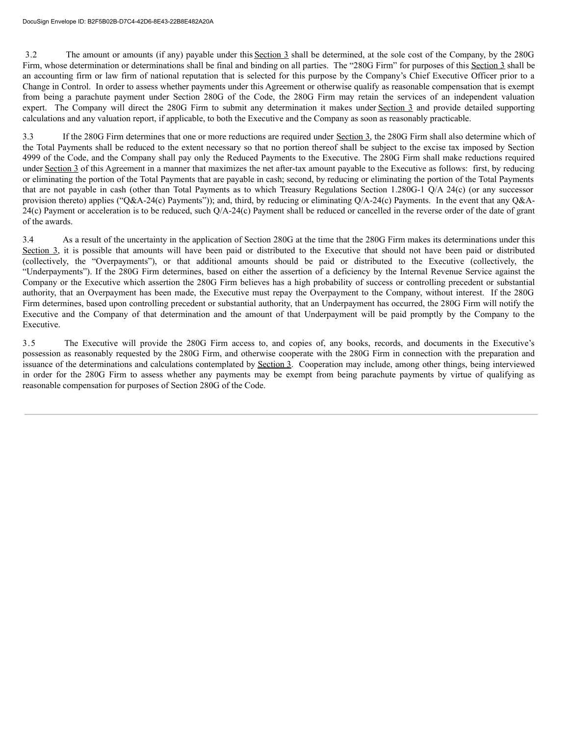3.2 The amount or amounts (if any) payable under this Section 3 shall be determined, at the sole cost of the Company, by the 280G Firm, whose determination or determinations shall be final and binding on all parties. The "280G Firm" for purposes of this Section 3 shall be an accounting firm or law firm of national reputation that is selected for this purpose by the Company's Chief Executive Officer prior to a Change in Control. In order to assess whether payments under this Agreement or otherwise qualify as reasonable compensation that is exempt from being a parachute payment under Section 280G of the Code, the 280G Firm may retain the services of an independent valuation expert. The Company will direct the 280G Firm to submit any determination it makes under Section 3 and provide detailed supporting calculations and any valuation report, if applicable, to both the Executive and the Company as soon as reasonably practicable.

3.3 If the 280G Firm determines that one or more reductions are required under Section 3, the 280G Firm shall also determine which of the Total Payments shall be reduced to the extent necessary so that no portion thereof shall be subject to the excise tax imposed by Section 4999 of the Code, and the Company shall pay only the Reduced Payments to the Executive. The 280G Firm shall make reductions required under Section 3 of this Agreement in a manner that maximizes the net after-tax amount payable to the Executive as follows: first, by reducing or eliminating the portion of the Total Payments that are payable in cash; second, by reducing or eliminating the portion of the Total Payments that are not payable in cash (other than Total Payments as to which Treasury Regulations Section 1.280G-1 Q/A 24(c) (or any successor provision thereto) applies ("Q&A-24(c) Payments")); and, third, by reducing or eliminating Q/A-24(c) Payments. In the event that any Q&A-24(c) Payment or acceleration is to be reduced, such Q/A-24(c) Payment shall be reduced or cancelled in the reverse order of the date of grant of the awards.

3.4 As a result of the uncertainty in the application of Section 280G at the time that the 280G Firm makes its determinations under this Section 3, it is possible that amounts will have been paid or distributed to the Executive that should not have been paid or distributed (collectively, the "Overpayments"), or that additional amounts should be paid or distributed to the Executive (collectively, the "Underpayments"). If the 280G Firm determines, based on either the assertion of a deficiency by the Internal Revenue Service against the Company or the Executive which assertion the 280G Firm believes has a high probability of success or controlling precedent or substantial authority, that an Overpayment has been made, the Executive must repay the Overpayment to the Company, without interest. If the 280G Firm determines, based upon controlling precedent or substantial authority, that an Underpayment has occurred, the 280G Firm will notify the Executive and the Company of that determination and the amount of that Underpayment will be paid promptly by the Company to the Executive.

3.5 The Executive will provide the 280G Firm access to, and copies of, any books, records, and documents in the Executive's possession as reasonably requested by the 280G Firm, and otherwise cooperate with the 280G Firm in connection with the preparation and issuance of the determinations and calculations contemplated by Section 3. Cooperation may include, among other things, being interviewed in order for the 280G Firm to assess whether any payments may be exempt from being parachute payments by virtue of qualifying as reasonable compensation for purposes of Section 280G of the Code.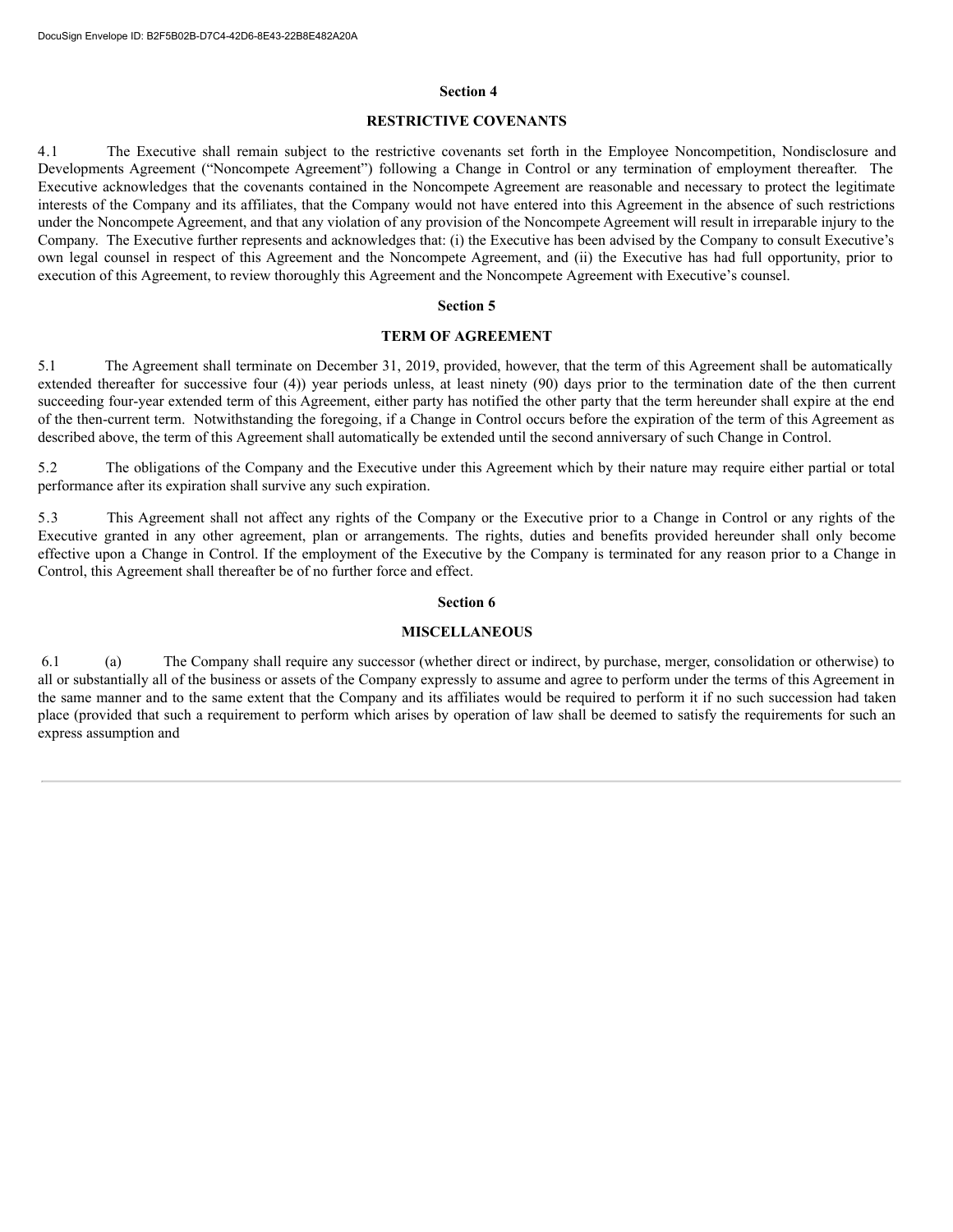## Section 4

## RESTRICTIVE COVENANTS

4.1 The Executive shall remain subject to the restrictive covenants set forth in the Employee Noncompetition, Nondisclosure and Developments Agreement ("Noncompete Agreement") following a Change in Control or any termination of employment thereafter. The Executive acknowledges that the covenants contained in the Noncompete Agreement are reasonable and necessary to protect the legitimate interests of the Company and its affiliates, that the Company would not have entered into this Agreement in the absence of such restrictions under the Noncompete Agreement, and that any violation of any provision of the Noncompete Agreement will result in irreparable injury to the Company. The Executive further represents and acknowledges that: (i) the Executive has been advised by the Company to consult Executive's own legal counsel in respect of this Agreement and the Noncompete Agreement, and (ii) the Executive has had full opportunity, prior to execution of this Agreement, to review thoroughly this Agreement and the Noncompete Agreement with Executive's counsel.

## Section 5

## TERM OF AGREEMENT

5.1 The Agreement shall terminate on December 31, 2019, provided, however, that the term of this Agreement shall be automatically extended thereafter for successive four (4)) year periods unless, at least ninety (90) days prior to the termination date of the then current succeeding four-year extended term of this Agreement, either party has notified the other party that the term hereunder shall expire at the end of the then-current term. Notwithstanding the foregoing, if a Change in Control occurs before the expiration of the term of this Agreement as described above, the term of this Agreement shall automatically be extended until the second anniversary of such Change in Control.

5.2 The obligations of the Company and the Executive under this Agreement which by their nature may require either partial or total performance after its expiration shall survive any such expiration.

5.3 This Agreement shall not affect any rights of the Company or the Executive prior to a Change in Control or any rights of the Executive granted in any other agreement, plan or arrangements. The rights, duties and benefits provided hereunder shall only become effective upon a Change in Control. If the employment of the Executive by the Company is terminated for any reason prior to a Change in Control, this Agreement shall thereafter be of no further force and effect.

## Section 6

## MISCELLANEOUS

6.1 (a) The Company shall require any successor (whether direct or indirect, by purchase, merger, consolidation or otherwise) to all or substantially all of the business or assets of the Company expressly to assume and agree to perform under the terms of this Agreement in the same manner and to the same extent that the Company and its affiliates would be required to perform it if no such succession had taken place (provided that such a requirement to perform which arises by operation of law shall be deemed to satisfy the requirements for such an express assumption and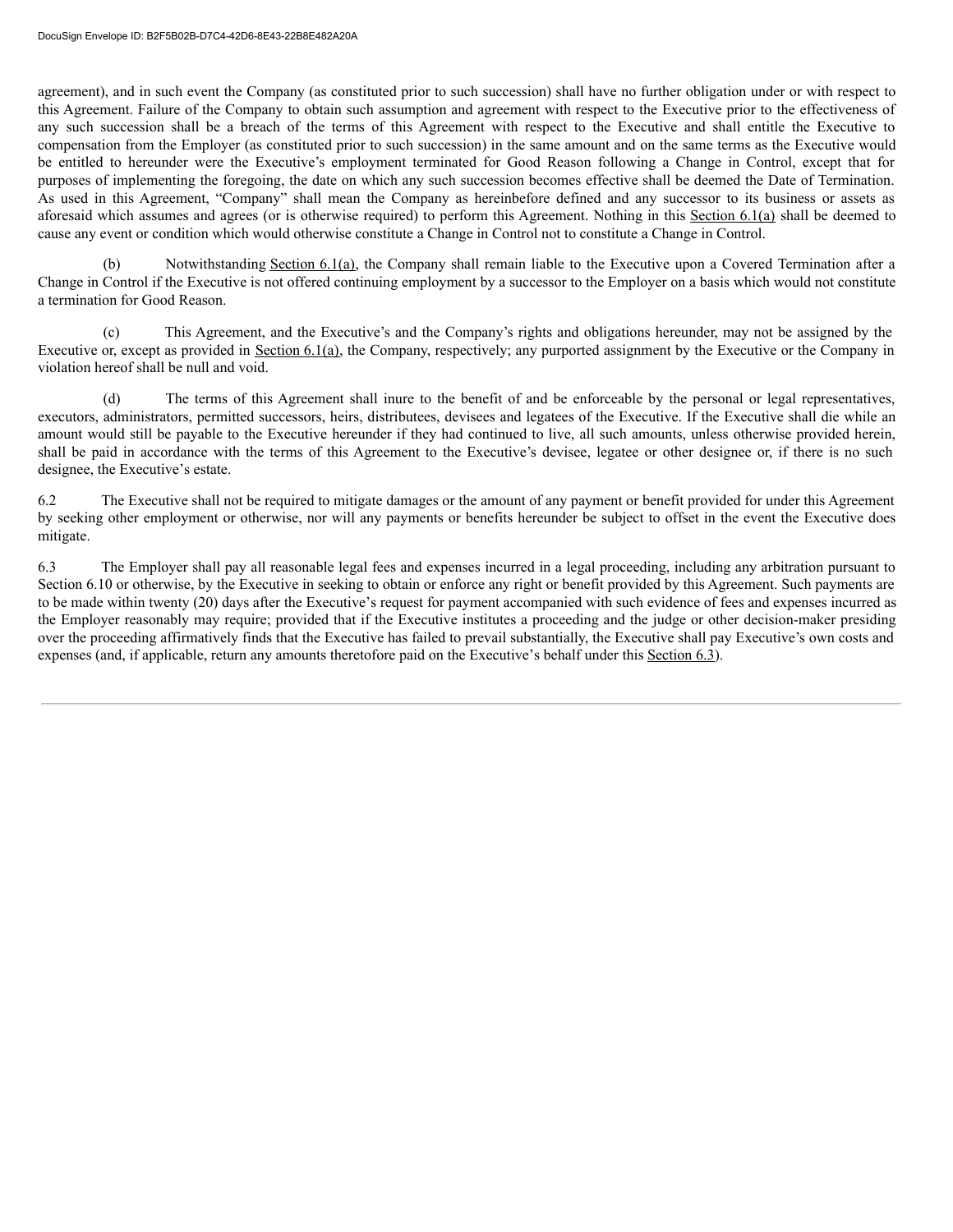agreement), and in such event the Company (as constituted prior to such succession) shall have no further obligation under or with respect to this Agreement. Failure of the Company to obtain such assumption and agreement with respect to the Executive prior to the effectiveness of any such succession shall be a breach of the terms of this Agreement with respect to the Executive and shall entitle the Executive to compensation from the Employer (as constituted prior to such succession) in the same amount and on the same terms as the Executive would be entitled to hereunder were the Executive's employment terminated for Good Reason following a Change in Control, except that for purposes of implementing the foregoing, the date on which any such succession becomes effective shall be deemed the Date of Termination. As used in this Agreement, "Company" shall mean the Company as hereinbefore defined and any successor to its business or assets as aforesaid which assumes and agrees (or is otherwise required) to perform this Agreement. Nothing in this Section 6.1(a) shall be deemed to cause any event or condition which would otherwise constitute a Change in Control not to constitute a Change in Control.

(b) Notwithstanding Section 6.1(a), the Company shall remain liable to the Executive upon a Covered Termination after a Change in Control if the Executive is not offered continuing employment by a successor to the Employer on a basis which would not constitute a termination for Good Reason.

(c) This Agreement, and the Executive's and the Company's rights and obligations hereunder, may not be assigned by the Executive or, except as provided in Section 6.1(a), the Company, respectively; any purported assignment by the Executive or the Company in violation hereof shall be null and void.

(d) The terms of this Agreement shall inure to the benefit of and be enforceable by the personal or legal representatives, executors, administrators, permitted successors, heirs, distributees, devisees and legatees of the Executive. If the Executive shall die while an amount would still be payable to the Executive hereunder if they had continued to live, all such amounts, unless otherwise provided herein, shall be paid in accordance with the terms of this Agreement to the Executive's devisee, legatee or other designee or, if there is no such designee, the Executive's estate.

6.2 The Executive shall not be required to mitigate damages or the amount of any payment or benefit provided for under this Agreement by seeking other employment or otherwise, nor will any payments or benefits hereunder be subject to offset in the event the Executive does mitigate.

6.3 The Employer shall pay all reasonable legal fees and expenses incurred in a legal proceeding, including any arbitration pursuant to Section 6.10 or otherwise, by the Executive in seeking to obtain or enforce any right or benefit provided by this Agreement. Such payments are to be made within twenty (20) days after the Executive's request for payment accompanied with such evidence of fees and expenses incurred as the Employer reasonably may require; provided that if the Executive institutes a proceeding and the judge or other decision-maker presiding over the proceeding affirmatively finds that the Executive has failed to prevail substantially, the Executive shall pay Executive's own costs and expenses (and, if applicable, return any amounts theretofore paid on the Executive's behalf under this Section 6.3).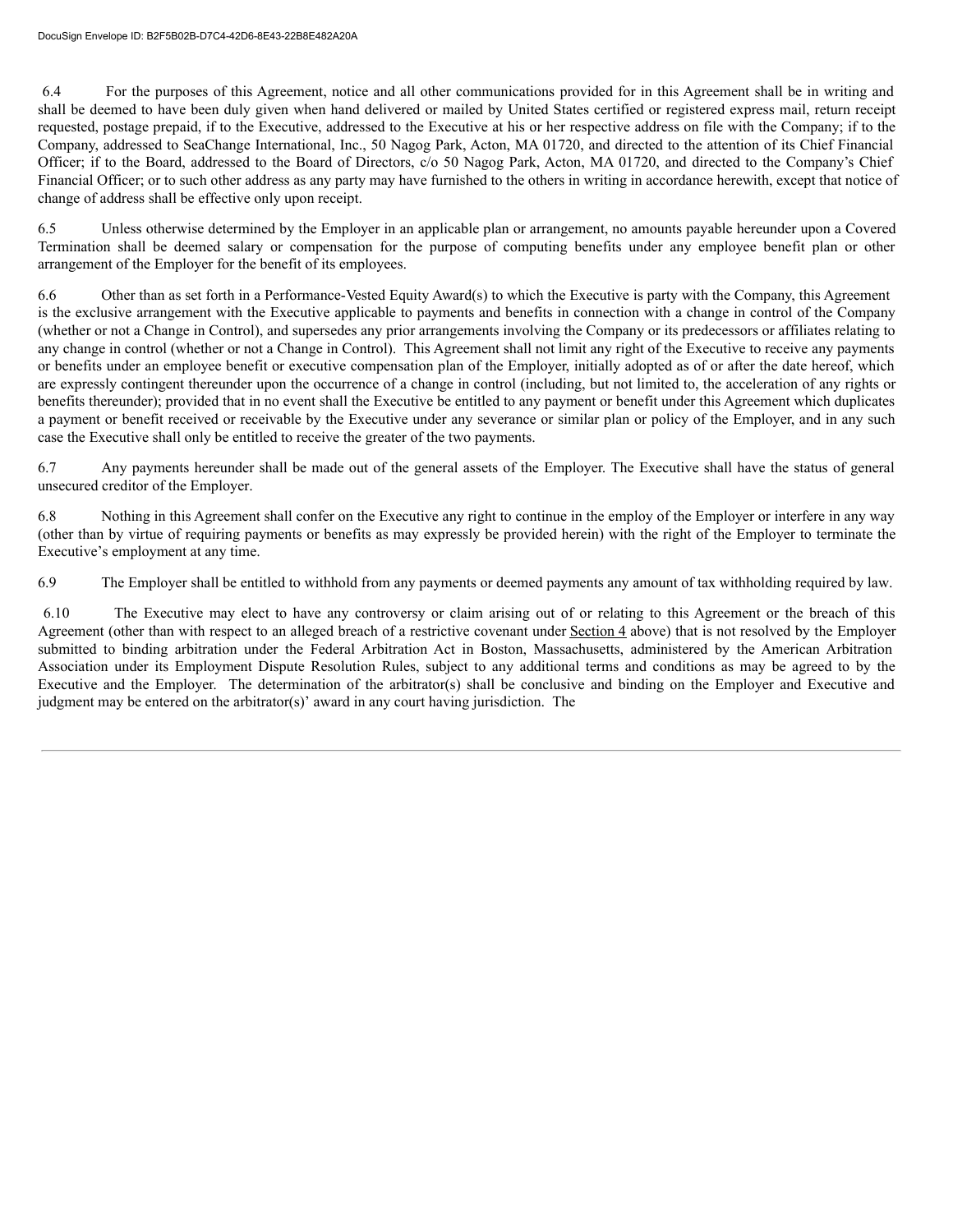6.4 For the purposes of this Agreement, notice and all other communications provided for in this Agreement shall be in writing and shall be deemed to have been duly given when hand delivered or mailed by United States certified or registered express mail, return receipt requested, postage prepaid, if to the Executive, addressed to the Executive at his or her respective address on file with the Company; if to the Company, addressed to SeaChange International, Inc., 50 Nagog Park, Acton, MA 01720, and directed to the attention of its Chief Financial Officer; if to the Board, addressed to the Board of Directors, c/o 50 Nagog Park, Acton, MA 01720, and directed to the Company's Chief Financial Officer; or to such other address as any party may have furnished to the others in writing in accordance herewith, except that notice of change of address shall be effective only upon receipt.

6.5 Unless otherwise determined by the Employer in an applicable plan or arrangement, no amounts payable hereunder upon a Covered Termination shall be deemed salary or compensation for the purpose of computing benefits under any employee benefit plan or other arrangement of the Employer for the benefit of its employees.

6.6 Other than as set forth in a Performance-Vested Equity Award(s) to which the Executive is party with the Company, this Agreement is the exclusive arrangement with the Executive applicable to payments and benefits in connection with a change in control of the Company (whether or not a Change in Control), and supersedes any prior arrangements involving the Company or its predecessors or affiliates relating to any change in control (whether or not a Change in Control). This Agreement shall not limit any right of the Executive to receive any payments or benefits under an employee benefit or executive compensation plan of the Employer, initially adopted as of or after the date hereof, which are expressly contingent thereunder upon the occurrence of a change in control (including, but not limited to, the acceleration of any rights or benefits thereunder); provided that in no event shall the Executive be entitled to any payment or benefit under this Agreement which duplicates a payment or benefit received or receivable by the Executive under any severance or similar plan or policy of the Employer, and in any such case the Executive shall only be entitled to receive the greater of the two payments.

6.7 Any payments hereunder shall be made out of the general assets of the Employer. The Executive shall have the status of general unsecured creditor of the Employer.

6.8 Nothing in this Agreement shall confer on the Executive any right to continue in the employ of the Employer or interfere in any way (other than by virtue of requiring payments or benefits as may expressly be provided herein) with the right of the Employer to terminate the Executive's employment at any time.

6.9 The Employer shall be entitled to withhold from any payments or deemed payments any amount of tax withholding required by law.

6.10 The Executive may elect to have any controversy or claim arising out of or relating to this Agreement or the breach of this Agreement (other than with respect to an alleged breach of a restrictive covenant under Section 4 above) that is not resolved by the Employer submitted to binding arbitration under the Federal Arbitration Act in Boston, Massachusetts, administered by the American Arbitration Association under its Employment Dispute Resolution Rules, subject to any additional terms and conditions as may be agreed to by the Executive and the Employer. The determination of the arbitrator(s) shall be conclusive and binding on the Employer and Executive and judgment may be entered on the arbitrator(s)' award in any court having jurisdiction. The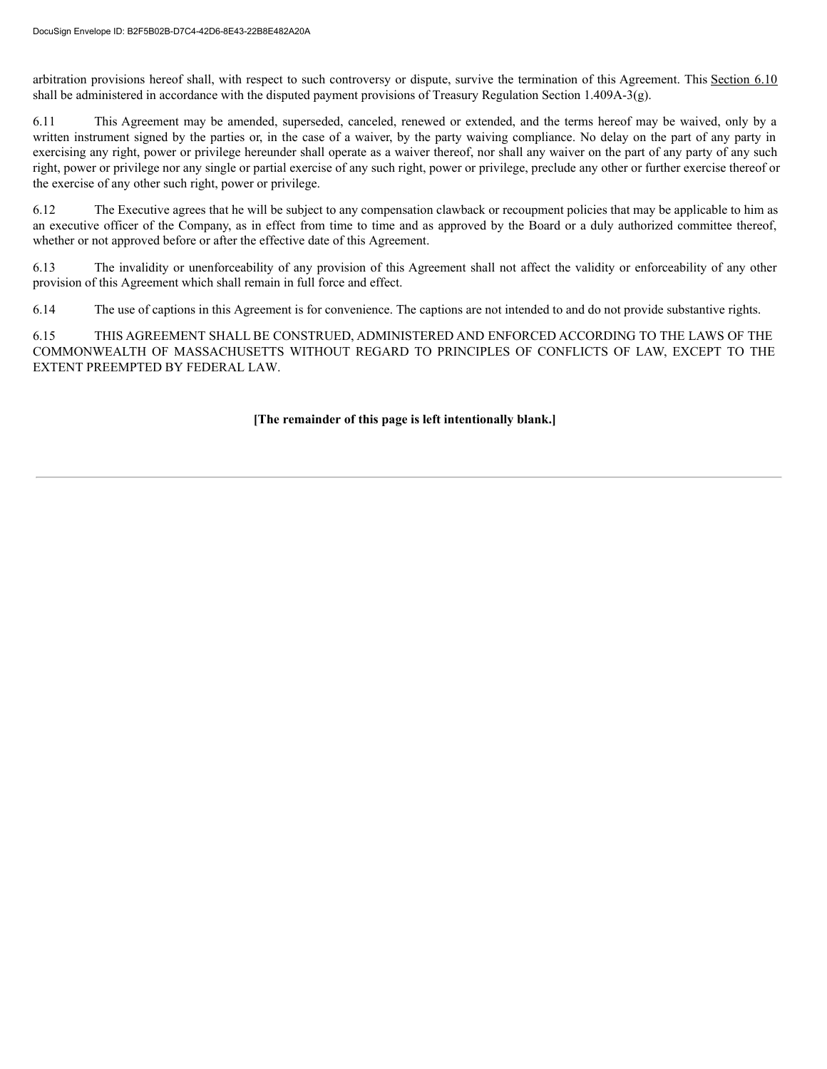arbitration provisions hereof shall, with respect to such controversy or dispute, survive the termination of this Agreement. This Section 6.10 shall be administered in accordance with the disputed payment provisions of Treasury Regulation Section 1.409A-3(g).

6.11 This Agreement may be amended, superseded, canceled, renewed or extended, and the terms hereof may be waived, only by a written instrument signed by the parties or, in the case of a waiver, by the party waiving compliance. No delay on the part of any party in exercising any right, power or privilege hereunder shall operate as a waiver thereof, nor shall any waiver on the part of any party of any such right, power or privilege nor any single or partial exercise of any such right, power or privilege, preclude any other or further exercise thereof or the exercise of any other such right, power or privilege.

6.12 The Executive agrees that he will be subject to any compensation clawback or recoupment policies that may be applicable to him as an executive officer of the Company, as in effect from time to time and as approved by the Board or a duly authorized committee thereof, whether or not approved before or after the effective date of this Agreement.

6.13 The invalidity or unenforceability of any provision of this Agreement shall not affect the validity or enforceability of any other provision of this Agreement which shall remain in full force and effect.

6.14 The use of captions in this Agreement is for convenience. The captions are not intended to and do not provide substantive rights.

6.15 THIS AGREEMENT SHALL BE CONSTRUED, ADMINISTERED AND ENFORCED ACCORDING TO THE LAWS OF THE COMMONWEALTH OF MASSACHUSETTS WITHOUT REGARD TO PRINCIPLES OF CONFLICTS OF LAW, EXCEPT TO THE EXTENT PREEMPTED BY FEDERAL LAW.

**[The remainder of this page is left intentionally blank.]**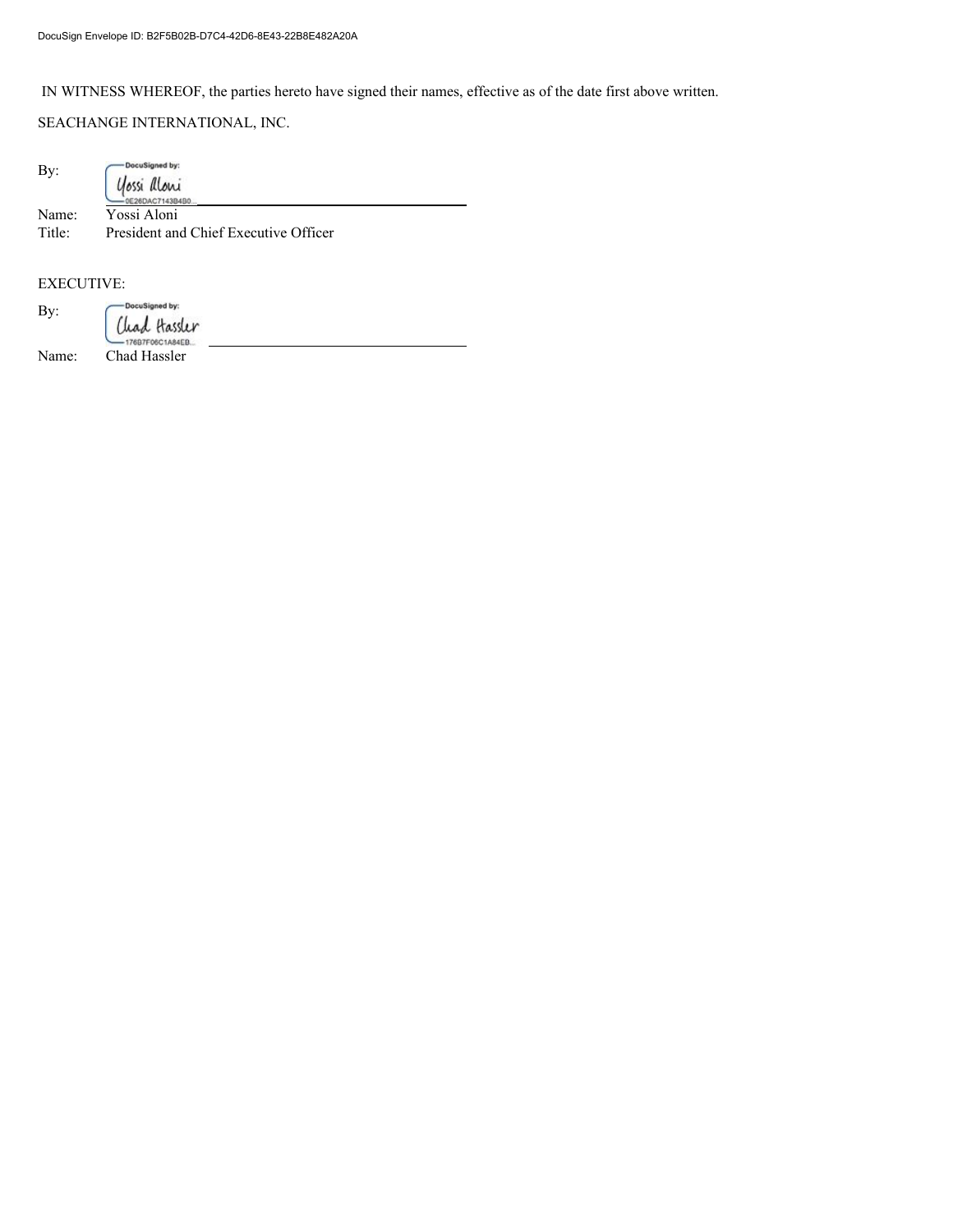IN WITNESS WHEREOF, the parties hereto have signed their names, effective as of the date first above written.

SEACHANGE INTERNATIONAL, INC.

By: DocuSigned by: Yossi Aloni
0E26DAC7143B4B0...

Name: Yossi Aloni
Title: President and Chief Executive Officer

EXECUTIVE:

By: DocuSigned by: Chad Hassler
176B7F06C1A84EB...

Name: Chad Hassler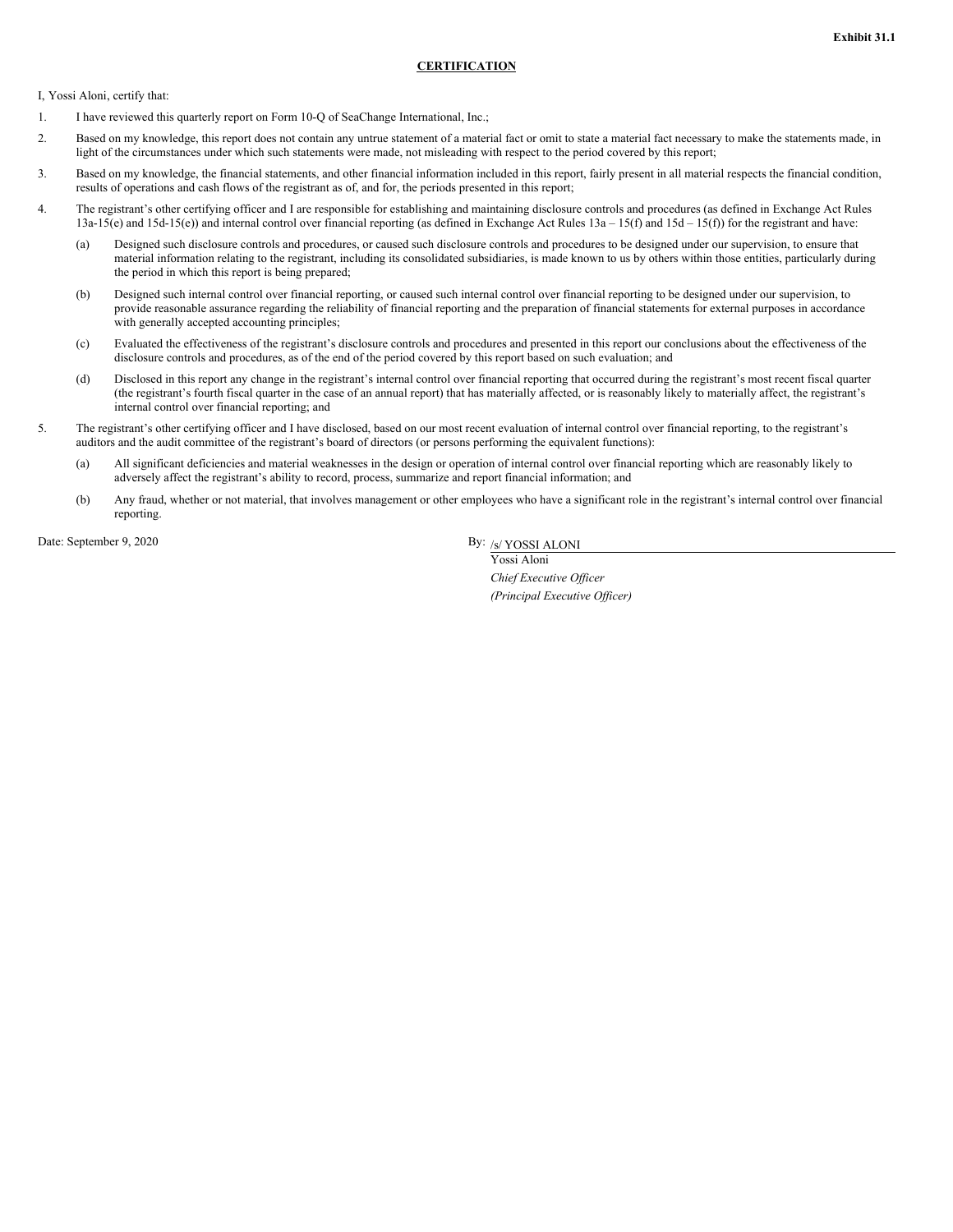**Exhibit 31.1**

**CERTIFICATION**

I, Yossi Aloni, certify that:

1. I have reviewed this quarterly report on Form 10-Q of SeaChange International, Inc.;
2. Based on my knowledge, this report does not contain any untrue statement of a material fact or omit to state a material fact necessary to make the statements made, in light of the circumstances under which such statements were made, not misleading with respect to the period covered by this report;
3. Based on my knowledge, the financial statements, and other financial information included in this report, fairly present in all material respects the financial condition, results of operations and cash flows of the registrant as of, and for, the periods presented in this report;
4. The registrant's other certifying officer and I are responsible for establishing and maintaining disclosure controls and procedures (as defined in Exchange Act Rules 13a-15(e) and 15d-15(e)) and internal control over financial reporting (as defined in Exchange Act Rules 13a – 15(f) and 15d – 15(f)) for the registrant and have:
   (a) Designed such disclosure controls and procedures, or caused such disclosure controls and procedures to be designed under our supervision, to ensure that material information relating to the registrant, including its consolidated subsidiaries, is made known to us by others within those entities, particularly during the period in which this report is being prepared;
   (b) Designed such internal control over financial reporting, or caused such internal control over financial reporting to be designed under our supervision, to provide reasonable assurance regarding the reliability of financial reporting and the preparation of financial statements for external purposes in accordance with generally accepted accounting principles;
   (c) Evaluated the effectiveness of the registrant's disclosure controls and procedures and presented in this report our conclusions about the effectiveness of the disclosure controls and procedures, as of the end of the period covered by this report based on such evaluation; and
   (d) Disclosed in this report any change in the registrant's internal control over financial reporting that occurred during the registrant's most recent fiscal quarter (the registrant's fourth fiscal quarter in the case of an annual report) that has materially affected, or is reasonably likely to materially affect, the registrant's internal control over financial reporting; and
5. The registrant's other certifying officer and I have disclosed, based on our most recent evaluation of internal control over financial reporting, to the registrant's auditors and the audit committee of the registrant's board of directors (or persons performing the equivalent functions):
   (a) All significant deficiencies and material weaknesses in the design or operation of internal control over financial reporting which are reasonably likely to adversely affect the registrant's ability to record, process, summarize and report financial information; and
   (b) Any fraud, whether or not material, that involves management or other employees who have a significant role in the registrant's internal control over financial reporting.

Date: September 9, 2020

By: /s/ YOSSI ALONI
Yossi Aloni
*Chief Executive Officer*
*(Principal Executive Officer)*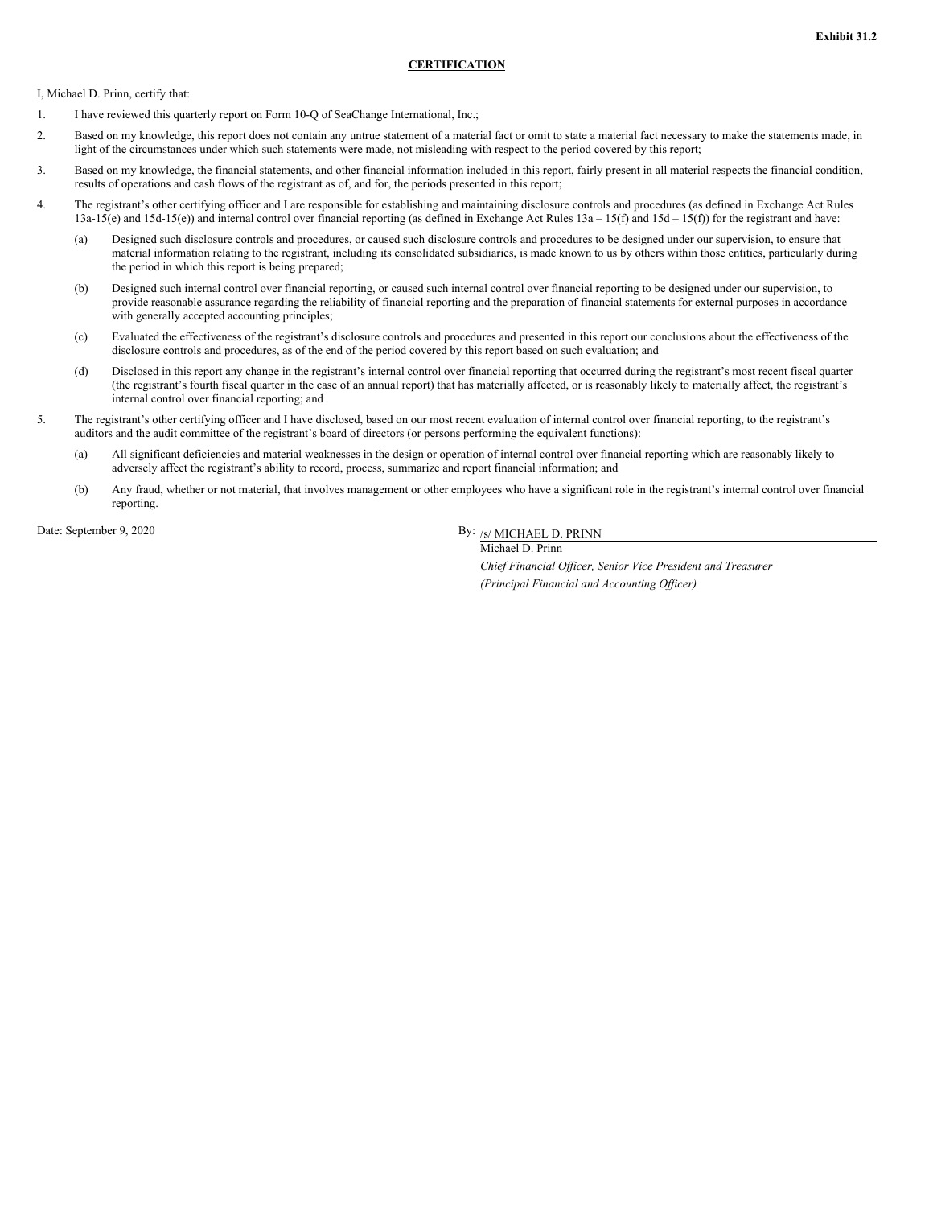**Exhibit 31.2**

**CERTIFICATION**

I, Michael D. Prinn, certify that:

1. I have reviewed this quarterly report on Form 10-Q of SeaChange International, Inc.;

2. Based on my knowledge, this report does not contain any untrue statement of a material fact or omit to state a material fact necessary to make the statements made, in light of the circumstances under which such statements were made, not misleading with respect to the period covered by this report;

3. Based on my knowledge, the financial statements, and other financial information included in this report, fairly present in all material respects the financial condition, results of operations and cash flows of the registrant as of, and for, the periods presented in this report;

4. The registrant's other certifying officer and I are responsible for establishing and maintaining disclosure controls and procedures (as defined in Exchange Act Rules 13a-15(e) and 15d-15(e)) and internal control over financial reporting (as defined in Exchange Act Rules 13a – 15(f) and 15d – 15(f)) for the registrant and have:

   (a) Designed such disclosure controls and procedures, or caused such disclosure controls and procedures to be designed under our supervision, to ensure that material information relating to the registrant, including its consolidated subsidiaries, is made known to us by others within those entities, particularly during the period in which this report is being prepared;

   (b) Designed such internal control over financial reporting, or caused such internal control over financial reporting to be designed under our supervision, to provide reasonable assurance regarding the reliability of financial reporting and the preparation of financial statements for external purposes in accordance with generally accepted accounting principles;

   (c) Evaluated the effectiveness of the registrant's disclosure controls and procedures and presented in this report our conclusions about the effectiveness of the disclosure controls and procedures, as of the end of the period covered by this report based on such evaluation; and

   (d) Disclosed in this report any change in the registrant's internal control over financial reporting that occurred during the registrant's most recent fiscal quarter (the registrant's fourth fiscal quarter in the case of an annual report) that has materially affected, or is reasonably likely to materially affect, the registrant's internal control over financial reporting; and

5. The registrant's other certifying officer and I have disclosed, based on our most recent evaluation of internal control over financial reporting, to the registrant's auditors and the audit committee of the registrant's board of directors (or persons performing the equivalent functions):

   (a) All significant deficiencies and material weaknesses in the design or operation of internal control over financial reporting which are reasonably likely to adversely affect the registrant's ability to record, process, summarize and report financial information; and

   (b) Any fraud, whether or not material, that involves management or other employees who have a significant role in the registrant's internal control over financial reporting.

Date: September 9, 2020

By: /s/ MICHAEL D. PRINN
Michael D. Prinn
*Chief Financial Officer, Senior Vice President and Treasurer*
*(Principal Financial and Accounting Officer)*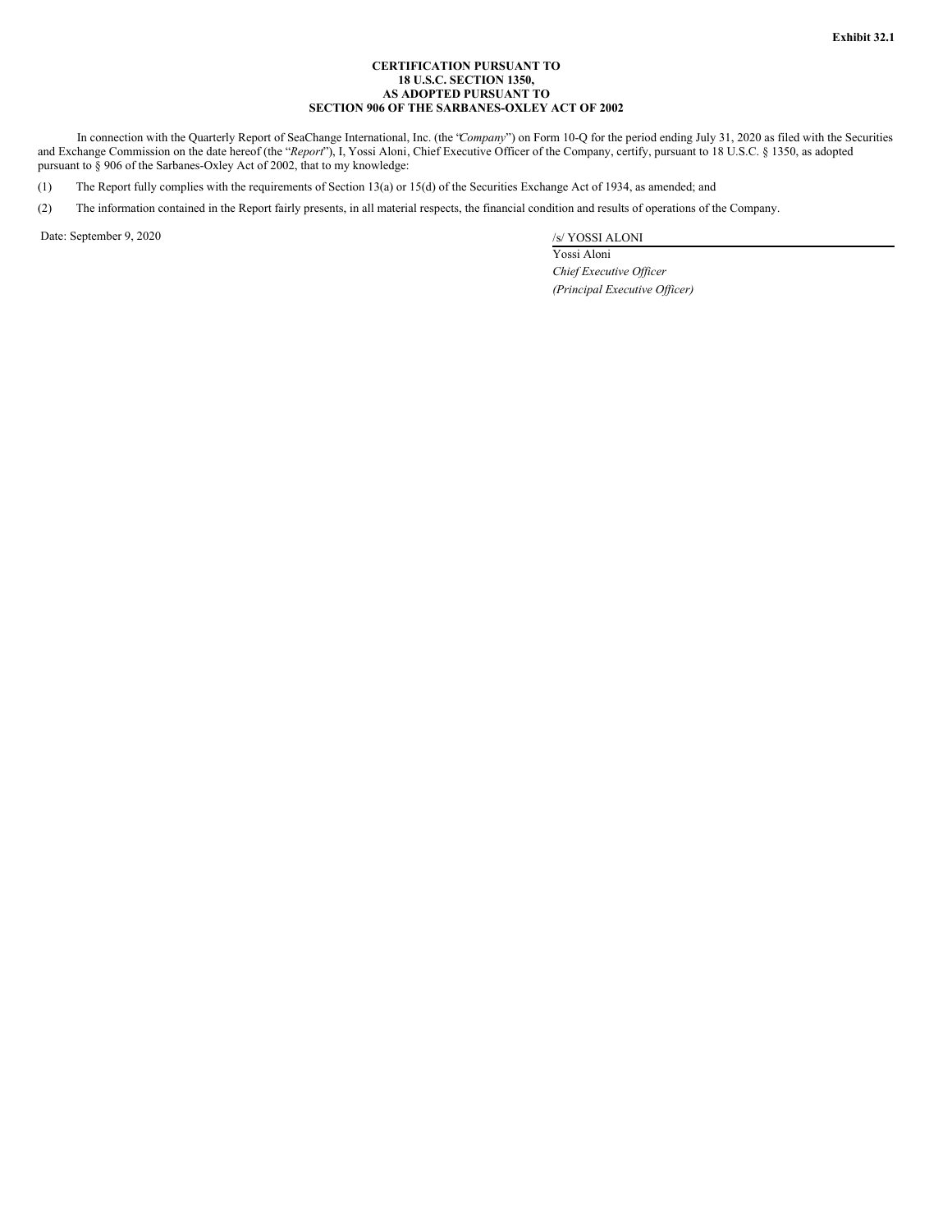**Exhibit 32.1**

**CERTIFICATION PURSUANT TO**
**18 U.S.C. SECTION 1350,**
**AS ADOPTED PURSUANT TO**
**SECTION 906 OF THE SARBANES-OXLEY ACT OF 2002**

In connection with the Quarterly Report of SeaChange International, Inc. (the "*Company*") on Form 10-Q for the period ending July 31, 2020 as filed with the Securities and Exchange Commission on the date hereof (the "*Report*"), I, Yossi Aloni, Chief Executive Officer of the Company, certify, pursuant to 18 U.S.C. § 1350, as adopted pursuant to § 906 of the Sarbanes-Oxley Act of 2002, that to my knowledge:

(1) The Report fully complies with the requirements of Section 13(a) or 15(d) of the Securities Exchange Act of 1934, as amended; and

(2) The information contained in the Report fairly presents, in all material respects, the financial condition and results of operations of the Company.

Date: September 9, 2020

/s/ YOSSI ALONI
Yossi Aloni
*Chief Executive Officer*
*(Principal Executive Officer)*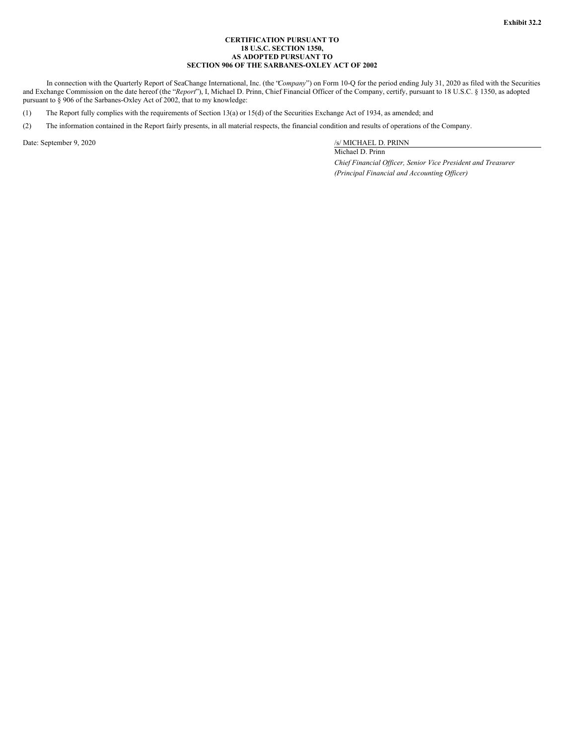**Exhibit 32.2**

**CERTIFICATION PURSUANT TO**
**18 U.S.C. SECTION 1350,**
**AS ADOPTED PURSUANT TO**
**SECTION 906 OF THE SARBANES-OXLEY ACT OF 2002**

In connection with the Quarterly Report of SeaChange International, Inc. (the "*Company*") on Form 10-Q for the period ending July 31, 2020 as filed with the Securities and Exchange Commission on the date hereof (the "*Report*"), I, Michael D. Prinn, Chief Financial Officer of the Company, certify, pursuant to 18 U.S.C. § 1350, as adopted pursuant to § 906 of the Sarbanes-Oxley Act of 2002, that to my knowledge:

(1) The Report fully complies with the requirements of Section 13(a) or 15(d) of the Securities Exchange Act of 1934, as amended; and

(2) The information contained in the Report fairly presents, in all material respects, the financial condition and results of operations of the Company.

Date: September 9, 2020

/s/ MICHAEL D. PRINN
Michael D. Prinn
*Chief Financial Officer, Senior Vice President and Treasurer*
*(Principal Financial and Accounting Officer)*